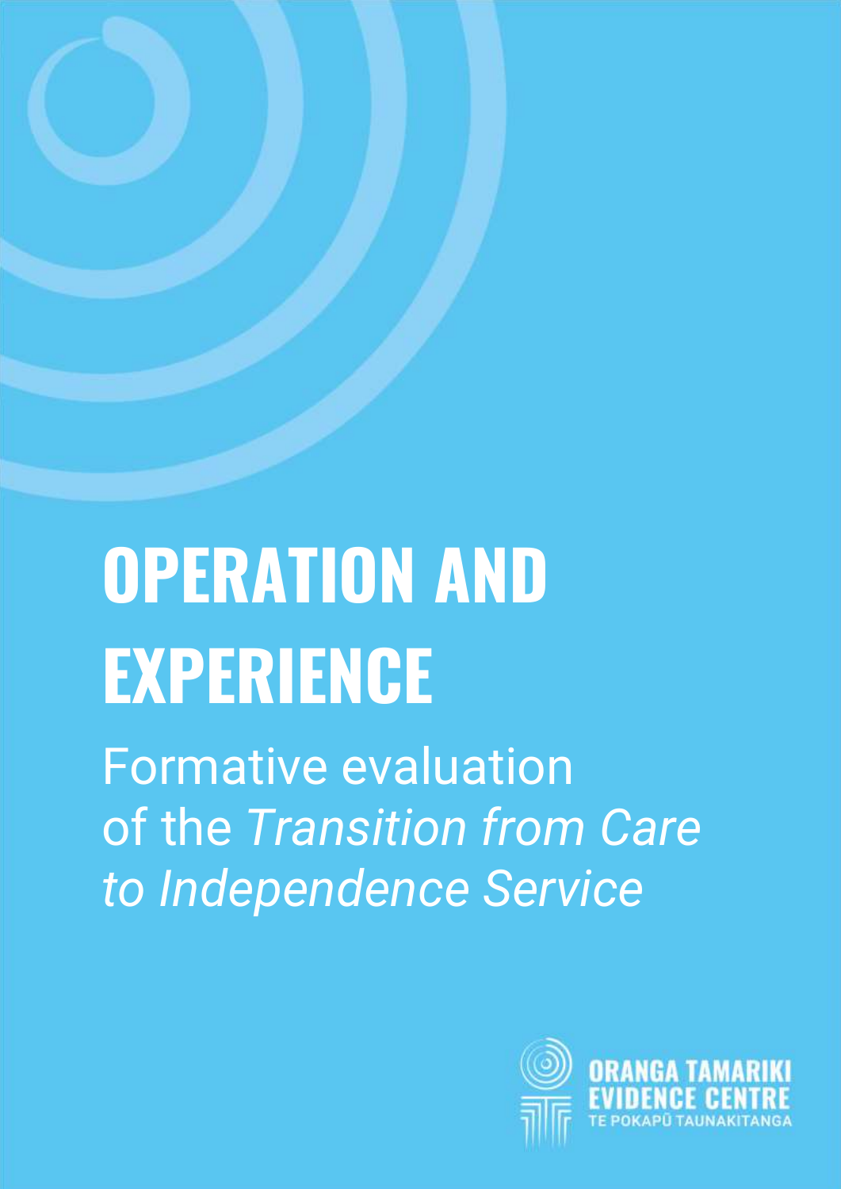# OPERATION AND EXPERIENCE

Formative evaluation of the *Transition from Care to Independence Service*

ORANGA TAMARIKI EVIDENCE CENTRE

TE POKAPŪ TAUNAKITANGA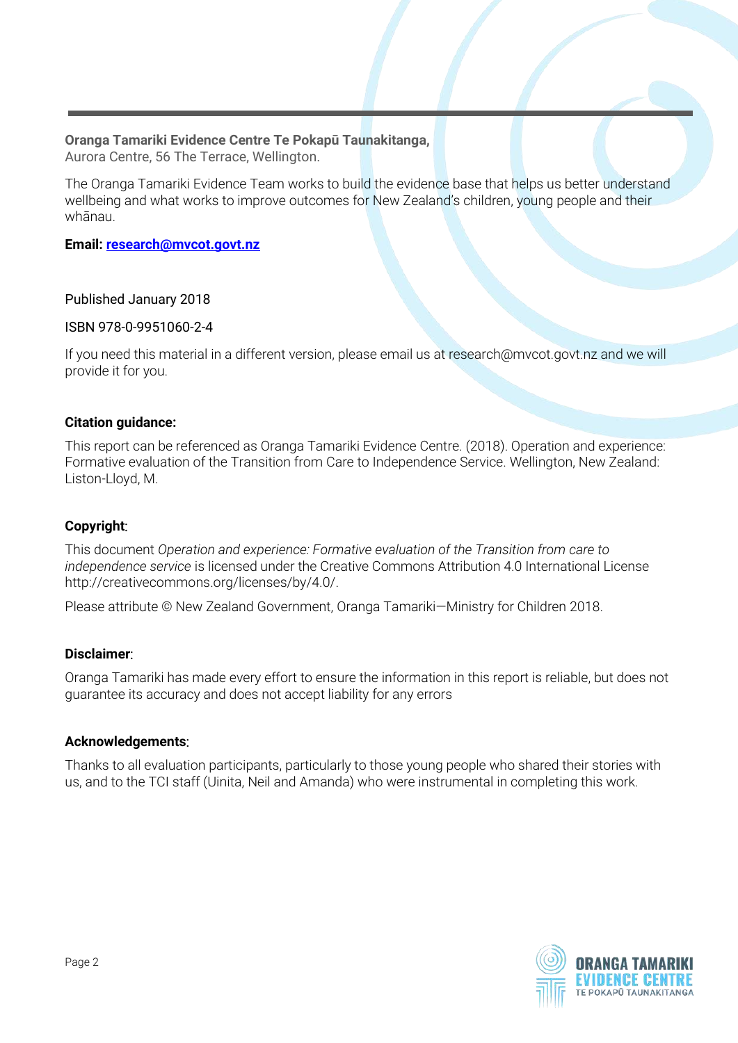**Oranga Tamariki Evidence Centre Te Pokapū Taunakitanga,**
Aurora Centre, 56 The Terrace, Wellington.

The Oranga Tamariki Evidence Team works to build the evidence base that helps us better understand wellbeing and what works to improve outcomes for New Zealand's children, young people and their whānau.

**Email: research@mvcot.govt.nz**

Published January 2018

ISBN 978-0-9951060-2-4

If you need this material in a different version, please email us at research@mvcot.govt.nz and we will provide it for you.

**Citation guidance:**

This report can be referenced as Oranga Tamariki Evidence Centre. (2018). Operation and experience: Formative evaluation of the Transition from Care to Independence Service. Wellington, New Zealand: Liston-Lloyd, M.

**Copyright**:

This document *Operation and experience: Formative evaluation of the Transition from care to independence service* is licensed under the Creative Commons Attribution 4.0 International License http://creativecommons.org/licenses/by/4.0/.

Please attribute © New Zealand Government, Oranga Tamariki—Ministry for Children 2018.

**Disclaimer**:

Oranga Tamariki has made every effort to ensure the information in this report is reliable, but does not guarantee its accuracy and does not accept liability for any errors

**Acknowledgements**:

Thanks to all evaluation participants, particularly to those young people who shared their stories with us, and to the TCI staff (Uinita, Neil and Amanda) who were instrumental in completing this work.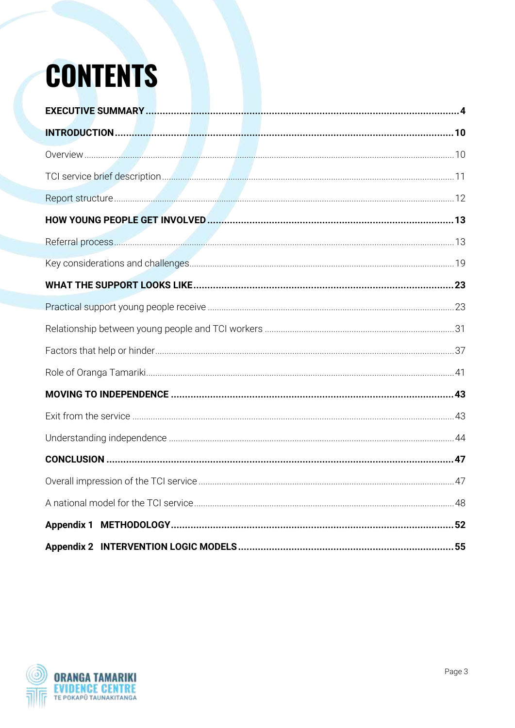# CONTENTS

**EXECUTIVE SUMMARY** .......... **4**

**INTRODUCTION** .......... **10**

Overview .......... 10

TCI service brief description .......... 11

Report structure .......... 12

**HOW YOUNG PEOPLE GET INVOLVED** .......... **13**

Referral process .......... 13

Key considerations and challenges .......... 19

**WHAT THE SUPPORT LOOKS LIKE** .......... **23**

Practical support young people receive .......... 23

Relationship between young people and TCI workers .......... 31

Factors that help or hinder .......... 37

Role of Oranga Tamariki .......... 41

**MOVING TO INDEPENDENCE** .......... **43**

Exit from the service .......... 43

Understanding independence .......... 44

**CONCLUSION** .......... **47**

Overall impression of the TCI service .......... 47

A national model for the TCI service .......... 48

**Appendix 1 METHODOLOGY** .......... **52**

**Appendix 2 INTERVENTION LOGIC MODELS** .......... **55**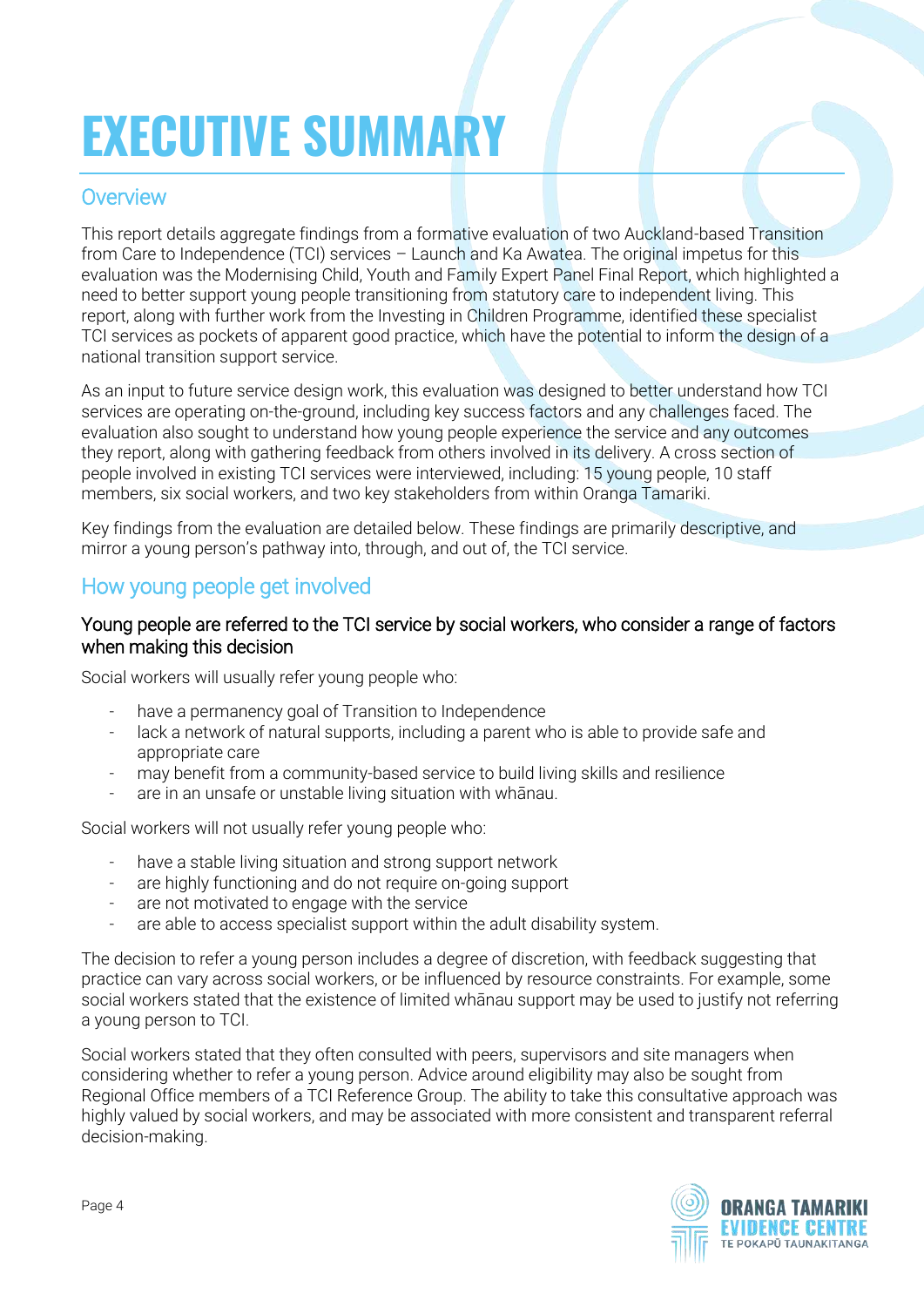# EXECUTIVE SUMMARY

## Overview

This report details aggregate findings from a formative evaluation of two Auckland-based Transition from Care to Independence (TCI) services – Launch and Ka Awatea. The original impetus for this evaluation was the Modernising Child, Youth and Family Expert Panel Final Report, which highlighted a need to better support young people transitioning from statutory care to independent living. This report, along with further work from the Investing in Children Programme, identified these specialist TCI services as pockets of apparent good practice, which have the potential to inform the design of a national transition support service.

As an input to future service design work, this evaluation was designed to better understand how TCI services are operating on-the-ground, including key success factors and any challenges faced. The evaluation also sought to understand how young people experience the service and any outcomes they report, along with gathering feedback from others involved in its delivery. A cross section of people involved in existing TCI services were interviewed, including: 15 young people, 10 staff members, six social workers, and two key stakeholders from within Oranga Tamariki.

Key findings from the evaluation are detailed below. These findings are primarily descriptive, and mirror a young person's pathway into, through, and out of, the TCI service.

## How young people get involved

### Young people are referred to the TCI service by social workers, who consider a range of factors when making this decision

Social workers will usually refer young people who:

- have a permanency goal of Transition to Independence
- lack a network of natural supports, including a parent who is able to provide safe and appropriate care
- may benefit from a community-based service to build living skills and resilience
- are in an unsafe or unstable living situation with whānau.

Social workers will not usually refer young people who:

- have a stable living situation and strong support network
- are highly functioning and do not require on-going support
- are not motivated to engage with the service
- are able to access specialist support within the adult disability system.

The decision to refer a young person includes a degree of discretion, with feedback suggesting that practice can vary across social workers, or be influenced by resource constraints. For example, some social workers stated that the existence of limited whānau support may be used to justify not referring a young person to TCI.

Social workers stated that they often consulted with peers, supervisors and site managers when considering whether to refer a young person. Advice around eligibility may also be sought from Regional Office members of a TCI Reference Group. The ability to take this consultative approach was highly valued by social workers, and may be associated with more consistent and transparent referral decision-making.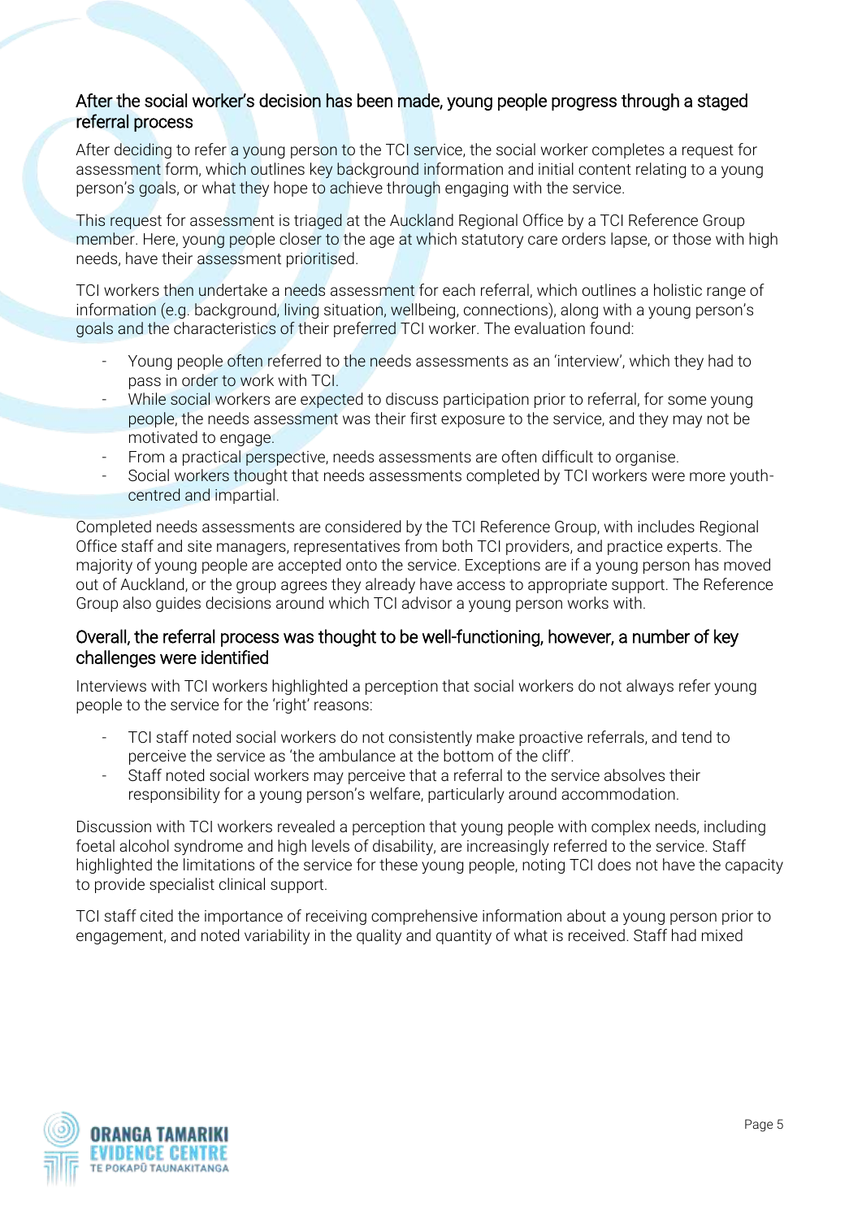### After the social worker's decision has been made, young people progress through a staged referral process

After deciding to refer a young person to the TCI service, the social worker completes a request for assessment form, which outlines key background information and initial content relating to a young person's goals, or what they hope to achieve through engaging with the service.

This request for assessment is triaged at the Auckland Regional Office by a TCI Reference Group member. Here, young people closer to the age at which statutory care orders lapse, or those with high needs, have their assessment prioritised.

TCI workers then undertake a needs assessment for each referral, which outlines a holistic range of information (e.g. background, living situation, wellbeing, connections), along with a young person's goals and the characteristics of their preferred TCI worker. The evaluation found:

- Young people often referred to the needs assessments as an 'interview', which they had to pass in order to work with TCI.
- While social workers are expected to discuss participation prior to referral, for some young people, the needs assessment was their first exposure to the service, and they may not be motivated to engage.
- From a practical perspective, needs assessments are often difficult to organise.
- Social workers thought that needs assessments completed by TCI workers were more youth-centred and impartial.

Completed needs assessments are considered by the TCI Reference Group, with includes Regional Office staff and site managers, representatives from both TCI providers, and practice experts. The majority of young people are accepted onto the service. Exceptions are if a young person has moved out of Auckland, or the group agrees they already have access to appropriate support. The Reference Group also guides decisions around which TCI advisor a young person works with.

### Overall, the referral process was thought to be well-functioning, however, a number of key challenges were identified

Interviews with TCI workers highlighted a perception that social workers do not always refer young people to the service for the 'right' reasons:

- TCI staff noted social workers do not consistently make proactive referrals, and tend to perceive the service as 'the ambulance at the bottom of the cliff'.
- Staff noted social workers may perceive that a referral to the service absolves their responsibility for a young person's welfare, particularly around accommodation.

Discussion with TCI workers revealed a perception that young people with complex needs, including foetal alcohol syndrome and high levels of disability, are increasingly referred to the service. Staff highlighted the limitations of the service for these young people, noting TCI does not have the capacity to provide specialist clinical support.

TCI staff cited the importance of receiving comprehensive information about a young person prior to engagement, and noted variability in the quality and quantity of what is received. Staff had mixed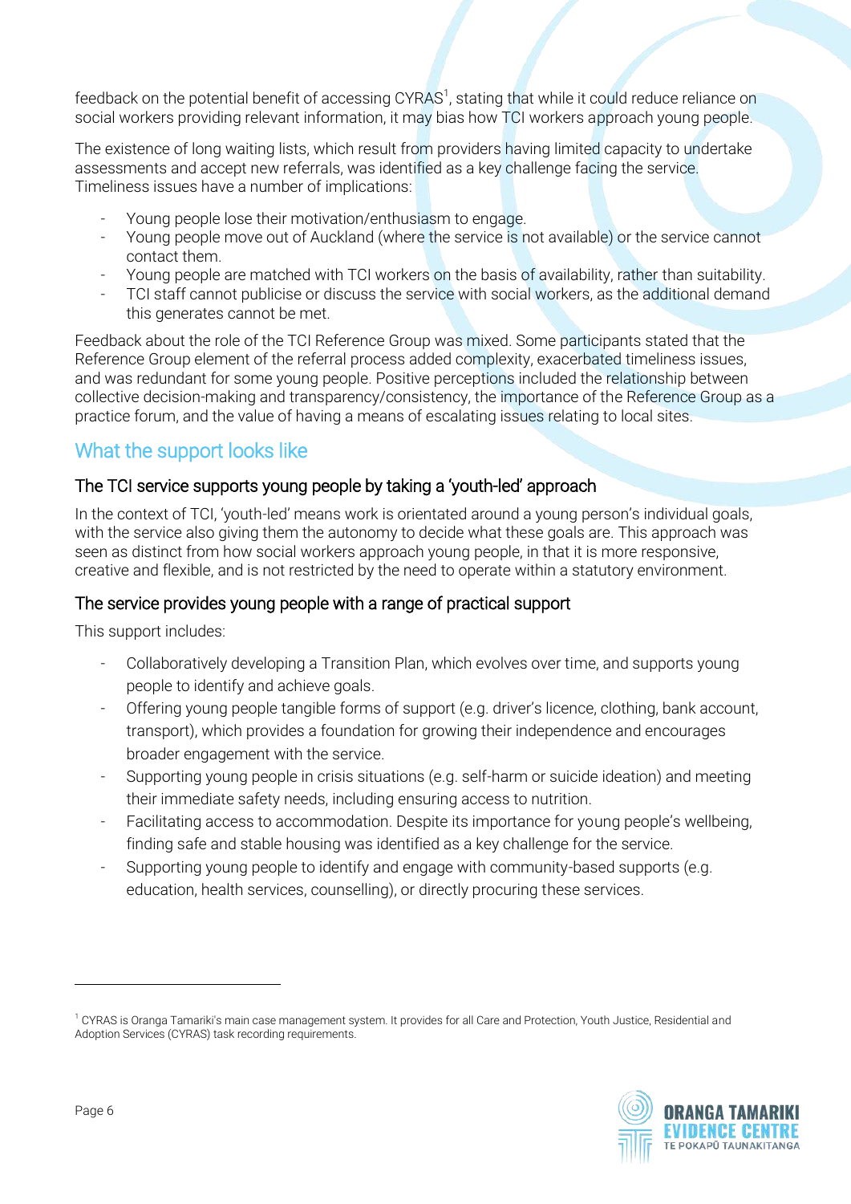feedback on the potential benefit of accessing CYRAS[1], stating that while it could reduce reliance on social workers providing relevant information, it may bias how TCI workers approach young people.

The existence of long waiting lists, which result from providers having limited capacity to undertake assessments and accept new referrals, was identified as a key challenge facing the service. Timeliness issues have a number of implications:

- Young people lose their motivation/enthusiasm to engage.
- Young people move out of Auckland (where the service is not available) or the service cannot contact them.
- Young people are matched with TCI workers on the basis of availability, rather than suitability.
- TCI staff cannot publicise or discuss the service with social workers, as the additional demand this generates cannot be met.

Feedback about the role of the TCI Reference Group was mixed. Some participants stated that the Reference Group element of the referral process added complexity, exacerbated timeliness issues, and was redundant for some young people. Positive perceptions included the relationship between collective decision-making and transparency/consistency, the importance of the Reference Group as a practice forum, and the value of having a means of escalating issues relating to local sites.

## What the support looks like

### The TCI service supports young people by taking a 'youth-led' approach

In the context of TCI, 'youth-led' means work is orientated around a young person's individual goals, with the service also giving them the autonomy to decide what these goals are. This approach was seen as distinct from how social workers approach young people, in that it is more responsive, creative and flexible, and is not restricted by the need to operate within a statutory environment.

### The service provides young people with a range of practical support

This support includes:

- Collaboratively developing a Transition Plan, which evolves over time, and supports young people to identify and achieve goals.
- Offering young people tangible forms of support (e.g. driver's licence, clothing, bank account, transport), which provides a foundation for growing their independence and encourages broader engagement with the service.
- Supporting young people in crisis situations (e.g. self-harm or suicide ideation) and meeting their immediate safety needs, including ensuring access to nutrition.
- Facilitating access to accommodation. Despite its importance for young people's wellbeing, finding safe and stable housing was identified as a key challenge for the service.
- Supporting young people to identify and engage with community-based supports (e.g. education, health services, counselling), or directly procuring these services.

---

[1] CYRAS is Oranga Tamariki's main case management system. It provides for all Care and Protection, Youth Justice, Residential and Adoption Services (CYRAS) task recording requirements.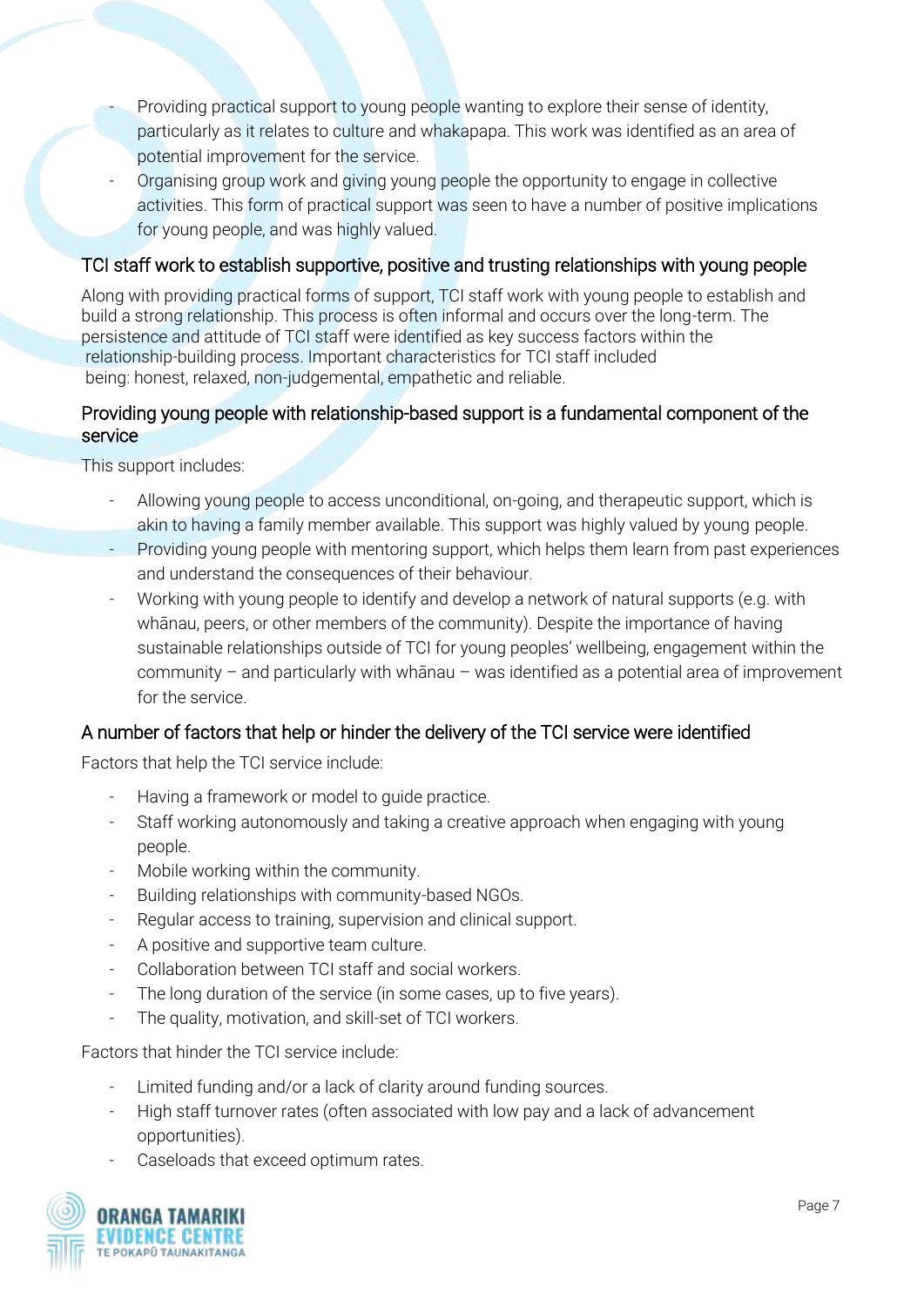- Providing practical support to young people wanting to explore their sense of identity, particularly as it relates to culture and whakapapa. This work was identified as an area of potential improvement for the service.
- Organising group work and giving young people the opportunity to engage in collective activities. This form of practical support was seen to have a number of positive implications for young people, and was highly valued.

### TCI staff work to establish supportive, positive and trusting relationships with young people

Along with providing practical forms of support, TCI staff work with young people to establish and build a strong relationship. This process is often informal and occurs over the long-term. The persistence and attitude of TCI staff were identified as key success factors within the relationship-building process. Important characteristics for TCI staff included being: honest, relaxed, non-judgemental, empathetic and reliable.

### Providing young people with relationship-based support is a fundamental component of the service

This support includes:

- Allowing young people to access unconditional, on-going, and therapeutic support, which is akin to having a family member available. This support was highly valued by young people.
- Providing young people with mentoring support, which helps them learn from past experiences and understand the consequences of their behaviour.
- Working with young people to identify and develop a network of natural supports (e.g. with whānau, peers, or other members of the community). Despite the importance of having sustainable relationships outside of TCI for young peoples' wellbeing, engagement within the community – and particularly with whānau – was identified as a potential area of improvement for the service.

### A number of factors that help or hinder the delivery of the TCI service were identified

Factors that help the TCI service include:

- Having a framework or model to guide practice.
- Staff working autonomously and taking a creative approach when engaging with young people.
- Mobile working within the community.
- Building relationships with community-based NGOs.
- Regular access to training, supervision and clinical support.
- A positive and supportive team culture.
- Collaboration between TCI staff and social workers.
- The long duration of the service (in some cases, up to five years).
- The quality, motivation, and skill-set of TCI workers.

Factors that hinder the TCI service include:

- Limited funding and/or a lack of clarity around funding sources.
- High staff turnover rates (often associated with low pay and a lack of advancement opportunities).
- Caseloads that exceed optimum rates.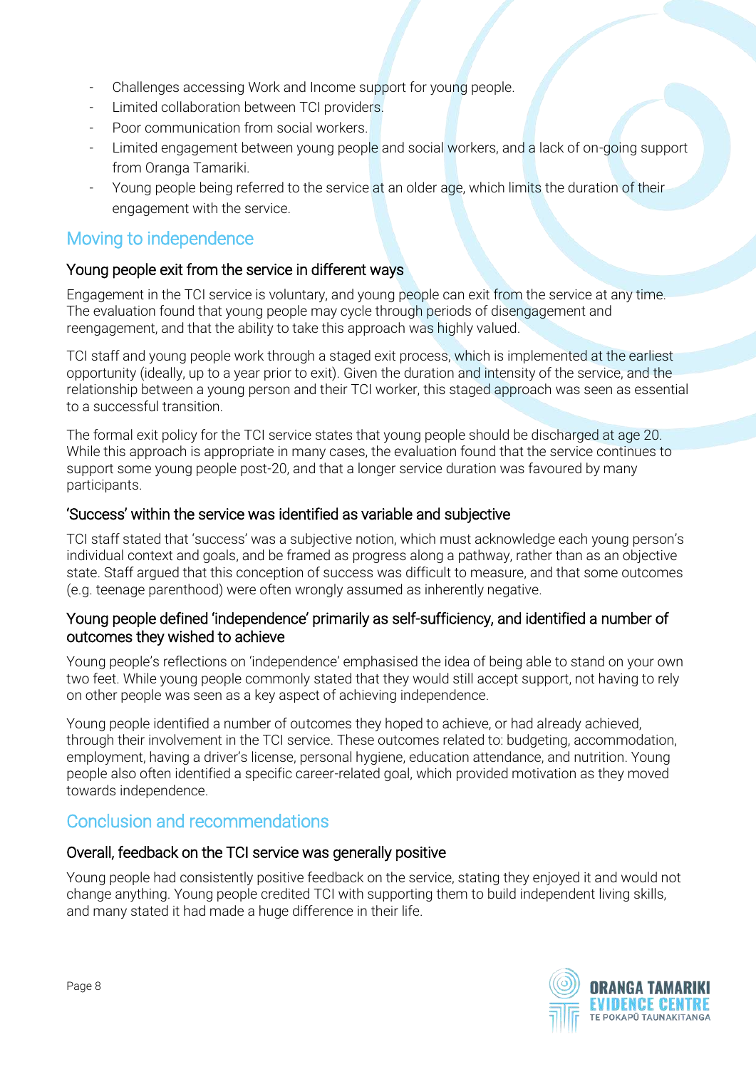- Challenges accessing Work and Income support for young people.
- Limited collaboration between TCI providers.
- Poor communication from social workers.
- Limited engagement between young people and social workers, and a lack of on-going support from Oranga Tamariki.
- Young people being referred to the service at an older age, which limits the duration of their engagement with the service.

## Moving to independence

### Young people exit from the service in different ways

Engagement in the TCI service is voluntary, and young people can exit from the service at any time. The evaluation found that young people may cycle through periods of disengagement and reengagement, and that the ability to take this approach was highly valued.

TCI staff and young people work through a staged exit process, which is implemented at the earliest opportunity (ideally, up to a year prior to exit). Given the duration and intensity of the service, and the relationship between a young person and their TCI worker, this staged approach was seen as essential to a successful transition.

The formal exit policy for the TCI service states that young people should be discharged at age 20. While this approach is appropriate in many cases, the evaluation found that the service continues to support some young people post-20, and that a longer service duration was favoured by many participants.

### 'Success' within the service was identified as variable and subjective

TCI staff stated that 'success' was a subjective notion, which must acknowledge each young person's individual context and goals, and be framed as progress along a pathway, rather than as an objective state. Staff argued that this conception of success was difficult to measure, and that some outcomes (e.g. teenage parenthood) were often wrongly assumed as inherently negative.

### Young people defined 'independence' primarily as self-sufficiency, and identified a number of outcomes they wished to achieve

Young people's reflections on 'independence' emphasised the idea of being able to stand on your own two feet. While young people commonly stated that they would still accept support, not having to rely on other people was seen as a key aspect of achieving independence.

Young people identified a number of outcomes they hoped to achieve, or had already achieved, through their involvement in the TCI service. These outcomes related to: budgeting, accommodation, employment, having a driver's license, personal hygiene, education attendance, and nutrition. Young people also often identified a specific career-related goal, which provided motivation as they moved towards independence.

## Conclusion and recommendations

### Overall, feedback on the TCI service was generally positive

Young people had consistently positive feedback on the service, stating they enjoyed it and would not change anything. Young people credited TCI with supporting them to build independent living skills, and many stated it had made a huge difference in their life.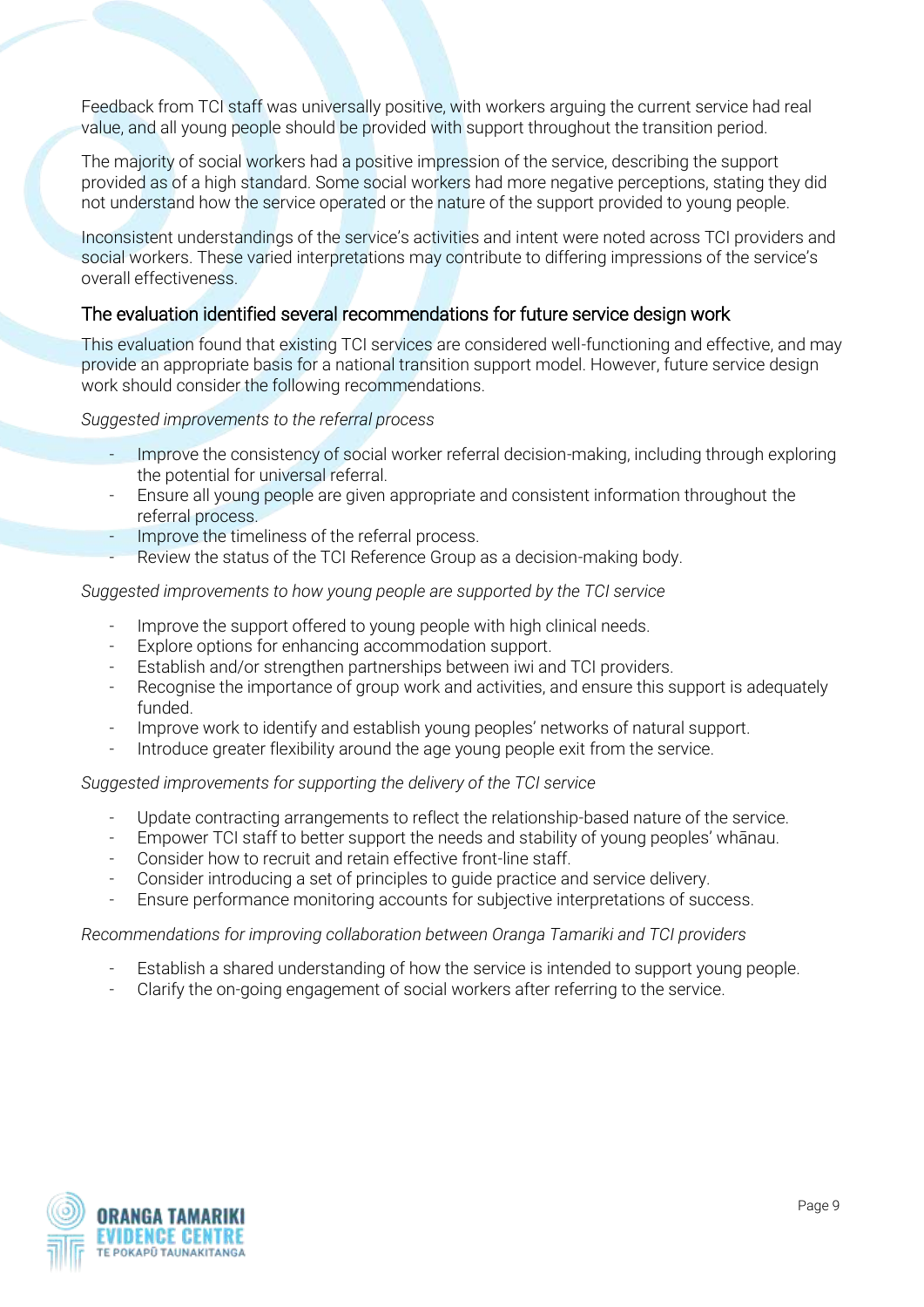Feedback from TCI staff was universally positive, with workers arguing the current service had real value, and all young people should be provided with support throughout the transition period.

The majority of social workers had a positive impression of the service, describing the support provided as of a high standard. Some social workers had more negative perceptions, stating they did not understand how the service operated or the nature of the support provided to young people.

Inconsistent understandings of the service's activities and intent were noted across TCI providers and social workers. These varied interpretations may contribute to differing impressions of the service's overall effectiveness.

## The evaluation identified several recommendations for future service design work

This evaluation found that existing TCI services are considered well-functioning and effective, and may provide an appropriate basis for a national transition support model. However, future service design work should consider the following recommendations.

*Suggested improvements to the referral process*

- Improve the consistency of social worker referral decision-making, including through exploring the potential for universal referral.
- Ensure all young people are given appropriate and consistent information throughout the referral process.
- Improve the timeliness of the referral process.
- Review the status of the TCI Reference Group as a decision-making body.

*Suggested improvements to how young people are supported by the TCI service*

- Improve the support offered to young people with high clinical needs.
- Explore options for enhancing accommodation support.
- Establish and/or strengthen partnerships between iwi and TCI providers.
- Recognise the importance of group work and activities, and ensure this support is adequately funded.
- Improve work to identify and establish young peoples' networks of natural support.
- Introduce greater flexibility around the age young people exit from the service.

*Suggested improvements for supporting the delivery of the TCI service*

- Update contracting arrangements to reflect the relationship-based nature of the service.
- Empower TCI staff to better support the needs and stability of young peoples' whānau.
- Consider how to recruit and retain effective front-line staff.
- Consider introducing a set of principles to guide practice and service delivery.
- Ensure performance monitoring accounts for subjective interpretations of success.

*Recommendations for improving collaboration between Oranga Tamariki and TCI providers*

- Establish a shared understanding of how the service is intended to support young people.
- Clarify the on-going engagement of social workers after referring to the service.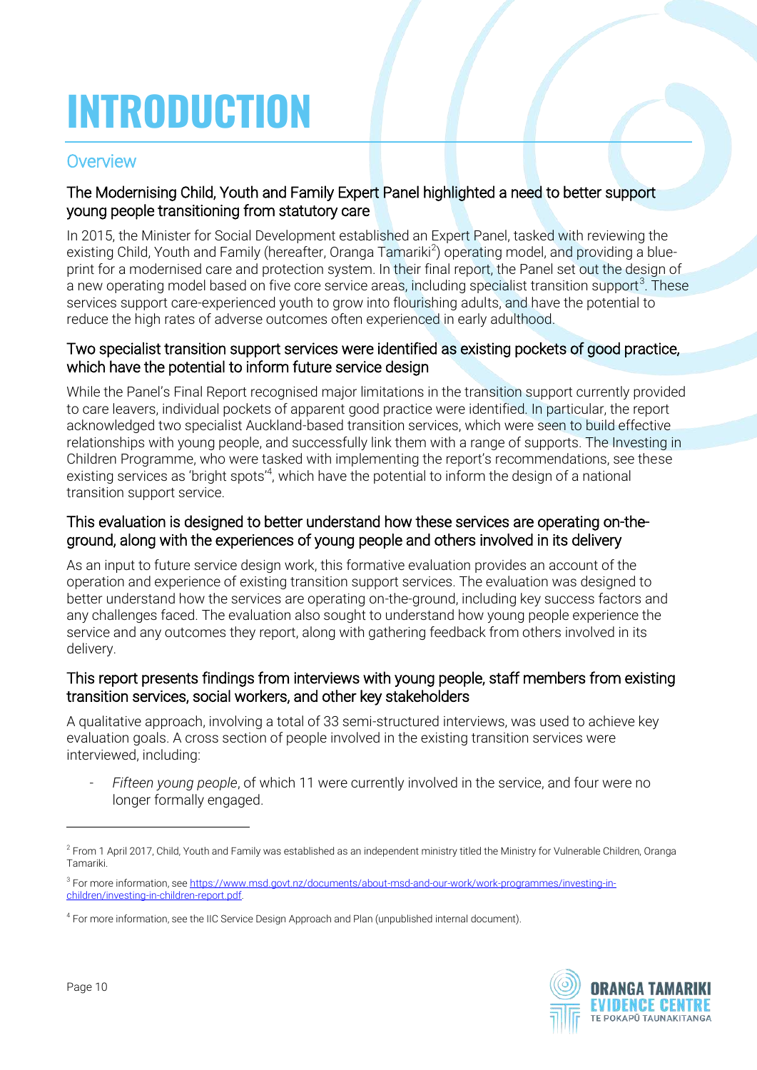# INTRODUCTION

## Overview

### The Modernising Child, Youth and Family Expert Panel highlighted a need to better support young people transitioning from statutory care

In 2015, the Minister for Social Development established an Expert Panel, tasked with reviewing the existing Child, Youth and Family (hereafter, Oranga Tamariki[2]) operating model, and providing a blue-print for a modernised care and protection system. In their final report, the Panel set out the design of a new operating model based on five core service areas, including specialist transition support[3]. These services support care-experienced youth to grow into flourishing adults, and have the potential to reduce the high rates of adverse outcomes often experienced in early adulthood.

### Two specialist transition support services were identified as existing pockets of good practice, which have the potential to inform future service design

While the Panel's Final Report recognised major limitations in the transition support currently provided to care leavers, individual pockets of apparent good practice were identified. In particular, the report acknowledged two specialist Auckland-based transition services, which were seen to build effective relationships with young people, and successfully link them with a range of supports. The Investing in Children Programme, who were tasked with implementing the report's recommendations, see these existing services as 'bright spots'[4], which have the potential to inform the design of a national transition support service.

### This evaluation is designed to better understand how these services are operating on-the-ground, along with the experiences of young people and others involved in its delivery

As an input to future service design work, this formative evaluation provides an account of the operation and experience of existing transition support services. The evaluation was designed to better understand how the services are operating on-the-ground, including key success factors and any challenges faced. The evaluation also sought to understand how young people experience the service and any outcomes they report, along with gathering feedback from others involved in its delivery.

### This report presents findings from interviews with young people, staff members from existing transition services, social workers, and other key stakeholders

A qualitative approach, involving a total of 33 semi-structured interviews, was used to achieve key evaluation goals. A cross section of people involved in the existing transition services were interviewed, including:

- *Fifteen young people*, of which 11 were currently involved in the service, and four were no longer formally engaged.

---

[2] From 1 April 2017, Child, Youth and Family was established as an independent ministry titled the Ministry for Vulnerable Children, Oranga Tamariki.

[3] For more information, see https://www.msd.govt.nz/documents/about-msd-and-our-work/work-programmes/investing-in-children/investing-in-children-report.pdf.

[4] For more information, see the IIC Service Design Approach and Plan (unpublished internal document).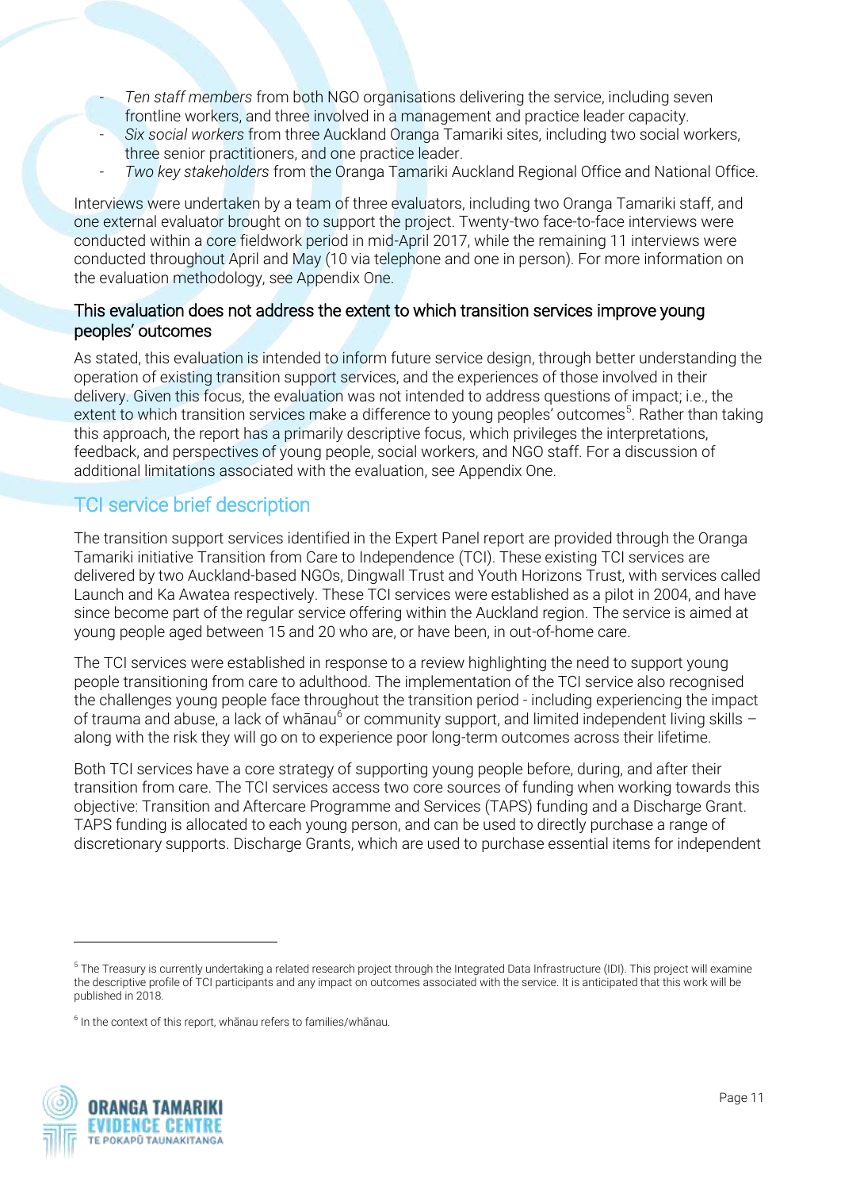- *Ten staff members* from both NGO organisations delivering the service, including seven frontline workers, and three involved in a management and practice leader capacity.
- *Six social workers* from three Auckland Oranga Tamariki sites, including two social workers, three senior practitioners, and one practice leader.
- *Two key stakeholders* from the Oranga Tamariki Auckland Regional Office and National Office.

Interviews were undertaken by a team of three evaluators, including two Oranga Tamariki staff, and one external evaluator brought on to support the project. Twenty-two face-to-face interviews were conducted within a core fieldwork period in mid-April 2017, while the remaining 11 interviews were conducted throughout April and May (10 via telephone and one in person). For more information on the evaluation methodology, see Appendix One.

### This evaluation does not address the extent to which transition services improve young peoples' outcomes

As stated, this evaluation is intended to inform future service design, through better understanding the operation of existing transition support services, and the experiences of those involved in their delivery. Given this focus, the evaluation was not intended to address questions of impact; i.e., the extent to which transition services make a difference to young peoples' outcomes[5]. Rather than taking this approach, the report has a primarily descriptive focus, which privileges the interpretations, feedback, and perspectives of young people, social workers, and NGO staff. For a discussion of additional limitations associated with the evaluation, see Appendix One.

## TCI service brief description

The transition support services identified in the Expert Panel report are provided through the Oranga Tamariki initiative Transition from Care to Independence (TCI). These existing TCI services are delivered by two Auckland-based NGOs, Dingwall Trust and Youth Horizons Trust, with services called Launch and Ka Awatea respectively. These TCI services were established as a pilot in 2004, and have since become part of the regular service offering within the Auckland region. The service is aimed at young people aged between 15 and 20 who are, or have been, in out-of-home care.

The TCI services were established in response to a review highlighting the need to support young people transitioning from care to adulthood. The implementation of the TCI service also recognised the challenges young people face throughout the transition period - including experiencing the impact of trauma and abuse, a lack of whānau[6] or community support, and limited independent living skills – along with the risk they will go on to experience poor long-term outcomes across their lifetime.

Both TCI services have a core strategy of supporting young people before, during, and after their transition from care. The TCI services access two core sources of funding when working towards this objective: Transition and Aftercare Programme and Services (TAPS) funding and a Discharge Grant. TAPS funding is allocated to each young person, and can be used to directly purchase a range of discretionary supports. Discharge Grants, which are used to purchase essential items for independent

---

[5] The Treasury is currently undertaking a related research project through the Integrated Data Infrastructure (IDI). This project will examine the descriptive profile of TCI participants and any impact on outcomes associated with the service. It is anticipated that this work will be published in 2018.

[6] In the context of this report, whānau refers to families/whānau.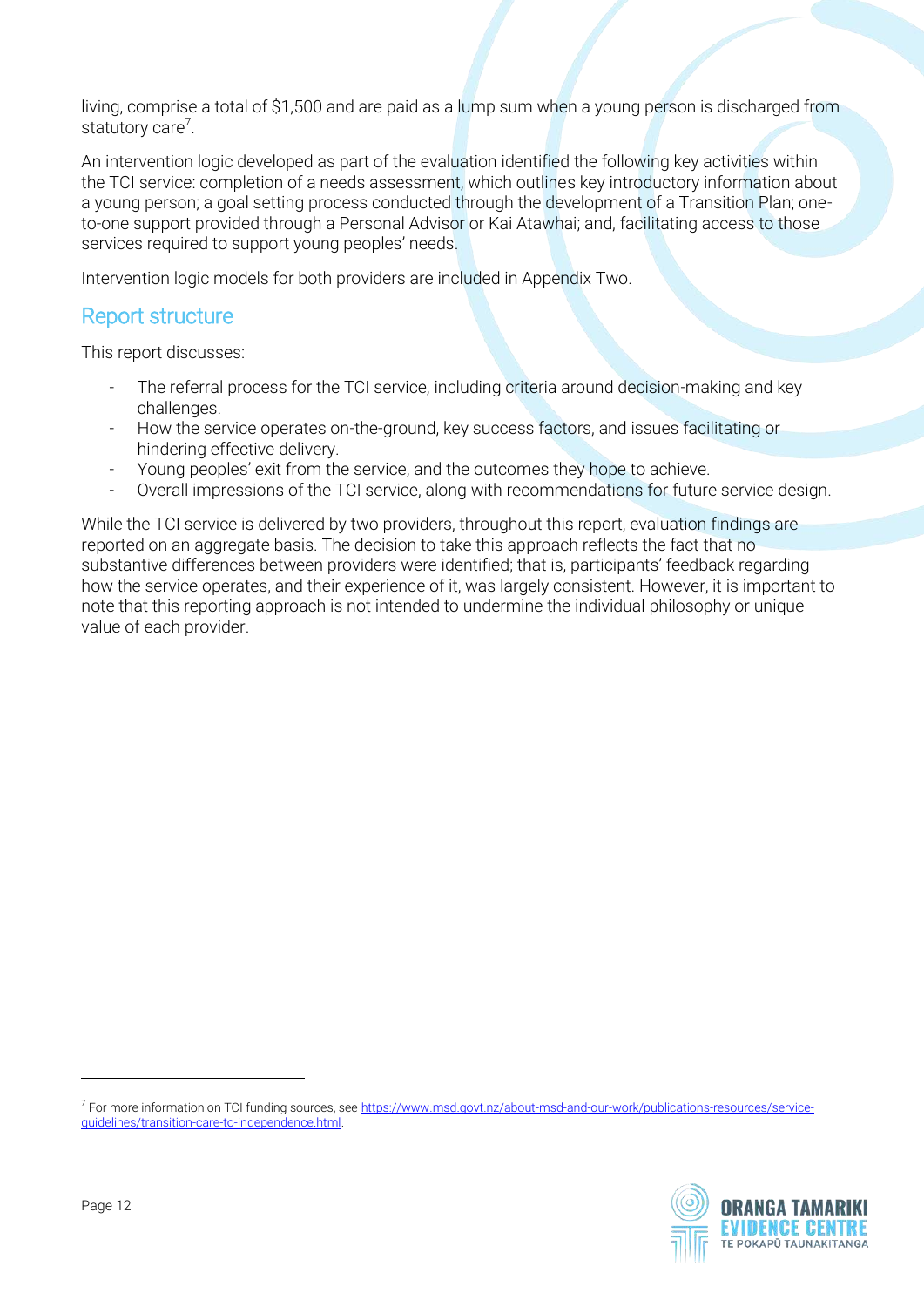living, comprise a total of $1,500 and are paid as a lump sum when a young person is discharged from statutory care[7].

An intervention logic developed as part of the evaluation identified the following key activities within the TCI service: completion of a needs assessment, which outlines key introductory information about a young person; a goal setting process conducted through the development of a Transition Plan; one-to-one support provided through a Personal Advisor or Kai Atawhai; and, facilitating access to those services required to support young peoples' needs.

Intervention logic models for both providers are included in Appendix Two.

## Report structure

This report discusses:

- The referral process for the TCI service, including criteria around decision-making and key challenges.
- How the service operates on-the-ground, key success factors, and issues facilitating or hindering effective delivery.
- Young peoples' exit from the service, and the outcomes they hope to achieve.
- Overall impressions of the TCI service, along with recommendations for future service design.

While the TCI service is delivered by two providers, throughout this report, evaluation findings are reported on an aggregate basis. The decision to take this approach reflects the fact that no substantive differences between providers were identified; that is, participants' feedback regarding how the service operates, and their experience of it, was largely consistent. However, it is important to note that this reporting approach is not intended to undermine the individual philosophy or unique value of each provider.

---

[7] For more information on TCI funding sources, see https://www.msd.govt.nz/about-msd-and-our-work/publications-resources/service-guidelines/transition-care-to-independence.html.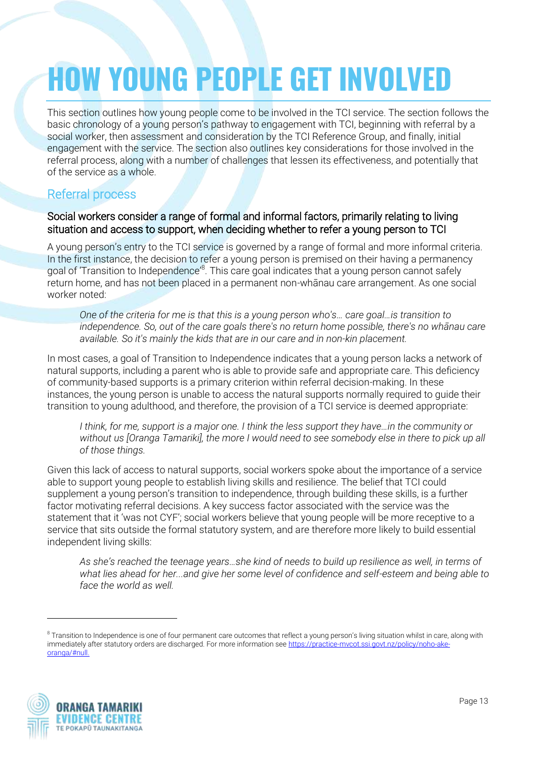# HOW YOUNG PEOPLE GET INVOLVED

This section outlines how young people come to be involved in the TCI service. The section follows the basic chronology of a young person's pathway to engagement with TCI, beginning with referral by a social worker, then assessment and consideration by the TCI Reference Group, and finally, initial engagement with the service. The section also outlines key considerations for those involved in the referral process, along with a number of challenges that lessen its effectiveness, and potentially that of the service as a whole.

## Referral process

### Social workers consider a range of formal and informal factors, primarily relating to living situation and access to support, when deciding whether to refer a young person to TCI

A young person's entry to the TCI service is governed by a range of formal and more informal criteria. In the first instance, the decision to refer a young person is premised on their having a permanency goal of 'Transition to Independence'[8]. This care goal indicates that a young person cannot safely return home, and has not been placed in a permanent non-whānau care arrangement. As one social worker noted:

> *One of the criteria for me is that this is a young person who's… care goal…is transition to independence. So, out of the care goals there's no return home possible, there's no whānau care available. So it's mainly the kids that are in our care and in non-kin placement.*

In most cases, a goal of Transition to Independence indicates that a young person lacks a network of natural supports, including a parent who is able to provide safe and appropriate care. This deficiency of community-based supports is a primary criterion within referral decision-making. In these instances, the young person is unable to access the natural supports normally required to guide their transition to young adulthood, and therefore, the provision of a TCI service is deemed appropriate:

> *I think, for me, support is a major one. I think the less support they have…in the community or without us [Oranga Tamariki], the more I would need to see somebody else in there to pick up all of those things.*

Given this lack of access to natural supports, social workers spoke about the importance of a service able to support young people to establish living skills and resilience. The belief that TCI could supplement a young person's transition to independence, through building these skills, is a further factor motivating referral decisions. A key success factor associated with the service was the statement that it 'was not CYF'; social workers believe that young people will be more receptive to a service that sits outside the formal statutory system, and are therefore more likely to build essential independent living skills:

> *As she's reached the teenage years…she kind of needs to build up resilience as well, in terms of what lies ahead for her...and give her some level of confidence and self-esteem and being able to face the world as well.*

---

[8] Transition to Independence is one of four permanent care outcomes that reflect a young person's living situation whilst in care, along with immediately after statutory orders are discharged. For more information see https://practice-mvcot.ssi.govt.nz/policy/noho-ake-oranga/#null.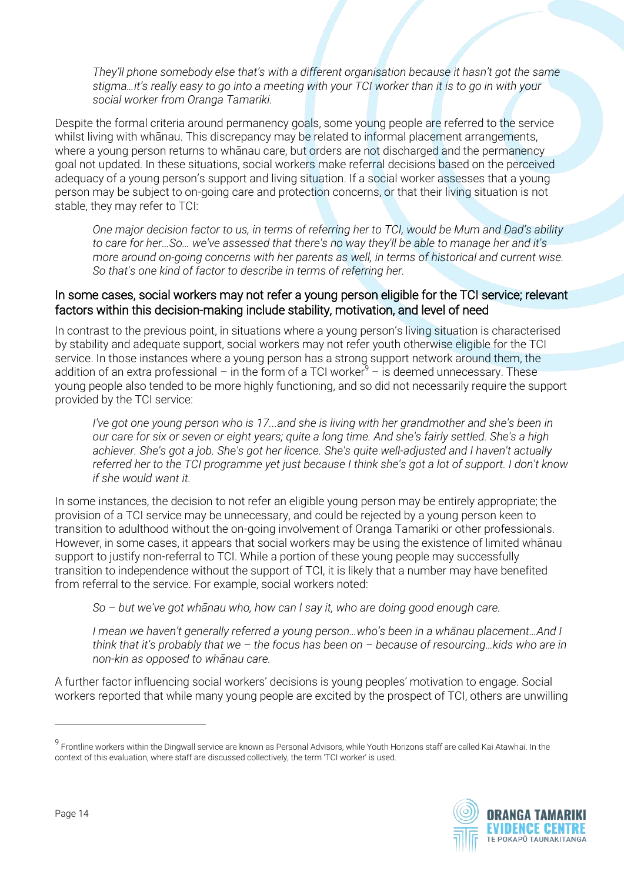*They'll phone somebody else that's with a different organisation because it hasn't got the same stigma…it's really easy to go into a meeting with your TCI worker than it is to go in with your social worker from Oranga Tamariki.*

Despite the formal criteria around permanency goals, some young people are referred to the service whilst living with whānau. This discrepancy may be related to informal placement arrangements, where a young person returns to whānau care, but orders are not discharged and the permanency goal not updated. In these situations, social workers make referral decisions based on the perceived adequacy of a young person's support and living situation. If a social worker assesses that a young person may be subject to on-going care and protection concerns, or that their living situation is not stable, they may refer to TCI:

*One major decision factor to us, in terms of referring her to TCI, would be Mum and Dad's ability to care for her…So… we've assessed that there's no way they'll be able to manage her and it's more around on-going concerns with her parents as well, in terms of historical and current wise. So that's one kind of factor to describe in terms of referring her.*

### In some cases, social workers may not refer a young person eligible for the TCI service; relevant factors within this decision-making include stability, motivation, and level of need

In contrast to the previous point, in situations where a young person's living situation is characterised by stability and adequate support, social workers may not refer youth otherwise eligible for the TCI service. In those instances where a young person has a strong support network around them, the addition of an extra professional – in the form of a TCI worker[9] – is deemed unnecessary. These young people also tended to be more highly functioning, and so did not necessarily require the support provided by the TCI service:

*I've got one young person who is 17...and she is living with her grandmother and she's been in our care for six or seven or eight years; quite a long time. And she's fairly settled. She's a high achiever. She's got a job. She's got her licence. She's quite well-adjusted and I haven't actually referred her to the TCI programme yet just because I think she's got a lot of support. I don't know if she would want it.*

In some instances, the decision to not refer an eligible young person may be entirely appropriate; the provision of a TCI service may be unnecessary, and could be rejected by a young person keen to transition to adulthood without the on-going involvement of Oranga Tamariki or other professionals. However, in some cases, it appears that social workers may be using the existence of limited whānau support to justify non-referral to TCI. While a portion of these young people may successfully transition to independence without the support of TCI, it is likely that a number may have benefited from referral to the service. For example, social workers noted:

*So – but we've got whānau who, how can I say it, who are doing good enough care.*

*I mean we haven't generally referred a young person…who's been in a whānau placement…And I think that it's probably that we – the focus has been on – because of resourcing…kids who are in non-kin as opposed to whānau care.*

A further factor influencing social workers' decisions is young peoples' motivation to engage. Social workers reported that while many young people are excited by the prospect of TCI, others are unwilling

---

[9] Frontline workers within the Dingwall service are known as Personal Advisors, while Youth Horizons staff are called Kai Atawhai. In the context of this evaluation, where staff are discussed collectively, the term 'TCI worker' is used.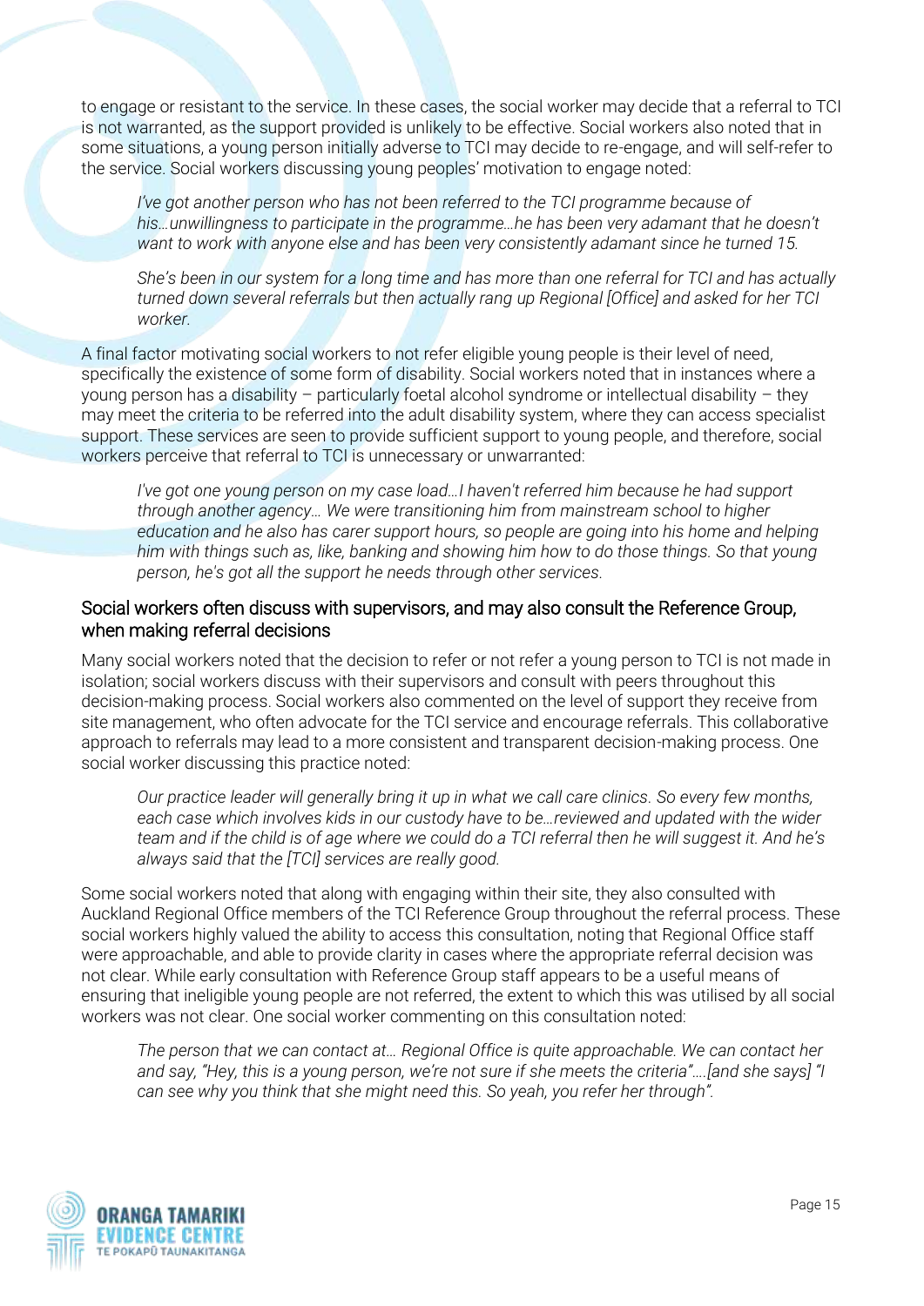to engage or resistant to the service. In these cases, the social worker may decide that a referral to TCI is not warranted, as the support provided is unlikely to be effective. Social workers also noted that in some situations, a young person initially adverse to TCI may decide to re-engage, and will self-refer to the service. Social workers discussing young peoples' motivation to engage noted:

> *I've got another person who has not been referred to the TCI programme because of his…unwillingness to participate in the programme…he has been very adamant that he doesn't want to work with anyone else and has been very consistently adamant since he turned 15.*

> *She's been in our system for a long time and has more than one referral for TCI and has actually turned down several referrals but then actually rang up Regional [Office] and asked for her TCI worker.*

A final factor motivating social workers to not refer eligible young people is their level of need, specifically the existence of some form of disability. Social workers noted that in instances where a young person has a disability – particularly foetal alcohol syndrome or intellectual disability – they may meet the criteria to be referred into the adult disability system, where they can access specialist support. These services are seen to provide sufficient support to young people, and therefore, social workers perceive that referral to TCI is unnecessary or unwarranted:

> *I've got one young person on my case load…I haven't referred him because he had support through another agency… We were transitioning him from mainstream school to higher education and he also has carer support hours, so people are going into his home and helping him with things such as, like, banking and showing him how to do those things. So that young person, he's got all the support he needs through other services.*

### Social workers often discuss with supervisors, and may also consult the Reference Group, when making referral decisions

Many social workers noted that the decision to refer or not refer a young person to TCI is not made in isolation; social workers discuss with their supervisors and consult with peers throughout this decision-making process. Social workers also commented on the level of support they receive from site management, who often advocate for the TCI service and encourage referrals. This collaborative approach to referrals may lead to a more consistent and transparent decision-making process. One social worker discussing this practice noted:

> *Our practice leader will generally bring it up in what we call care clinics. So every few months, each case which involves kids in our custody have to be…reviewed and updated with the wider team and if the child is of age where we could do a TCI referral then he will suggest it. And he's always said that the [TCI] services are really good.*

Some social workers noted that along with engaging within their site, they also consulted with Auckland Regional Office members of the TCI Reference Group throughout the referral process. These social workers highly valued the ability to access this consultation, noting that Regional Office staff were approachable, and able to provide clarity in cases where the appropriate referral decision was not clear. While early consultation with Reference Group staff appears to be a useful means of ensuring that ineligible young people are not referred, the extent to which this was utilised by all social workers was not clear. One social worker commenting on this consultation noted:

> *The person that we can contact at… Regional Office is quite approachable. We can contact her and say, "Hey, this is a young person, we're not sure if she meets the criteria"….[and she says] "I can see why you think that she might need this. So yeah, you refer her through".*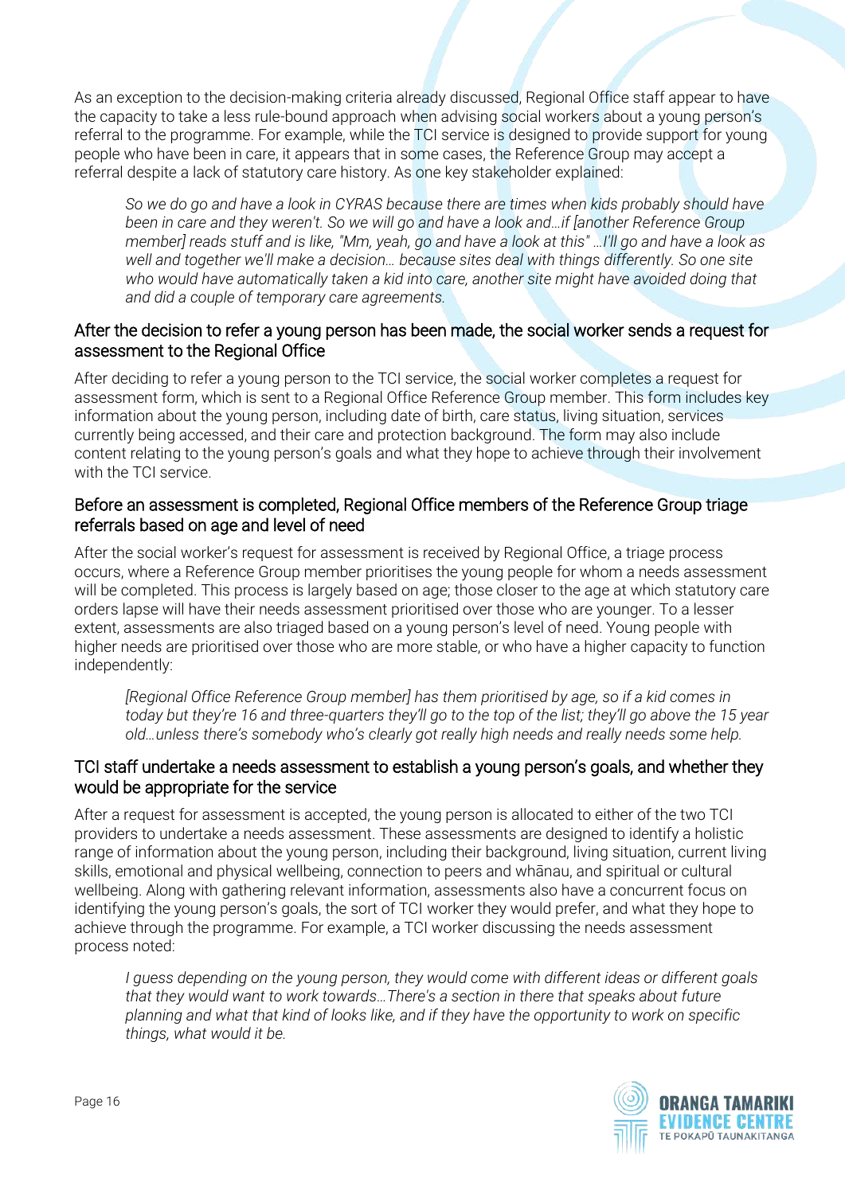As an exception to the decision-making criteria already discussed, Regional Office staff appear to have the capacity to take a less rule-bound approach when advising social workers about a young person's referral to the programme. For example, while the TCI service is designed to provide support for young people who have been in care, it appears that in some cases, the Reference Group may accept a referral despite a lack of statutory care history. As one key stakeholder explained:

> *So we do go and have a look in CYRAS because there are times when kids probably should have been in care and they weren't. So we will go and have a look and…if [another Reference Group member] reads stuff and is like, "Mm, yeah, go and have a look at this" …I'll go and have a look as well and together we'll make a decision… because sites deal with things differently. So one site who would have automatically taken a kid into care, another site might have avoided doing that and did a couple of temporary care agreements.*

### After the decision to refer a young person has been made, the social worker sends a request for assessment to the Regional Office

After deciding to refer a young person to the TCI service, the social worker completes a request for assessment form, which is sent to a Regional Office Reference Group member. This form includes key information about the young person, including date of birth, care status, living situation, services currently being accessed, and their care and protection background. The form may also include content relating to the young person's goals and what they hope to achieve through their involvement with the TCI service.

### Before an assessment is completed, Regional Office members of the Reference Group triage referrals based on age and level of need

After the social worker's request for assessment is received by Regional Office, a triage process occurs, where a Reference Group member prioritises the young people for whom a needs assessment will be completed. This process is largely based on age; those closer to the age at which statutory care orders lapse will have their needs assessment prioritised over those who are younger. To a lesser extent, assessments are also triaged based on a young person's level of need. Young people with higher needs are prioritised over those who are more stable, or who have a higher capacity to function independently:

> *[Regional Office Reference Group member] has them prioritised by age, so if a kid comes in today but they're 16 and three-quarters they'll go to the top of the list; they'll go above the 15 year old…unless there's somebody who's clearly got really high needs and really needs some help.*

### TCI staff undertake a needs assessment to establish a young person's goals, and whether they would be appropriate for the service

After a request for assessment is accepted, the young person is allocated to either of the two TCI providers to undertake a needs assessment. These assessments are designed to identify a holistic range of information about the young person, including their background, living situation, current living skills, emotional and physical wellbeing, connection to peers and whānau, and spiritual or cultural wellbeing. Along with gathering relevant information, assessments also have a concurrent focus on identifying the young person's goals, the sort of TCI worker they would prefer, and what they hope to achieve through the programme. For example, a TCI worker discussing the needs assessment process noted:

> *I guess depending on the young person, they would come with different ideas or different goals that they would want to work towards…There's a section in there that speaks about future planning and what that kind of looks like, and if they have the opportunity to work on specific things, what would it be.*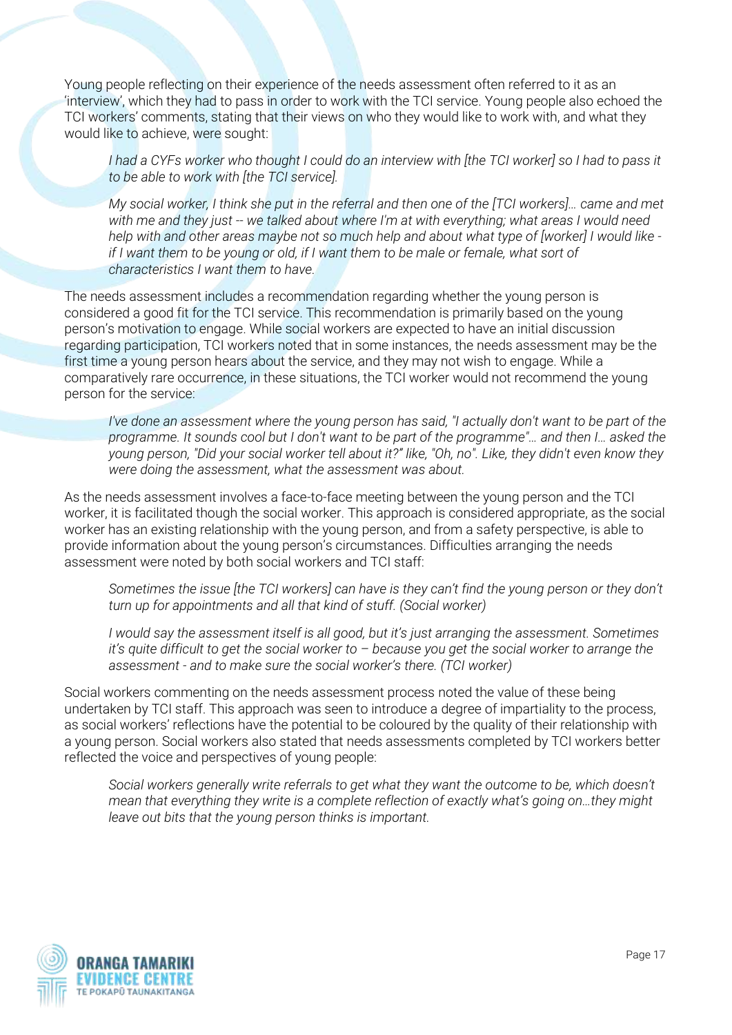Young people reflecting on their experience of the needs assessment often referred to it as an 'interview', which they had to pass in order to work with the TCI service. Young people also echoed the TCI workers' comments, stating that their views on who they would like to work with, and what they would like to achieve, were sought:

> *I had a CYFs worker who thought I could do an interview with [the TCI worker] so I had to pass it to be able to work with [the TCI service].*

> *My social worker, I think she put in the referral and then one of the [TCI workers]… came and met with me and they just -- we talked about where I'm at with everything; what areas I would need help with and other areas maybe not so much help and about what type of [worker] I would like - if I want them to be young or old, if I want them to be male or female, what sort of characteristics I want them to have.*

The needs assessment includes a recommendation regarding whether the young person is considered a good fit for the TCI service. This recommendation is primarily based on the young person's motivation to engage. While social workers are expected to have an initial discussion regarding participation, TCI workers noted that in some instances, the needs assessment may be the first time a young person hears about the service, and they may not wish to engage. While a comparatively rare occurrence, in these situations, the TCI worker would not recommend the young person for the service:

> *I've done an assessment where the young person has said, "I actually don't want to be part of the programme. It sounds cool but I don't want to be part of the programme"… and then I… asked the young person, "Did your social worker tell about it?" like, "Oh, no". Like, they didn't even know they were doing the assessment, what the assessment was about.*

As the needs assessment involves a face-to-face meeting between the young person and the TCI worker, it is facilitated though the social worker. This approach is considered appropriate, as the social worker has an existing relationship with the young person, and from a safety perspective, is able to provide information about the young person's circumstances. Difficulties arranging the needs assessment were noted by both social workers and TCI staff:

> *Sometimes the issue [the TCI workers] can have is they can't find the young person or they don't turn up for appointments and all that kind of stuff. (Social worker)*

> *I would say the assessment itself is all good, but it's just arranging the assessment. Sometimes it's quite difficult to get the social worker to – because you get the social worker to arrange the assessment - and to make sure the social worker's there. (TCI worker)*

Social workers commenting on the needs assessment process noted the value of these being undertaken by TCI staff. This approach was seen to introduce a degree of impartiality to the process, as social workers' reflections have the potential to be coloured by the quality of their relationship with a young person. Social workers also stated that needs assessments completed by TCI workers better reflected the voice and perspectives of young people:

> *Social workers generally write referrals to get what they want the outcome to be, which doesn't mean that everything they write is a complete reflection of exactly what's going on…they might leave out bits that the young person thinks is important.*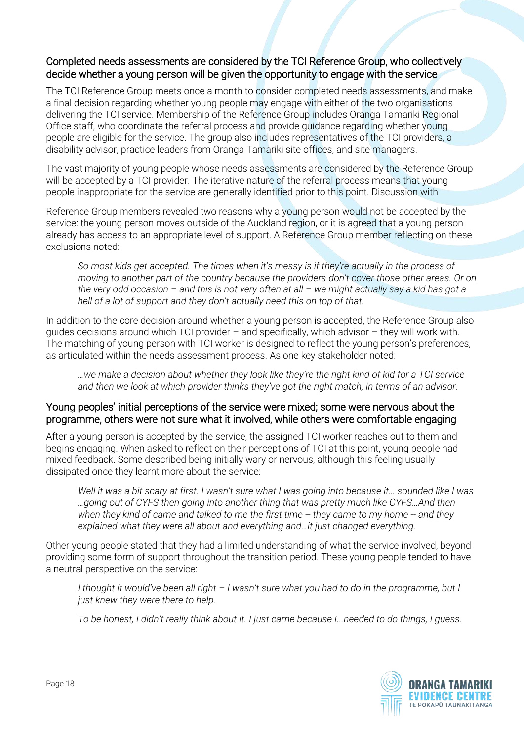## Completed needs assessments are considered by the TCI Reference Group, who collectively decide whether a young person will be given the opportunity to engage with the service

The TCI Reference Group meets once a month to consider completed needs assessments, and make a final decision regarding whether young people may engage with either of the two organisations delivering the TCI service. Membership of the Reference Group includes Oranga Tamariki Regional Office staff, who coordinate the referral process and provide guidance regarding whether young people are eligible for the service. The group also includes representatives of the TCI providers, a disability advisor, practice leaders from Oranga Tamariki site offices, and site managers.

The vast majority of young people whose needs assessments are considered by the Reference Group will be accepted by a TCI provider. The iterative nature of the referral process means that young people inappropriate for the service are generally identified prior to this point. Discussion with

Reference Group members revealed two reasons why a young person would not be accepted by the service: the young person moves outside of the Auckland region, or it is agreed that a young person already has access to an appropriate level of support. A Reference Group member reflecting on these exclusions noted:

> *So most kids get accepted. The times when it's messy is if they're actually in the process of moving to another part of the country because the providers don't cover those other areas. Or on the very odd occasion – and this is not very often at all – we might actually say a kid has got a hell of a lot of support and they don't actually need this on top of that.*

In addition to the core decision around whether a young person is accepted, the Reference Group also guides decisions around which TCI provider – and specifically, which advisor – they will work with. The matching of young person with TCI worker is designed to reflect the young person's preferences, as articulated within the needs assessment process. As one key stakeholder noted:

> *…we make a decision about whether they look like they're the right kind of kid for a TCI service and then we look at which provider thinks they've got the right match, in terms of an advisor.*

## Young peoples' initial perceptions of the service were mixed; some were nervous about the programme, others were not sure what it involved, while others were comfortable engaging

After a young person is accepted by the service, the assigned TCI worker reaches out to them and begins engaging. When asked to reflect on their perceptions of TCI at this point, young people had mixed feedback. Some described being initially wary or nervous, although this feeling usually dissipated once they learnt more about the service:

> *Well it was a bit scary at first. I wasn't sure what I was going into because it… sounded like I was …going out of CYFS then going into another thing that was pretty much like CYFS…And then when they kind of came and talked to me the first time -- they came to my home -- and they explained what they were all about and everything and…it just changed everything.*

Other young people stated that they had a limited understanding of what the service involved, beyond providing some form of support throughout the transition period. These young people tended to have a neutral perspective on the service:

> *I thought it would've been all right – I wasn't sure what you had to do in the programme, but I just knew they were there to help.*

> *To be honest, I didn't really think about it. I just came because I…needed to do things, I guess.*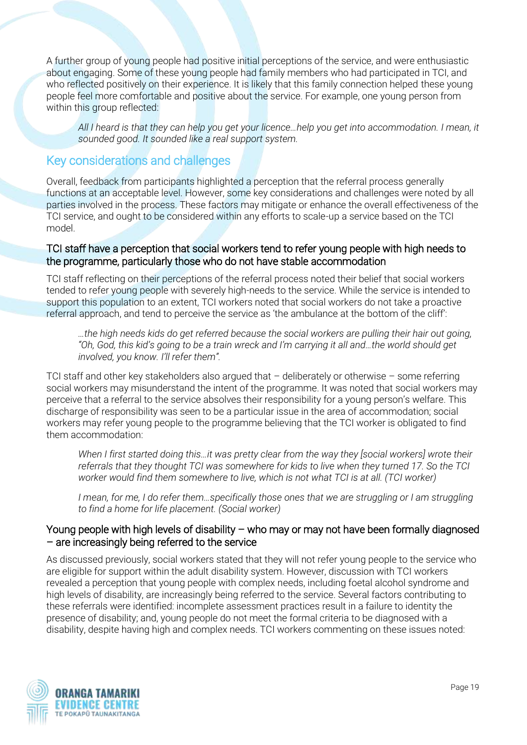A further group of young people had positive initial perceptions of the service, and were enthusiastic about engaging. Some of these young people had family members who had participated in TCI, and who reflected positively on their experience. It is likely that this family connection helped these young people feel more comfortable and positive about the service. For example, one young person from within this group reflected:

> *All I heard is that they can help you get your licence…help you get into accommodation. I mean, it sounded good. It sounded like a real support system.*

## Key considerations and challenges

Overall, feedback from participants highlighted a perception that the referral process generally functions at an acceptable level. However, some key considerations and challenges were noted by all parties involved in the process. These factors may mitigate or enhance the overall effectiveness of the TCI service, and ought to be considered within any efforts to scale-up a service based on the TCI model.

### TCI staff have a perception that social workers tend to refer young people with high needs to the programme, particularly those who do not have stable accommodation

TCI staff reflecting on their perceptions of the referral process noted their belief that social workers tended to refer young people with severely high-needs to the service. While the service is intended to support this population to an extent, TCI workers noted that social workers do not take a proactive referral approach, and tend to perceive the service as 'the ambulance at the bottom of the cliff':

> *…the high needs kids do get referred because the social workers are pulling their hair out going, "Oh, God, this kid's going to be a train wreck and I'm carrying it all and…the world should get involved, you know. I'll refer them".*

TCI staff and other key stakeholders also argued that – deliberately or otherwise – some referring social workers may misunderstand the intent of the programme. It was noted that social workers may perceive that a referral to the service absolves their responsibility for a young person's welfare. This discharge of responsibility was seen to be a particular issue in the area of accommodation; social workers may refer young people to the programme believing that the TCI worker is obligated to find them accommodation:

> *When I first started doing this…it was pretty clear from the way they [social workers] wrote their referrals that they thought TCI was somewhere for kids to live when they turned 17. So the TCI worker would find them somewhere to live, which is not what TCI is at all. (TCI worker)*

> *I mean, for me, I do refer them…specifically those ones that we are struggling or I am struggling to find a home for life placement. (Social worker)*

### Young people with high levels of disability – who may or may not have been formally diagnosed – are increasingly being referred to the service

As discussed previously, social workers stated that they will not refer young people to the service who are eligible for support within the adult disability system. However, discussion with TCI workers revealed a perception that young people with complex needs, including foetal alcohol syndrome and high levels of disability, are increasingly being referred to the service. Several factors contributing to these referrals were identified: incomplete assessment practices result in a failure to identity the presence of disability; and, young people do not meet the formal criteria to be diagnosed with a disability, despite having high and complex needs. TCI workers commenting on these issues noted: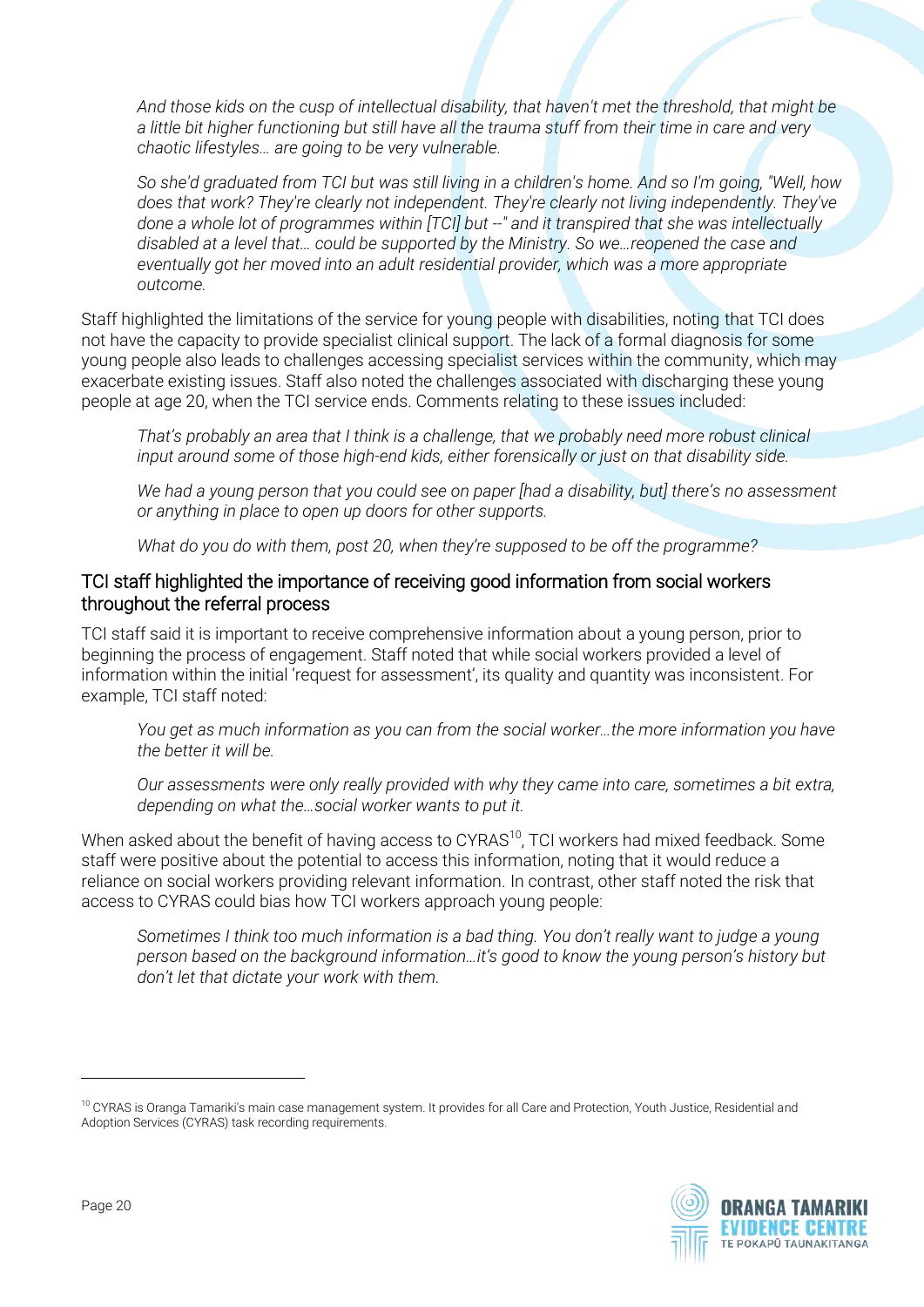*And those kids on the cusp of intellectual disability, that haven't met the threshold, that might be a little bit higher functioning but still have all the trauma stuff from their time in care and very chaotic lifestyles… are going to be very vulnerable.*

*So she'd graduated from TCI but was still living in a children's home. And so I'm going, "Well, how does that work? They're clearly not independent. They're clearly not living independently. They've done a whole lot of programmes within [TCI] but --" and it transpired that she was intellectually disabled at a level that… could be supported by the Ministry. So we…reopened the case and eventually got her moved into an adult residential provider, which was a more appropriate outcome.*

Staff highlighted the limitations of the service for young people with disabilities, noting that TCI does not have the capacity to provide specialist clinical support. The lack of a formal diagnosis for some young people also leads to challenges accessing specialist services within the community, which may exacerbate existing issues. Staff also noted the challenges associated with discharging these young people at age 20, when the TCI service ends. Comments relating to these issues included:

*That's probably an area that I think is a challenge, that we probably need more robust clinical input around some of those high-end kids, either forensically or just on that disability side.*

*We had a young person that you could see on paper [had a disability, but] there's no assessment or anything in place to open up doors for other supports.*

*What do you do with them, post 20, when they're supposed to be off the programme?*

## TCI staff highlighted the importance of receiving good information from social workers throughout the referral process

TCI staff said it is important to receive comprehensive information about a young person, prior to beginning the process of engagement. Staff noted that while social workers provided a level of information within the initial 'request for assessment', its quality and quantity was inconsistent. For example, TCI staff noted:

*You get as much information as you can from the social worker…the more information you have the better it will be.*

*Our assessments were only really provided with why they came into care, sometimes a bit extra, depending on what the…social worker wants to put it.*

When asked about the benefit of having access to CYRAS[10], TCI workers had mixed feedback. Some staff were positive about the potential to access this information, noting that it would reduce a reliance on social workers providing relevant information. In contrast, other staff noted the risk that access to CYRAS could bias how TCI workers approach young people:

*Sometimes I think too much information is a bad thing. You don't really want to judge a young person based on the background information…it's good to know the young person's history but don't let that dictate your work with them.*

[10] CYRAS is Oranga Tamariki's main case management system. It provides for all Care and Protection, Youth Justice, Residential and Adoption Services (CYRAS) task recording requirements.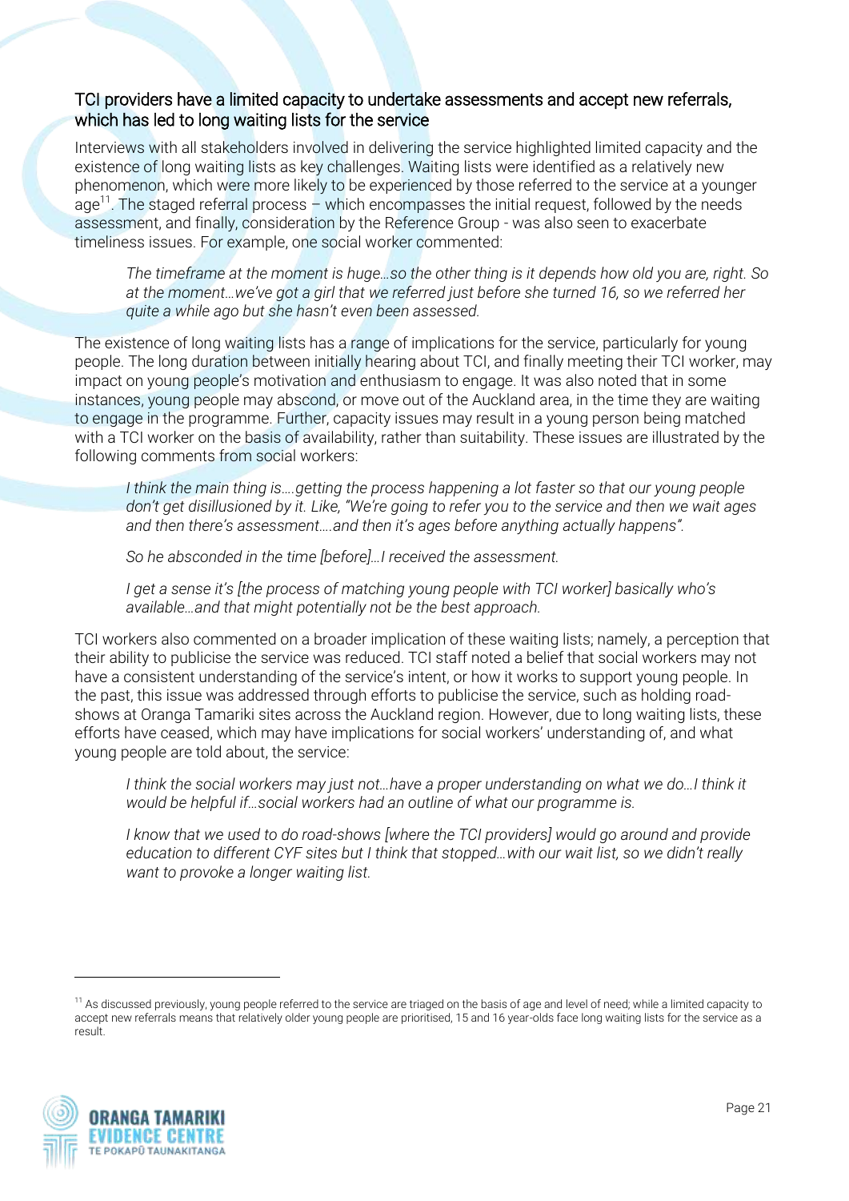## TCI providers have a limited capacity to undertake assessments and accept new referrals, which has led to long waiting lists for the service

Interviews with all stakeholders involved in delivering the service highlighted limited capacity and the existence of long waiting lists as key challenges. Waiting lists were identified as a relatively new phenomenon, which were more likely to be experienced by those referred to the service at a younger age[11]. The staged referral process – which encompasses the initial request, followed by the needs assessment, and finally, consideration by the Reference Group - was also seen to exacerbate timeliness issues. For example, one social worker commented:

> *The timeframe at the moment is huge…so the other thing is it depends how old you are, right. So at the moment…we've got a girl that we referred just before she turned 16, so we referred her quite a while ago but she hasn't even been assessed.*

The existence of long waiting lists has a range of implications for the service, particularly for young people. The long duration between initially hearing about TCI, and finally meeting their TCI worker, may impact on young people's motivation and enthusiasm to engage. It was also noted that in some instances, young people may abscond, or move out of the Auckland area, in the time they are waiting to engage in the programme. Further, capacity issues may result in a young person being matched with a TCI worker on the basis of availability, rather than suitability. These issues are illustrated by the following comments from social workers:

> *I think the main thing is….getting the process happening a lot faster so that our young people don't get disillusioned by it. Like, "We're going to refer you to the service and then we wait ages and then there's assessment….and then it's ages before anything actually happens".*
>
> *So he absconded in the time [before]…I received the assessment.*
>
> *I get a sense it's [the process of matching young people with TCI worker] basically who's available…and that might potentially not be the best approach.*

TCI workers also commented on a broader implication of these waiting lists; namely, a perception that their ability to publicise the service was reduced. TCI staff noted a belief that social workers may not have a consistent understanding of the service's intent, or how it works to support young people. In the past, this issue was addressed through efforts to publicise the service, such as holding road-shows at Oranga Tamariki sites across the Auckland region. However, due to long waiting lists, these efforts have ceased, which may have implications for social workers' understanding of, and what young people are told about, the service:

> *I think the social workers may just not…have a proper understanding on what we do…I think it would be helpful if…social workers had an outline of what our programme is.*
>
> *I know that we used to do road-shows [where the TCI providers] would go around and provide education to different CYF sites but I think that stopped…with our wait list, so we didn't really want to provoke a longer waiting list.*

---

[11] As discussed previously, young people referred to the service are triaged on the basis of age and level of need; while a limited capacity to accept new referrals means that relatively older young people are prioritised, 15 and 16 year-olds face long waiting lists for the service as a result.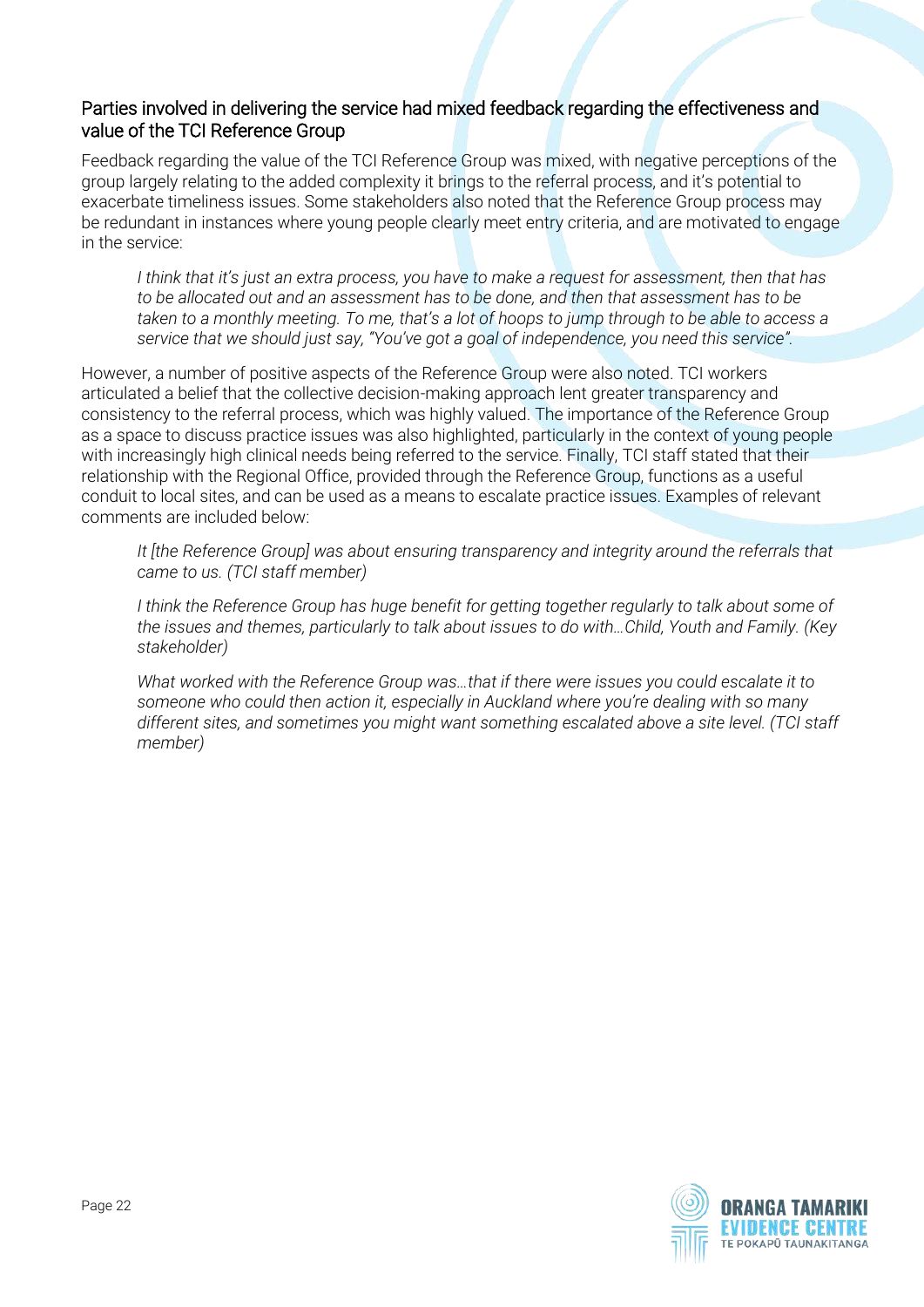### Parties involved in delivering the service had mixed feedback regarding the effectiveness and value of the TCI Reference Group

Feedback regarding the value of the TCI Reference Group was mixed, with negative perceptions of the group largely relating to the added complexity it brings to the referral process, and it's potential to exacerbate timeliness issues. Some stakeholders also noted that the Reference Group process may be redundant in instances where young people clearly meet entry criteria, and are motivated to engage in the service:

> *I think that it's just an extra process, you have to make a request for assessment, then that has to be allocated out and an assessment has to be done, and then that assessment has to be taken to a monthly meeting. To me, that's a lot of hoops to jump through to be able to access a service that we should just say, "You've got a goal of independence, you need this service".*

However, a number of positive aspects of the Reference Group were also noted. TCI workers articulated a belief that the collective decision-making approach lent greater transparency and consistency to the referral process, which was highly valued. The importance of the Reference Group as a space to discuss practice issues was also highlighted, particularly in the context of young people with increasingly high clinical needs being referred to the service. Finally, TCI staff stated that their relationship with the Regional Office, provided through the Reference Group, functions as a useful conduit to local sites, and can be used as a means to escalate practice issues. Examples of relevant comments are included below:

> *It [the Reference Group] was about ensuring transparency and integrity around the referrals that came to us. (TCI staff member)*

> *I think the Reference Group has huge benefit for getting together regularly to talk about some of the issues and themes, particularly to talk about issues to do with…Child, Youth and Family. (Key stakeholder)*

> *What worked with the Reference Group was…that if there were issues you could escalate it to someone who could then action it, especially in Auckland where you're dealing with so many different sites, and sometimes you might want something escalated above a site level. (TCI staff member)*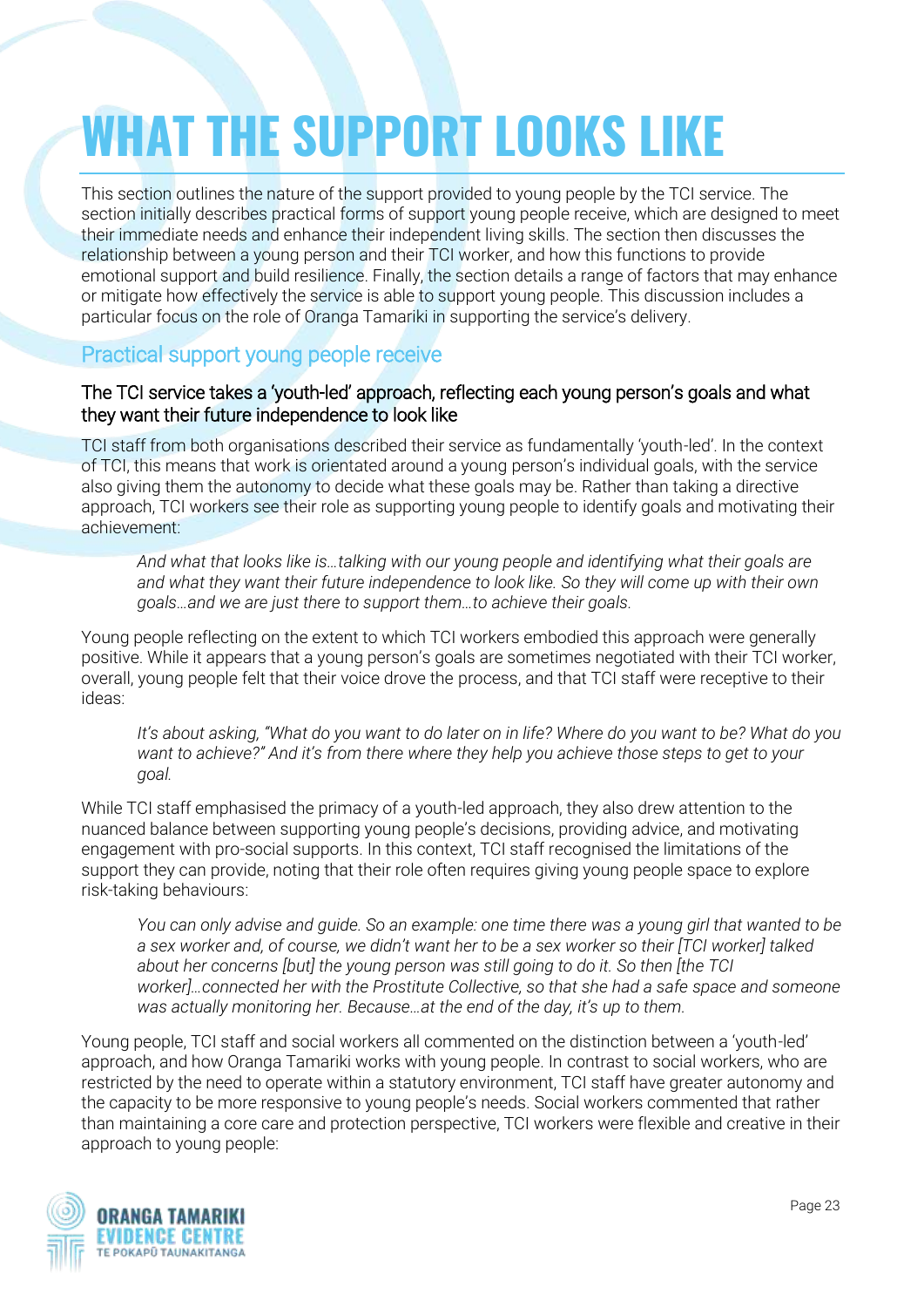# WHAT THE SUPPORT LOOKS LIKE

This section outlines the nature of the support provided to young people by the TCI service. The section initially describes practical forms of support young people receive, which are designed to meet their immediate needs and enhance their independent living skills. The section then discusses the relationship between a young person and their TCI worker, and how this functions to provide emotional support and build resilience. Finally, the section details a range of factors that may enhance or mitigate how effectively the service is able to support young people. This discussion includes a particular focus on the role of Oranga Tamariki in supporting the service's delivery.

## Practical support young people receive

### The TCI service takes a 'youth-led' approach, reflecting each young person's goals and what they want their future independence to look like

TCI staff from both organisations described their service as fundamentally 'youth-led'. In the context of TCI, this means that work is orientated around a young person's individual goals, with the service also giving them the autonomy to decide what these goals may be. Rather than taking a directive approach, TCI workers see their role as supporting young people to identify goals and motivating their achievement:

> *And what that looks like is…talking with our young people and identifying what their goals are and what they want their future independence to look like. So they will come up with their own goals…and we are just there to support them…to achieve their goals.*

Young people reflecting on the extent to which TCI workers embodied this approach were generally positive. While it appears that a young person's goals are sometimes negotiated with their TCI worker, overall, young people felt that their voice drove the process, and that TCI staff were receptive to their ideas:

> *It's about asking, "What do you want to do later on in life? Where do you want to be? What do you want to achieve?" And it's from there where they help you achieve those steps to get to your goal.*

While TCI staff emphasised the primacy of a youth-led approach, they also drew attention to the nuanced balance between supporting young people's decisions, providing advice, and motivating engagement with pro-social supports. In this context, TCI staff recognised the limitations of the support they can provide, noting that their role often requires giving young people space to explore risk-taking behaviours:

> *You can only advise and guide. So an example: one time there was a young girl that wanted to be a sex worker and, of course, we didn't want her to be a sex worker so their [TCI worker] talked about her concerns [but] the young person was still going to do it. So then [the TCI worker]…connected her with the Prostitute Collective, so that she had a safe space and someone was actually monitoring her. Because…at the end of the day, it's up to them.*

Young people, TCI staff and social workers all commented on the distinction between a 'youth-led' approach, and how Oranga Tamariki works with young people. In contrast to social workers, who are restricted by the need to operate within a statutory environment, TCI staff have greater autonomy and the capacity to be more responsive to young people's needs. Social workers commented that rather than maintaining a core care and protection perspective, TCI workers were flexible and creative in their approach to young people: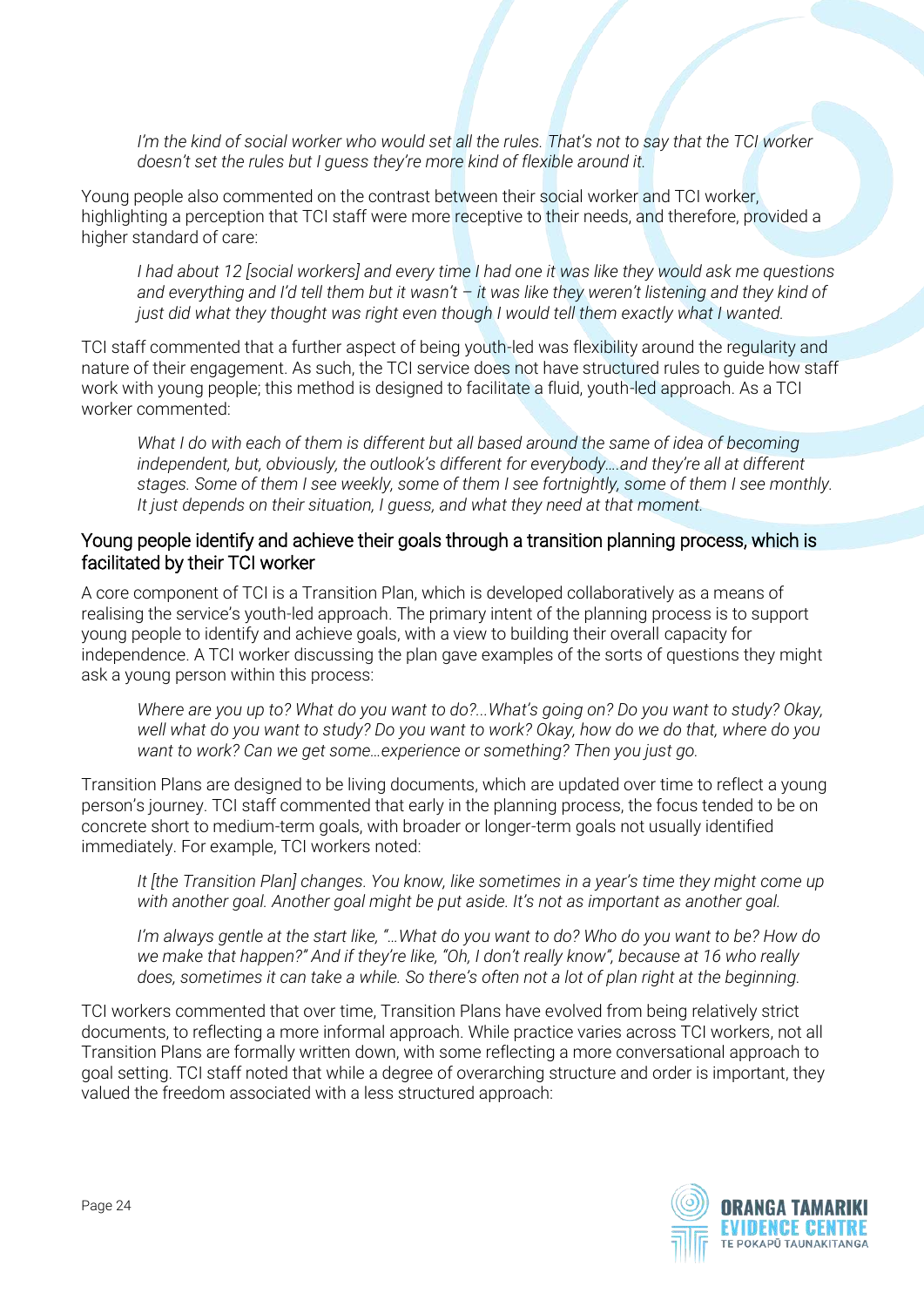> *I'm the kind of social worker who would set all the rules. That's not to say that the TCI worker doesn't set the rules but I guess they're more kind of flexible around it.*

Young people also commented on the contrast between their social worker and TCI worker, highlighting a perception that TCI staff were more receptive to their needs, and therefore, provided a higher standard of care:

> *I had about 12 [social workers] and every time I had one it was like they would ask me questions and everything and I'd tell them but it wasn't – it was like they weren't listening and they kind of just did what they thought was right even though I would tell them exactly what I wanted.*

TCI staff commented that a further aspect of being youth-led was flexibility around the regularity and nature of their engagement. As such, the TCI service does not have structured rules to guide how staff work with young people; this method is designed to facilitate a fluid, youth-led approach. As a TCI worker commented:

> *What I do with each of them is different but all based around the same of idea of becoming independent, but, obviously, the outlook's different for everybody….and they're all at different stages. Some of them I see weekly, some of them I see fortnightly, some of them I see monthly. It just depends on their situation, I guess, and what they need at that moment.*

### Young people identify and achieve their goals through a transition planning process, which is facilitated by their TCI worker

A core component of TCI is a Transition Plan, which is developed collaboratively as a means of realising the service's youth-led approach. The primary intent of the planning process is to support young people to identify and achieve goals, with a view to building their overall capacity for independence. A TCI worker discussing the plan gave examples of the sorts of questions they might ask a young person within this process:

> *Where are you up to? What do you want to do?...What's going on? Do you want to study? Okay, well what do you want to study? Do you want to work? Okay, how do we do that, where do you want to work? Can we get some…experience or something? Then you just go.*

Transition Plans are designed to be living documents, which are updated over time to reflect a young person's journey. TCI staff commented that early in the planning process, the focus tended to be on concrete short to medium-term goals, with broader or longer-term goals not usually identified immediately. For example, TCI workers noted:

> *It [the Transition Plan] changes. You know, like sometimes in a year's time they might come up with another goal. Another goal might be put aside. It's not as important as another goal.*

> *I'm always gentle at the start like, "…What do you want to do? Who do you want to be? How do we make that happen?" And if they're like, "Oh, I don't really know", because at 16 who really does, sometimes it can take a while. So there's often not a lot of plan right at the beginning.*

TCI workers commented that over time, Transition Plans have evolved from being relatively strict documents, to reflecting a more informal approach. While practice varies across TCI workers, not all Transition Plans are formally written down, with some reflecting a more conversational approach to goal setting. TCI staff noted that while a degree of overarching structure and order is important, they valued the freedom associated with a less structured approach: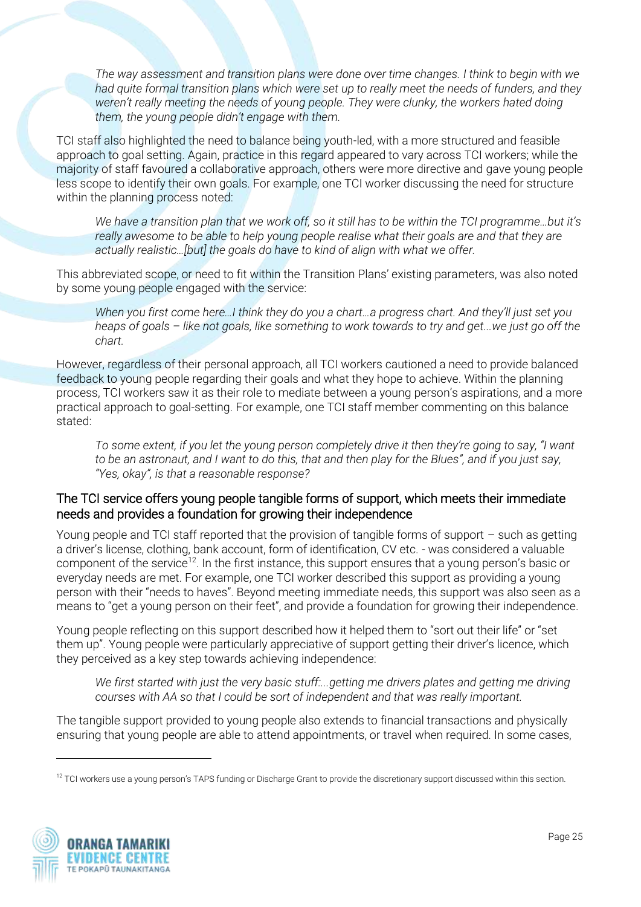*The way assessment and transition plans were done over time changes. I think to begin with we had quite formal transition plans which were set up to really meet the needs of funders, and they weren't really meeting the needs of young people. They were clunky, the workers hated doing them, the young people didn't engage with them.*

TCI staff also highlighted the need to balance being youth-led, with a more structured and feasible approach to goal setting. Again, practice in this regard appeared to vary across TCI workers; while the majority of staff favoured a collaborative approach, others were more directive and gave young people less scope to identify their own goals. For example, one TCI worker discussing the need for structure within the planning process noted:

*We have a transition plan that we work off, so it still has to be within the TCI programme…but it's really awesome to be able to help young people realise what their goals are and that they are actually realistic…[but] the goals do have to kind of align with what we offer.*

This abbreviated scope, or need to fit within the Transition Plans' existing parameters, was also noted by some young people engaged with the service:

*When you first come here…I think they do you a chart…a progress chart. And they'll just set you heaps of goals – like not goals, like something to work towards to try and get...we just go off the chart.*

However, regardless of their personal approach, all TCI workers cautioned a need to provide balanced feedback to young people regarding their goals and what they hope to achieve. Within the planning process, TCI workers saw it as their role to mediate between a young person's aspirations, and a more practical approach to goal-setting. For example, one TCI staff member commenting on this balance stated:

*To some extent, if you let the young person completely drive it then they're going to say, "I want to be an astronaut, and I want to do this, that and then play for the Blues", and if you just say, "Yes, okay", is that a reasonable response?*

## The TCI service offers young people tangible forms of support, which meets their immediate needs and provides a foundation for growing their independence

Young people and TCI staff reported that the provision of tangible forms of support – such as getting a driver's license, clothing, bank account, form of identification, CV etc. - was considered a valuable component of the service[12]. In the first instance, this support ensures that a young person's basic or everyday needs are met. For example, one TCI worker described this support as providing a young person with their "needs to haves". Beyond meeting immediate needs, this support was also seen as a means to "get a young person on their feet", and provide a foundation for growing their independence.

Young people reflecting on this support described how it helped them to "sort out their life" or "set them up". Young people were particularly appreciative of support getting their driver's licence, which they perceived as a key step towards achieving independence:

*We first started with just the very basic stuff:...getting me drivers plates and getting me driving courses with AA so that I could be sort of independent and that was really important.*

The tangible support provided to young people also extends to financial transactions and physically ensuring that young people are able to attend appointments, or travel when required. In some cases,

[12] TCI workers use a young person's TAPS funding or Discharge Grant to provide the discretionary support discussed within this section.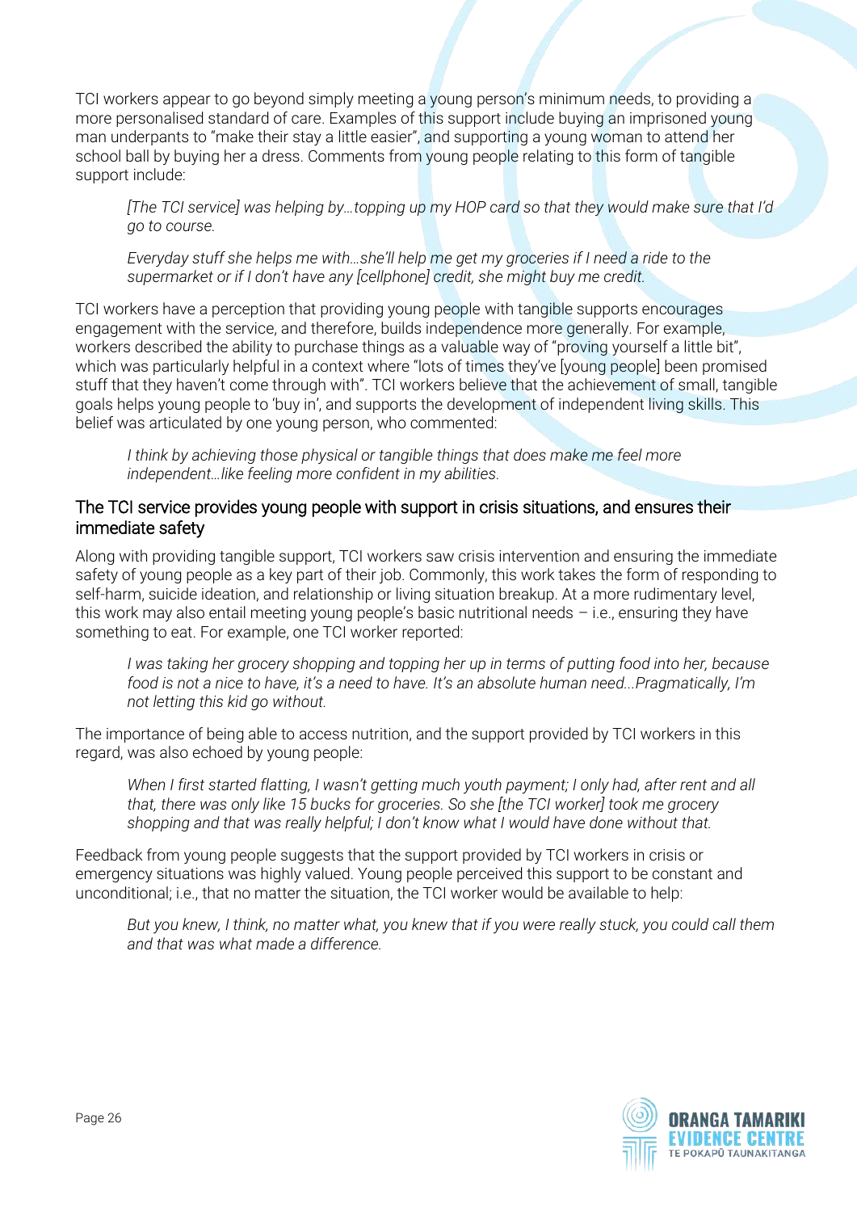TCI workers appear to go beyond simply meeting a young person's minimum needs, to providing a more personalised standard of care. Examples of this support include buying an imprisoned young man underpants to "make their stay a little easier", and supporting a young woman to attend her school ball by buying her a dress. Comments from young people relating to this form of tangible support include:

> *[The TCI service] was helping by…topping up my HOP card so that they would make sure that I'd go to course.*

> *Everyday stuff she helps me with…she'll help me get my groceries if I need a ride to the supermarket or if I don't have any [cellphone] credit, she might buy me credit.*

TCI workers have a perception that providing young people with tangible supports encourages engagement with the service, and therefore, builds independence more generally. For example, workers described the ability to purchase things as a valuable way of "proving yourself a little bit", which was particularly helpful in a context where "lots of times they've [young people] been promised stuff that they haven't come through with". TCI workers believe that the achievement of small, tangible goals helps young people to 'buy in', and supports the development of independent living skills. This belief was articulated by one young person, who commented:

> *I think by achieving those physical or tangible things that does make me feel more independent…like feeling more confident in my abilities.*

### The TCI service provides young people with support in crisis situations, and ensures their immediate safety

Along with providing tangible support, TCI workers saw crisis intervention and ensuring the immediate safety of young people as a key part of their job. Commonly, this work takes the form of responding to self-harm, suicide ideation, and relationship or living situation breakup. At a more rudimentary level, this work may also entail meeting young people's basic nutritional needs – i.e., ensuring they have something to eat. For example, one TCI worker reported:

> *I was taking her grocery shopping and topping her up in terms of putting food into her, because food is not a nice to have, it's a need to have. It's an absolute human need...Pragmatically, I'm not letting this kid go without.*

The importance of being able to access nutrition, and the support provided by TCI workers in this regard, was also echoed by young people:

> *When I first started flatting, I wasn't getting much youth payment; I only had, after rent and all that, there was only like 15 bucks for groceries. So she [the TCI worker] took me grocery shopping and that was really helpful; I don't know what I would have done without that.*

Feedback from young people suggests that the support provided by TCI workers in crisis or emergency situations was highly valued. Young people perceived this support to be constant and unconditional; i.e., that no matter the situation, the TCI worker would be available to help:

> *But you knew, I think, no matter what, you knew that if you were really stuck, you could call them and that was what made a difference.*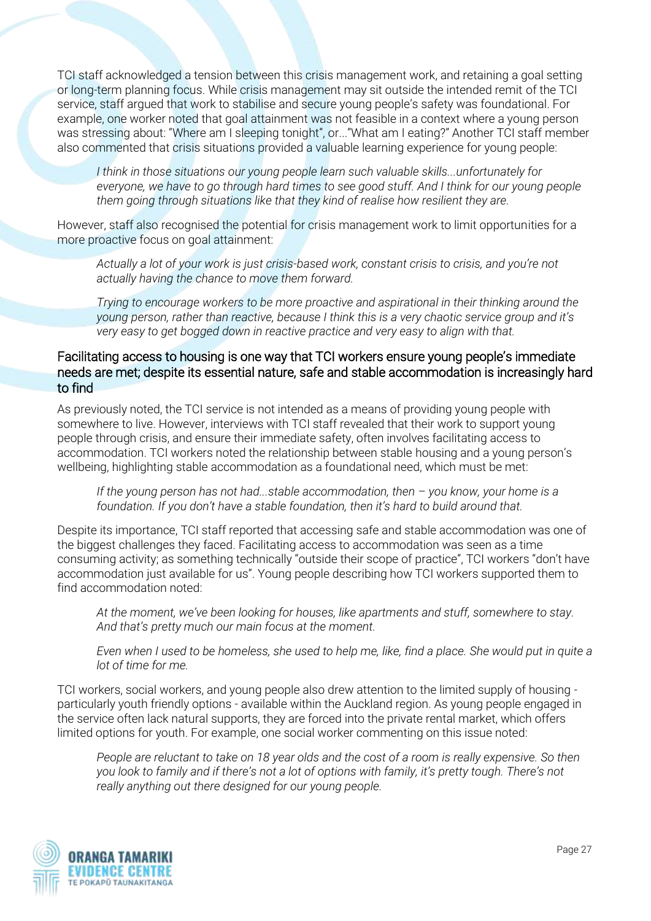TCI staff acknowledged a tension between this crisis management work, and retaining a goal setting or long-term planning focus. While crisis management may sit outside the intended remit of the TCI service, staff argued that work to stabilise and secure young people's safety was foundational. For example, one worker noted that goal attainment was not feasible in a context where a young person was stressing about: "Where am I sleeping tonight", or..."What am I eating?" Another TCI staff member also commented that crisis situations provided a valuable learning experience for young people:

> *I think in those situations our young people learn such valuable skills...unfortunately for everyone, we have to go through hard times to see good stuff. And I think for our young people them going through situations like that they kind of realise how resilient they are.*

However, staff also recognised the potential for crisis management work to limit opportunities for a more proactive focus on goal attainment:

> *Actually a lot of your work is just crisis-based work, constant crisis to crisis, and you're not actually having the chance to move them forward.*

> *Trying to encourage workers to be more proactive and aspirational in their thinking around the young person, rather than reactive, because I think this is a very chaotic service group and it's very easy to get bogged down in reactive practice and very easy to align with that.*

### Facilitating access to housing is one way that TCI workers ensure young people's immediate needs are met; despite its essential nature, safe and stable accommodation is increasingly hard to find

As previously noted, the TCI service is not intended as a means of providing young people with somewhere to live. However, interviews with TCI staff revealed that their work to support young people through crisis, and ensure their immediate safety, often involves facilitating access to accommodation. TCI workers noted the relationship between stable housing and a young person's wellbeing, highlighting stable accommodation as a foundational need, which must be met:

> *If the young person has not had...stable accommodation, then – you know, your home is a foundation. If you don't have a stable foundation, then it's hard to build around that.*

Despite its importance, TCI staff reported that accessing safe and stable accommodation was one of the biggest challenges they faced. Facilitating access to accommodation was seen as a time consuming activity; as something technically "outside their scope of practice", TCI workers "don't have accommodation just available for us". Young people describing how TCI workers supported them to find accommodation noted:

> *At the moment, we've been looking for houses, like apartments and stuff, somewhere to stay. And that's pretty much our main focus at the moment.*

> *Even when I used to be homeless, she used to help me, like, find a place. She would put in quite a lot of time for me.*

TCI workers, social workers, and young people also drew attention to the limited supply of housing - particularly youth friendly options - available within the Auckland region. As young people engaged in the service often lack natural supports, they are forced into the private rental market, which offers limited options for youth. For example, one social worker commenting on this issue noted:

> *People are reluctant to take on 18 year olds and the cost of a room is really expensive. So then you look to family and if there's not a lot of options with family, it's pretty tough. There's not really anything out there designed for our young people.*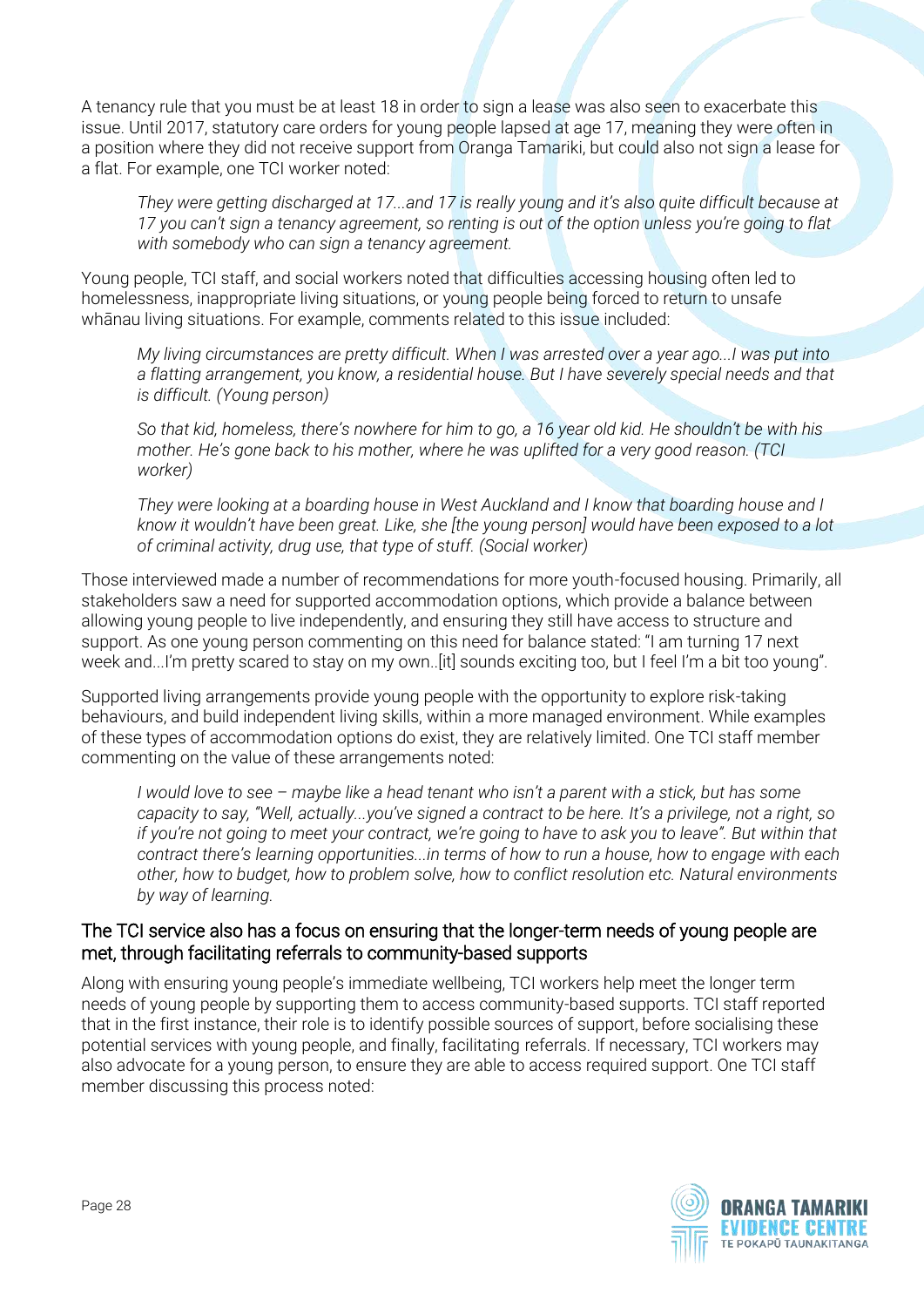A tenancy rule that you must be at least 18 in order to sign a lease was also seen to exacerbate this issue. Until 2017, statutory care orders for young people lapsed at age 17, meaning they were often in a position where they did not receive support from Oranga Tamariki, but could also not sign a lease for a flat. For example, one TCI worker noted:

> *They were getting discharged at 17...and 17 is really young and it's also quite difficult because at 17 you can't sign a tenancy agreement, so renting is out of the option unless you're going to flat with somebody who can sign a tenancy agreement.*

Young people, TCI staff, and social workers noted that difficulties accessing housing often led to homelessness, inappropriate living situations, or young people being forced to return to unsafe whānau living situations. For example, comments related to this issue included:

> *My living circumstances are pretty difficult. When I was arrested over a year ago...I was put into a flatting arrangement, you know, a residential house. But I have severely special needs and that is difficult. (Young person)*

> *So that kid, homeless, there's nowhere for him to go, a 16 year old kid. He shouldn't be with his mother. He's gone back to his mother, where he was uplifted for a very good reason. (TCI worker)*

> *They were looking at a boarding house in West Auckland and I know that boarding house and I know it wouldn't have been great. Like, she [the young person] would have been exposed to a lot of criminal activity, drug use, that type of stuff. (Social worker)*

Those interviewed made a number of recommendations for more youth-focused housing. Primarily, all stakeholders saw a need for supported accommodation options, which provide a balance between allowing young people to live independently, and ensuring they still have access to structure and support. As one young person commenting on this need for balance stated: "I am turning 17 next week and...I'm pretty scared to stay on my own..[it] sounds exciting too, but I feel I'm a bit too young".

Supported living arrangements provide young people with the opportunity to explore risk-taking behaviours, and build independent living skills, within a more managed environment. While examples of these types of accommodation options do exist, they are relatively limited. One TCI staff member commenting on the value of these arrangements noted:

> *I would love to see – maybe like a head tenant who isn't a parent with a stick, but has some capacity to say, "Well, actually...you've signed a contract to be here. It's a privilege, not a right, so if you're not going to meet your contract, we're going to have to ask you to leave". But within that contract there's learning opportunities...in terms of how to run a house, how to engage with each other, how to budget, how to problem solve, how to conflict resolution etc. Natural environments by way of learning.*

### The TCI service also has a focus on ensuring that the longer-term needs of young people are met, through facilitating referrals to community-based supports

Along with ensuring young people's immediate wellbeing, TCI workers help meet the longer term needs of young people by supporting them to access community-based supports. TCI staff reported that in the first instance, their role is to identify possible sources of support, before socialising these potential services with young people, and finally, facilitating referrals. If necessary, TCI workers may also advocate for a young person, to ensure they are able to access required support. One TCI staff member discussing this process noted: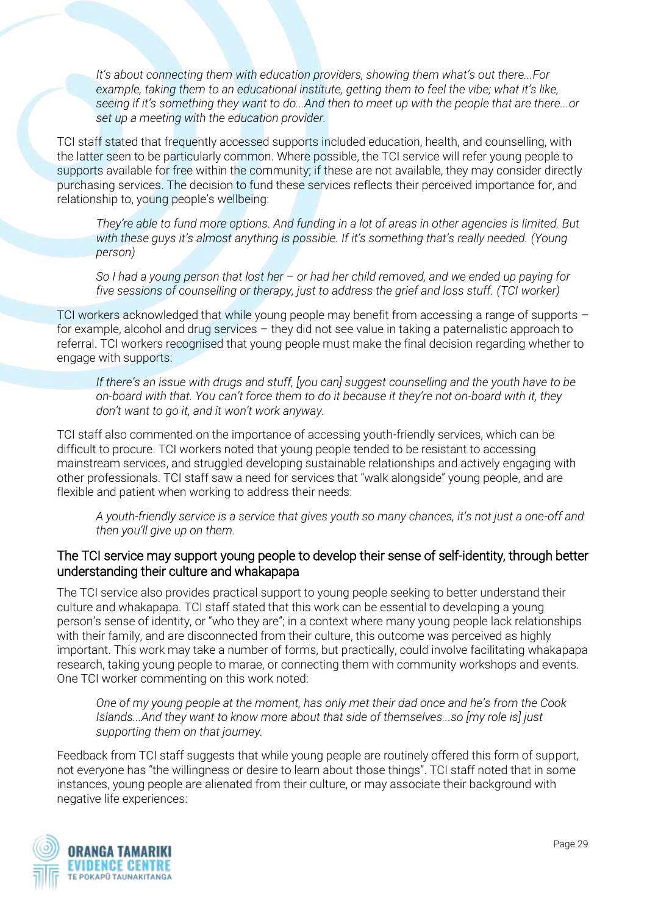*It's about connecting them with education providers, showing them what's out there...For example, taking them to an educational institute, getting them to feel the vibe; what it's like, seeing if it's something they want to do...And then to meet up with the people that are there...or set up a meeting with the education provider.*

TCI staff stated that frequently accessed supports included education, health, and counselling, with the latter seen to be particularly common. Where possible, the TCI service will refer young people to supports available for free within the community; if these are not available, they may consider directly purchasing services. The decision to fund these services reflects their perceived importance for, and relationship to, young people's wellbeing:

*They're able to fund more options. And funding in a lot of areas in other agencies is limited. But with these guys it's almost anything is possible. If it's something that's really needed. (Young person)*

*So I had a young person that lost her – or had her child removed, and we ended up paying for five sessions of counselling or therapy, just to address the grief and loss stuff. (TCI worker)*

TCI workers acknowledged that while young people may benefit from accessing a range of supports – for example, alcohol and drug services – they did not see value in taking a paternalistic approach to referral. TCI workers recognised that young people must make the final decision regarding whether to engage with supports:

*If there's an issue with drugs and stuff, [you can] suggest counselling and the youth have to be on-board with that. You can't force them to do it because it they're not on-board with it, they don't want to go it, and it won't work anyway.*

TCI staff also commented on the importance of accessing youth-friendly services, which can be difficult to procure. TCI workers noted that young people tended to be resistant to accessing mainstream services, and struggled developing sustainable relationships and actively engaging with other professionals. TCI staff saw a need for services that "walk alongside" young people, and are flexible and patient when working to address their needs:

*A youth-friendly service is a service that gives youth so many chances, it's not just a one-off and then you'll give up on them.*

### The TCI service may support young people to develop their sense of self-identity, through better understanding their culture and whakapapa

The TCI service also provides practical support to young people seeking to better understand their culture and whakapapa. TCI staff stated that this work can be essential to developing a young person's sense of identity, or "who they are"; in a context where many young people lack relationships with their family, and are disconnected from their culture, this outcome was perceived as highly important. This work may take a number of forms, but practically, could involve facilitating whakapapa research, taking young people to marae, or connecting them with community workshops and events. One TCI worker commenting on this work noted:

*One of my young people at the moment, has only met their dad once and he's from the Cook Islands...And they want to know more about that side of themselves...so [my role is] just supporting them on that journey.*

Feedback from TCI staff suggests that while young people are routinely offered this form of support, not everyone has "the willingness or desire to learn about those things". TCI staff noted that in some instances, young people are alienated from their culture, or may associate their background with negative life experiences: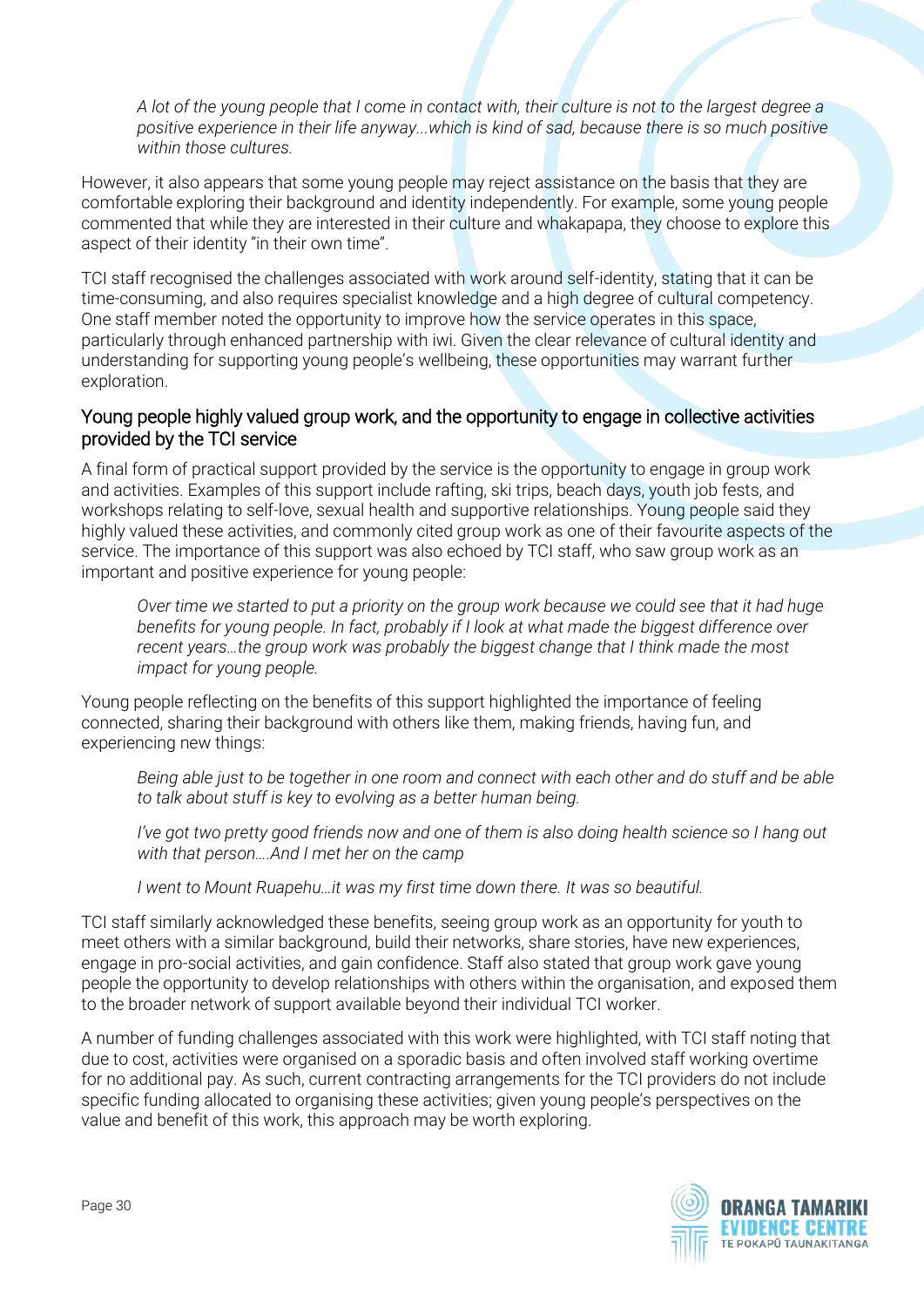*A lot of the young people that I come in contact with, their culture is not to the largest degree a positive experience in their life anyway...which is kind of sad, because there is so much positive within those cultures.*

However, it also appears that some young people may reject assistance on the basis that they are comfortable exploring their background and identity independently. For example, some young people commented that while they are interested in their culture and whakapapa, they choose to explore this aspect of their identity "in their own time".

TCI staff recognised the challenges associated with work around self-identity, stating that it can be time-consuming, and also requires specialist knowledge and a high degree of cultural competency. One staff member noted the opportunity to improve how the service operates in this space, particularly through enhanced partnership with iwi. Given the clear relevance of cultural identity and understanding for supporting young people's wellbeing, these opportunities may warrant further exploration.

## Young people highly valued group work, and the opportunity to engage in collective activities provided by the TCI service

A final form of practical support provided by the service is the opportunity to engage in group work and activities. Examples of this support include rafting, ski trips, beach days, youth job fests, and workshops relating to self-love, sexual health and supportive relationships. Young people said they highly valued these activities, and commonly cited group work as one of their favourite aspects of the service. The importance of this support was also echoed by TCI staff, who saw group work as an important and positive experience for young people:

*Over time we started to put a priority on the group work because we could see that it had huge benefits for young people. In fact, probably if I look at what made the biggest difference over recent years…the group work was probably the biggest change that I think made the most impact for young people.*

Young people reflecting on the benefits of this support highlighted the importance of feeling connected, sharing their background with others like them, making friends, having fun, and experiencing new things:

*Being able just to be together in one room and connect with each other and do stuff and be able to talk about stuff is key to evolving as a better human being.*

*I've got two pretty good friends now and one of them is also doing health science so I hang out with that person….And I met her on the camp*

*I went to Mount Ruapehu…it was my first time down there. It was so beautiful.*

TCI staff similarly acknowledged these benefits, seeing group work as an opportunity for youth to meet others with a similar background, build their networks, share stories, have new experiences, engage in pro-social activities, and gain confidence. Staff also stated that group work gave young people the opportunity to develop relationships with others within the organisation, and exposed them to the broader network of support available beyond their individual TCI worker.

A number of funding challenges associated with this work were highlighted, with TCI staff noting that due to cost, activities were organised on a sporadic basis and often involved staff working overtime for no additional pay. As such, current contracting arrangements for the TCI providers do not include specific funding allocated to organising these activities; given young people's perspectives on the value and benefit of this work, this approach may be worth exploring.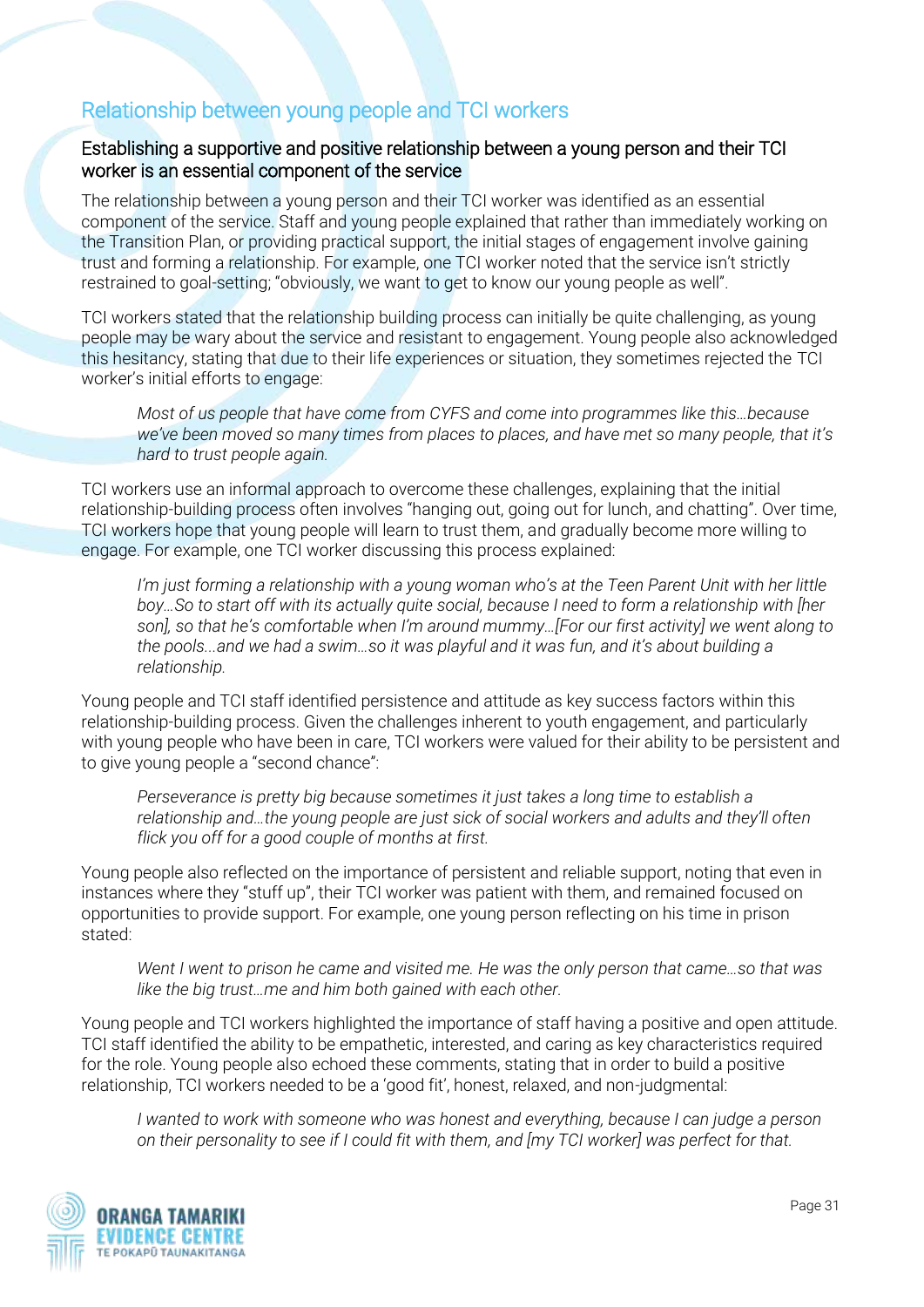## Relationship between young people and TCI workers

### Establishing a supportive and positive relationship between a young person and their TCI worker is an essential component of the service

The relationship between a young person and their TCI worker was identified as an essential component of the service. Staff and young people explained that rather than immediately working on the Transition Plan, or providing practical support, the initial stages of engagement involve gaining trust and forming a relationship. For example, one TCI worker noted that the service isn't strictly restrained to goal-setting; "obviously, we want to get to know our young people as well".

TCI workers stated that the relationship building process can initially be quite challenging, as young people may be wary about the service and resistant to engagement. Young people also acknowledged this hesitancy, stating that due to their life experiences or situation, they sometimes rejected the TCI worker's initial efforts to engage:

> *Most of us people that have come from CYFS and come into programmes like this…because we've been moved so many times from places to places, and have met so many people, that it's hard to trust people again.*

TCI workers use an informal approach to overcome these challenges, explaining that the initial relationship-building process often involves "hanging out, going out for lunch, and chatting". Over time, TCI workers hope that young people will learn to trust them, and gradually become more willing to engage. For example, one TCI worker discussing this process explained:

> *I'm just forming a relationship with a young woman who's at the Teen Parent Unit with her little boy…So to start off with its actually quite social, because I need to form a relationship with [her son], so that he's comfortable when I'm around mummy…[For our first activity] we went along to the pools…and we had a swim…so it was playful and it was fun, and it's about building a relationship.*

Young people and TCI staff identified persistence and attitude as key success factors within this relationship-building process. Given the challenges inherent to youth engagement, and particularly with young people who have been in care, TCI workers were valued for their ability to be persistent and to give young people a "second chance":

> *Perseverance is pretty big because sometimes it just takes a long time to establish a relationship and…the young people are just sick of social workers and adults and they'll often flick you off for a good couple of months at first.*

Young people also reflected on the importance of persistent and reliable support, noting that even in instances where they "stuff up", their TCI worker was patient with them, and remained focused on opportunities to provide support. For example, one young person reflecting on his time in prison stated:

> *Went I went to prison he came and visited me. He was the only person that came…so that was like the big trust…me and him both gained with each other.*

Young people and TCI workers highlighted the importance of staff having a positive and open attitude. TCI staff identified the ability to be empathetic, interested, and caring as key characteristics required for the role. Young people also echoed these comments, stating that in order to build a positive relationship, TCI workers needed to be a 'good fit', honest, relaxed, and non-judgmental:

> *I wanted to work with someone who was honest and everything, because I can judge a person on their personality to see if I could fit with them, and [my TCI worker] was perfect for that.*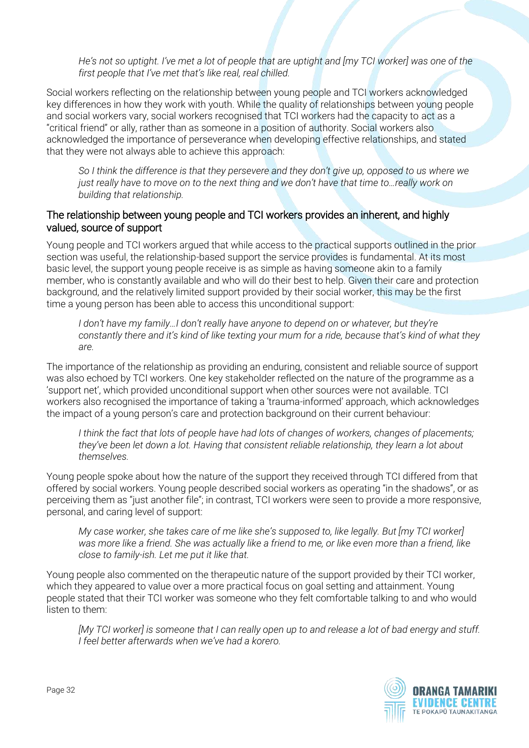> *He's not so uptight. I've met a lot of people that are uptight and [my TCI worker] was one of the first people that I've met that's like real, real chilled.*

Social workers reflecting on the relationship between young people and TCI workers acknowledged key differences in how they work with youth. While the quality of relationships between young people and social workers vary, social workers recognised that TCI workers had the capacity to act as a "critical friend" or ally, rather than as someone in a position of authority. Social workers also acknowledged the importance of perseverance when developing effective relationships, and stated that they were not always able to achieve this approach:

> *So I think the difference is that they persevere and they don't give up, opposed to us where we just really have to move on to the next thing and we don't have that time to…really work on building that relationship.*

### The relationship between young people and TCI workers provides an inherent, and highly valued, source of support

Young people and TCI workers argued that while access to the practical supports outlined in the prior section was useful, the relationship-based support the service provides is fundamental. At its most basic level, the support young people receive is as simple as having someone akin to a family member, who is constantly available and who will do their best to help. Given their care and protection background, and the relatively limited support provided by their social worker, this may be the first time a young person has been able to access this unconditional support:

> *I don't have my family…I don't really have anyone to depend on or whatever, but they're constantly there and it's kind of like texting your mum for a ride, because that's kind of what they are.*

The importance of the relationship as providing an enduring, consistent and reliable source of support was also echoed by TCI workers. One key stakeholder reflected on the nature of the programme as a 'support net', which provided unconditional support when other sources were not available. TCI workers also recognised the importance of taking a 'trauma-informed' approach, which acknowledges the impact of a young person's care and protection background on their current behaviour:

> *I think the fact that lots of people have had lots of changes of workers, changes of placements; they've been let down a lot. Having that consistent reliable relationship, they learn a lot about themselves.*

Young people spoke about how the nature of the support they received through TCI differed from that offered by social workers. Young people described social workers as operating "in the shadows", or as perceiving them as "just another file"; in contrast, TCI workers were seen to provide a more responsive, personal, and caring level of support:

> *My case worker, she takes care of me like she's supposed to, like legally. But [my TCI worker] was more like a friend. She was actually like a friend to me, or like even more than a friend, like close to family-ish. Let me put it like that.*

Young people also commented on the therapeutic nature of the support provided by their TCI worker, which they appeared to value over a more practical focus on goal setting and attainment. Young people stated that their TCI worker was someone who they felt comfortable talking to and who would listen to them:

> *[My TCI worker] is someone that I can really open up to and release a lot of bad energy and stuff. I feel better afterwards when we've had a korero.*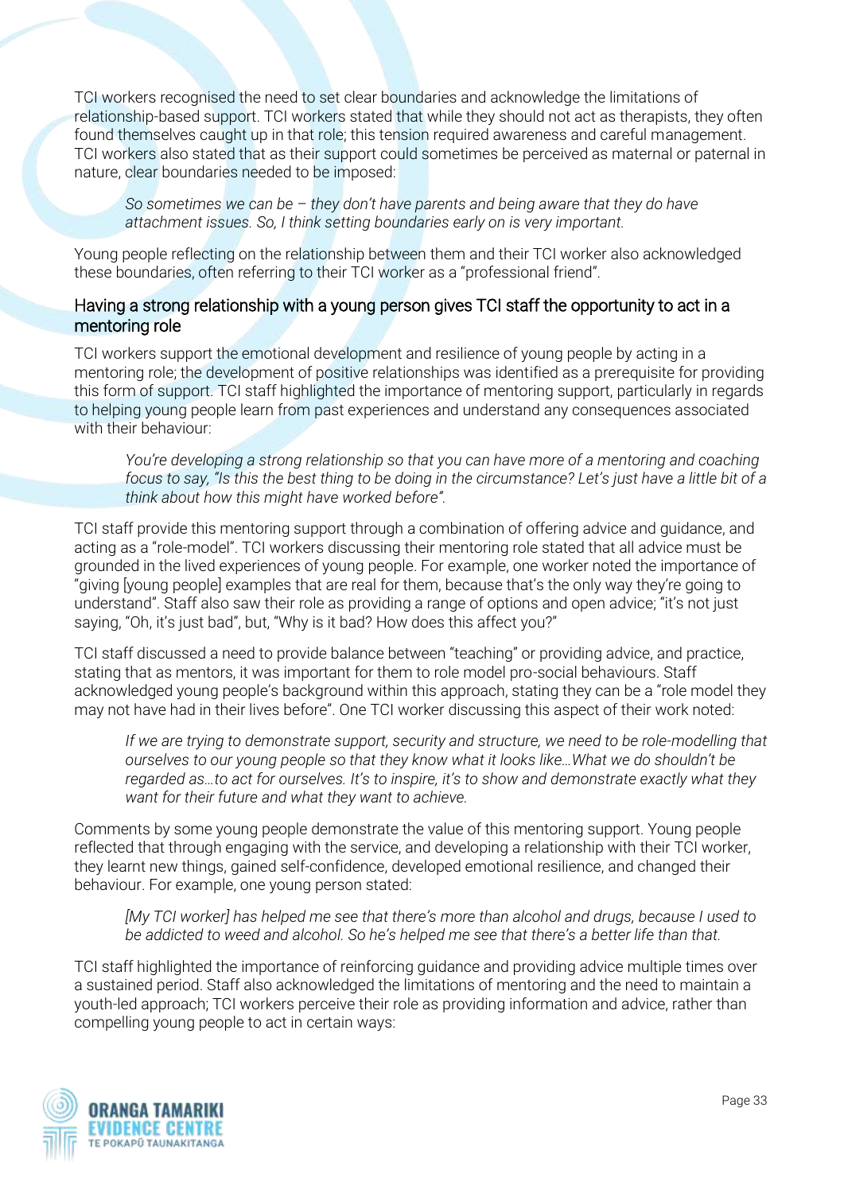TCI workers recognised the need to set clear boundaries and acknowledge the limitations of relationship-based support. TCI workers stated that while they should not act as therapists, they often found themselves caught up in that role; this tension required awareness and careful management. TCI workers also stated that as their support could sometimes be perceived as maternal or paternal in nature, clear boundaries needed to be imposed:

> *So sometimes we can be – they don't have parents and being aware that they do have attachment issues. So, I think setting boundaries early on is very important.*

Young people reflecting on the relationship between them and their TCI worker also acknowledged these boundaries, often referring to their TCI worker as a "professional friend".

### Having a strong relationship with a young person gives TCI staff the opportunity to act in a mentoring role

TCI workers support the emotional development and resilience of young people by acting in a mentoring role; the development of positive relationships was identified as a prerequisite for providing this form of support. TCI staff highlighted the importance of mentoring support, particularly in regards to helping young people learn from past experiences and understand any consequences associated with their behaviour:

> *You're developing a strong relationship so that you can have more of a mentoring and coaching focus to say, "Is this the best thing to be doing in the circumstance? Let's just have a little bit of a think about how this might have worked before".*

TCI staff provide this mentoring support through a combination of offering advice and guidance, and acting as a "role-model". TCI workers discussing their mentoring role stated that all advice must be grounded in the lived experiences of young people. For example, one worker noted the importance of "giving [young people] examples that are real for them, because that's the only way they're going to understand". Staff also saw their role as providing a range of options and open advice; "it's not just saying, "Oh, it's just bad", but, "Why is it bad? How does this affect you?"

TCI staff discussed a need to provide balance between "teaching" or providing advice, and practice, stating that as mentors, it was important for them to role model pro-social behaviours. Staff acknowledged young people's background within this approach, stating they can be a "role model they may not have had in their lives before". One TCI worker discussing this aspect of their work noted:

> *If we are trying to demonstrate support, security and structure, we need to be role-modelling that ourselves to our young people so that they know what it looks like…What we do shouldn't be regarded as…to act for ourselves. It's to inspire, it's to show and demonstrate exactly what they want for their future and what they want to achieve.*

Comments by some young people demonstrate the value of this mentoring support. Young people reflected that through engaging with the service, and developing a relationship with their TCI worker, they learnt new things, gained self-confidence, developed emotional resilience, and changed their behaviour. For example, one young person stated:

> *[My TCI worker] has helped me see that there's more than alcohol and drugs, because I used to be addicted to weed and alcohol. So he's helped me see that there's a better life than that.*

TCI staff highlighted the importance of reinforcing guidance and providing advice multiple times over a sustained period. Staff also acknowledged the limitations of mentoring and the need to maintain a youth-led approach; TCI workers perceive their role as providing information and advice, rather than compelling young people to act in certain ways: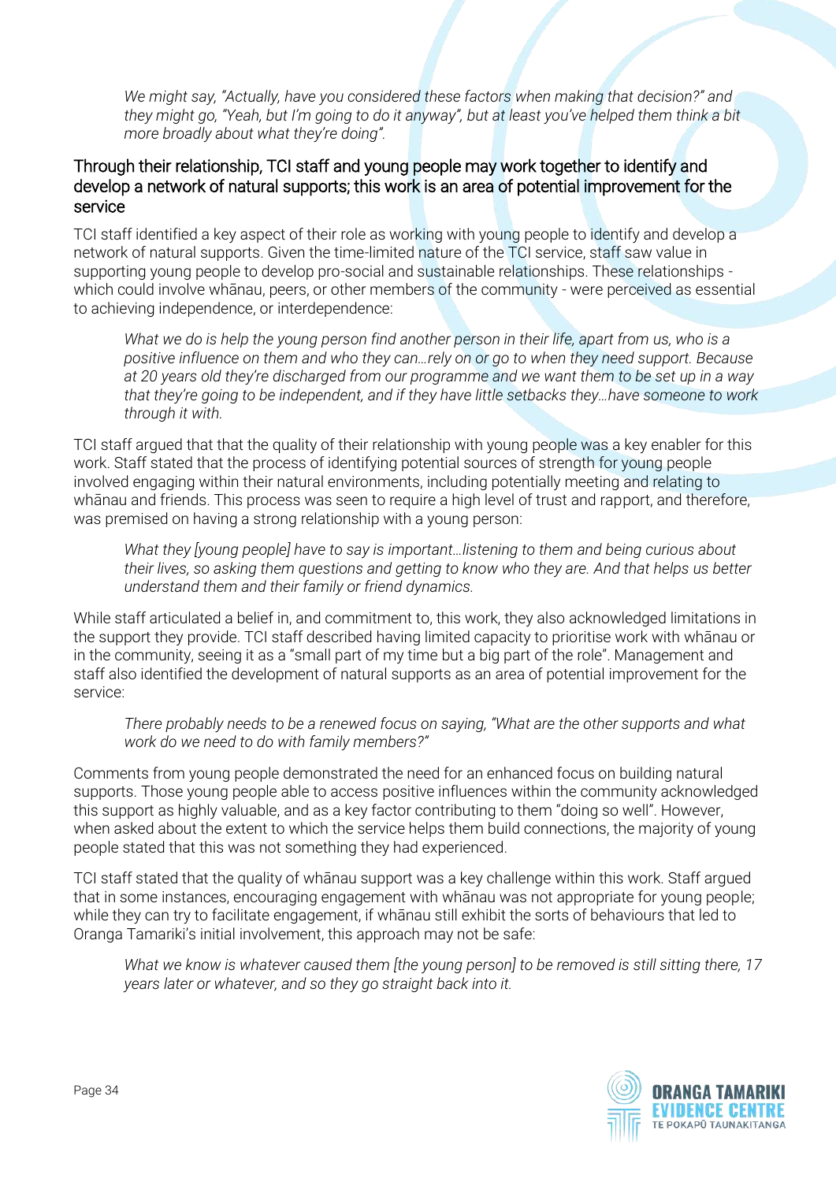> *We might say, "Actually, have you considered these factors when making that decision?" and they might go, "Yeah, but I'm going to do it anyway", but at least you've helped them think a bit more broadly about what they're doing".*

### Through their relationship, TCI staff and young people may work together to identify and develop a network of natural supports; this work is an area of potential improvement for the service

TCI staff identified a key aspect of their role as working with young people to identify and develop a network of natural supports. Given the time-limited nature of the TCI service, staff saw value in supporting young people to develop pro-social and sustainable relationships. These relationships - which could involve whānau, peers, or other members of the community - were perceived as essential to achieving independence, or interdependence:

> *What we do is help the young person find another person in their life, apart from us, who is a positive influence on them and who they can…rely on or go to when they need support. Because at 20 years old they're discharged from our programme and we want them to be set up in a way that they're going to be independent, and if they have little setbacks they…have someone to work through it with.*

TCI staff argued that that the quality of their relationship with young people was a key enabler for this work. Staff stated that the process of identifying potential sources of strength for young people involved engaging within their natural environments, including potentially meeting and relating to whānau and friends. This process was seen to require a high level of trust and rapport, and therefore, was premised on having a strong relationship with a young person:

> *What they [young people] have to say is important…listening to them and being curious about their lives, so asking them questions and getting to know who they are. And that helps us better understand them and their family or friend dynamics.*

While staff articulated a belief in, and commitment to, this work, they also acknowledged limitations in the support they provide. TCI staff described having limited capacity to prioritise work with whānau or in the community, seeing it as a "small part of my time but a big part of the role". Management and staff also identified the development of natural supports as an area of potential improvement for the service:

> *There probably needs to be a renewed focus on saying, "What are the other supports and what work do we need to do with family members?"*

Comments from young people demonstrated the need for an enhanced focus on building natural supports. Those young people able to access positive influences within the community acknowledged this support as highly valuable, and as a key factor contributing to them "doing so well". However, when asked about the extent to which the service helps them build connections, the majority of young people stated that this was not something they had experienced.

TCI staff stated that the quality of whānau support was a key challenge within this work. Staff argued that in some instances, encouraging engagement with whānau was not appropriate for young people; while they can try to facilitate engagement, if whānau still exhibit the sorts of behaviours that led to Oranga Tamariki's initial involvement, this approach may not be safe:

> *What we know is whatever caused them [the young person] to be removed is still sitting there, 17 years later or whatever, and so they go straight back into it.*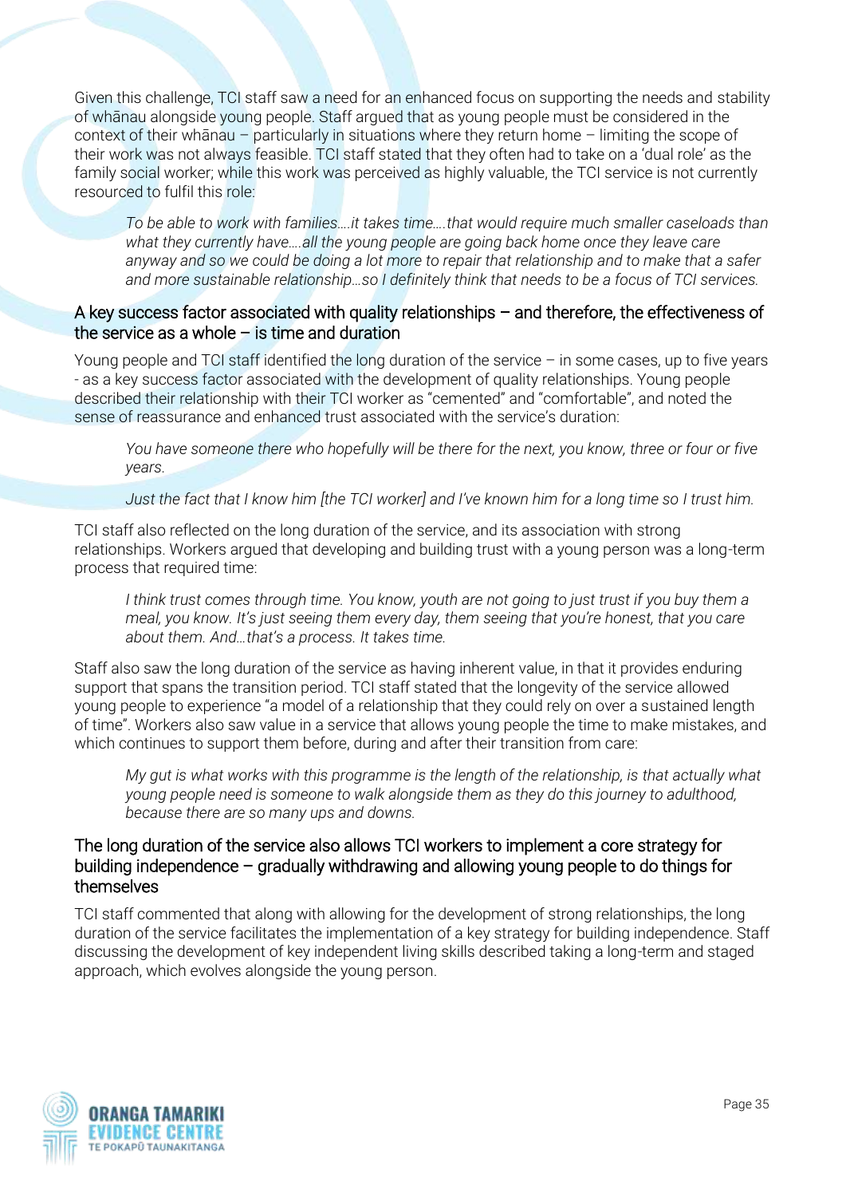Given this challenge, TCI staff saw a need for an enhanced focus on supporting the needs and stability of whānau alongside young people. Staff argued that as young people must be considered in the context of their whānau – particularly in situations where they return home – limiting the scope of their work was not always feasible. TCI staff stated that they often had to take on a 'dual role' as the family social worker; while this work was perceived as highly valuable, the TCI service is not currently resourced to fulfil this role:

> *To be able to work with families….it takes time….that would require much smaller caseloads than what they currently have….all the young people are going back home once they leave care anyway and so we could be doing a lot more to repair that relationship and to make that a safer and more sustainable relationship…so I definitely think that needs to be a focus of TCI services.*

### A key success factor associated with quality relationships – and therefore, the effectiveness of the service as a whole – is time and duration

Young people and TCI staff identified the long duration of the service – in some cases, up to five years - as a key success factor associated with the development of quality relationships. Young people described their relationship with their TCI worker as "cemented" and "comfortable", and noted the sense of reassurance and enhanced trust associated with the service's duration:

> *You have someone there who hopefully will be there for the next, you know, three or four or five years.*

> *Just the fact that I know him [the TCI worker] and I've known him for a long time so I trust him.*

TCI staff also reflected on the long duration of the service, and its association with strong relationships. Workers argued that developing and building trust with a young person was a long-term process that required time:

> *I think trust comes through time. You know, youth are not going to just trust if you buy them a meal, you know. It's just seeing them every day, them seeing that you're honest, that you care about them. And…that's a process. It takes time.*

Staff also saw the long duration of the service as having inherent value, in that it provides enduring support that spans the transition period. TCI staff stated that the longevity of the service allowed young people to experience "a model of a relationship that they could rely on over a sustained length of time". Workers also saw value in a service that allows young people the time to make mistakes, and which continues to support them before, during and after their transition from care:

> *My gut is what works with this programme is the length of the relationship, is that actually what young people need is someone to walk alongside them as they do this journey to adulthood, because there are so many ups and downs.*

### The long duration of the service also allows TCI workers to implement a core strategy for building independence – gradually withdrawing and allowing young people to do things for themselves

TCI staff commented that along with allowing for the development of strong relationships, the long duration of the service facilitates the implementation of a key strategy for building independence. Staff discussing the development of key independent living skills described taking a long-term and staged approach, which evolves alongside the young person.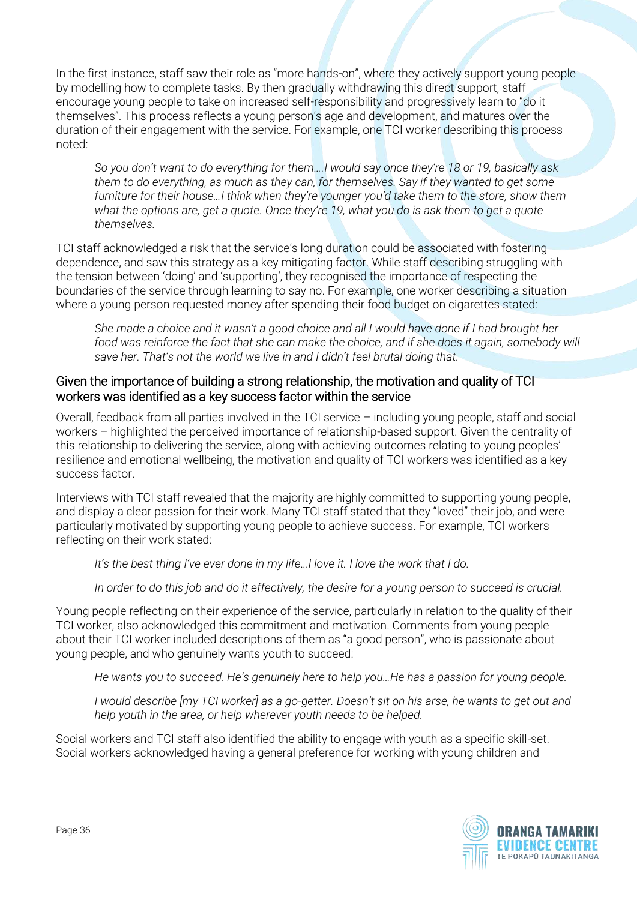In the first instance, staff saw their role as "more hands-on", where they actively support young people by modelling how to complete tasks. By then gradually withdrawing this direct support, staff encourage young people to take on increased self-responsibility and progressively learn to "do it themselves". This process reflects a young person's age and development, and matures over the duration of their engagement with the service. For example, one TCI worker describing this process noted:

> *So you don't want to do everything for them….I would say once they're 18 or 19, basically ask them to do everything, as much as they can, for themselves. Say if they wanted to get some furniture for their house…I think when they're younger you'd take them to the store, show them what the options are, get a quote. Once they're 19, what you do is ask them to get a quote themselves.*

TCI staff acknowledged a risk that the service's long duration could be associated with fostering dependence, and saw this strategy as a key mitigating factor. While staff describing struggling with the tension between 'doing' and 'supporting', they recognised the importance of respecting the boundaries of the service through learning to say no. For example, one worker describing a situation where a young person requested money after spending their food budget on cigarettes stated:

> *She made a choice and it wasn't a good choice and all I would have done if I had brought her food was reinforce the fact that she can make the choice, and if she does it again, somebody will save her. That's not the world we live in and I didn't feel brutal doing that.*

## Given the importance of building a strong relationship, the motivation and quality of TCI workers was identified as a key success factor within the service

Overall, feedback from all parties involved in the TCI service – including young people, staff and social workers – highlighted the perceived importance of relationship-based support. Given the centrality of this relationship to delivering the service, along with achieving outcomes relating to young peoples' resilience and emotional wellbeing, the motivation and quality of TCI workers was identified as a key success factor.

Interviews with TCI staff revealed that the majority are highly committed to supporting young people, and display a clear passion for their work. Many TCI staff stated that they "loved" their job, and were particularly motivated by supporting young people to achieve success. For example, TCI workers reflecting on their work stated:

> *It's the best thing I've ever done in my life…I love it. I love the work that I do.*

> *In order to do this job and do it effectively, the desire for a young person to succeed is crucial.*

Young people reflecting on their experience of the service, particularly in relation to the quality of their TCI worker, also acknowledged this commitment and motivation. Comments from young people about their TCI worker included descriptions of them as "a good person", who is passionate about young people, and who genuinely wants youth to succeed:

> *He wants you to succeed. He's genuinely here to help you…He has a passion for young people.*

> *I would describe [my TCI worker] as a go-getter. Doesn't sit on his arse, he wants to get out and help youth in the area, or help wherever youth needs to be helped.*

Social workers and TCI staff also identified the ability to engage with youth as a specific skill-set. Social workers acknowledged having a general preference for working with young children and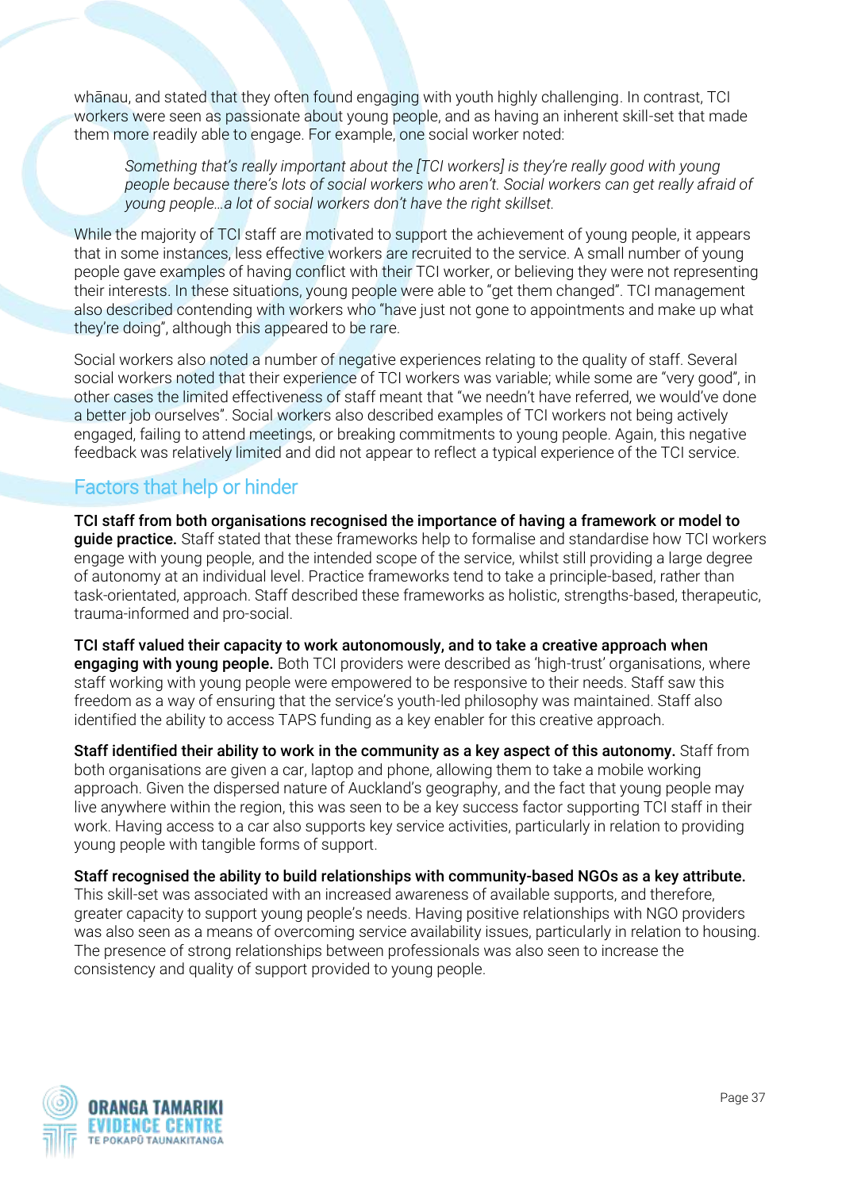whānau, and stated that they often found engaging with youth highly challenging. In contrast, TCI workers were seen as passionate about young people, and as having an inherent skill-set that made them more readily able to engage. For example, one social worker noted:

> *Something that's really important about the [TCI workers] is they're really good with young people because there's lots of social workers who aren't. Social workers can get really afraid of young people…a lot of social workers don't have the right skillset.*

While the majority of TCI staff are motivated to support the achievement of young people, it appears that in some instances, less effective workers are recruited to the service. A small number of young people gave examples of having conflict with their TCI worker, or believing they were not representing their interests. In these situations, young people were able to "get them changed". TCI management also described contending with workers who "have just not gone to appointments and make up what they're doing", although this appeared to be rare.

Social workers also noted a number of negative experiences relating to the quality of staff. Several social workers noted that their experience of TCI workers was variable; while some are "very good", in other cases the limited effectiveness of staff meant that "we needn't have referred, we would've done a better job ourselves". Social workers also described examples of TCI workers not being actively engaged, failing to attend meetings, or breaking commitments to young people. Again, this negative feedback was relatively limited and did not appear to reflect a typical experience of the TCI service.

## Factors that help or hinder

**TCI staff from both organisations recognised the importance of having a framework or model to guide practice.** Staff stated that these frameworks help to formalise and standardise how TCI workers engage with young people, and the intended scope of the service, whilst still providing a large degree of autonomy at an individual level. Practice frameworks tend to take a principle-based, rather than task-orientated, approach. Staff described these frameworks as holistic, strengths-based, therapeutic, trauma-informed and pro-social.

**TCI staff valued their capacity to work autonomously, and to take a creative approach when engaging with young people.** Both TCI providers were described as 'high-trust' organisations, where staff working with young people were empowered to be responsive to their needs. Staff saw this freedom as a way of ensuring that the service's youth-led philosophy was maintained. Staff also identified the ability to access TAPS funding as a key enabler for this creative approach.

**Staff identified their ability to work in the community as a key aspect of this autonomy.** Staff from both organisations are given a car, laptop and phone, allowing them to take a mobile working approach. Given the dispersed nature of Auckland's geography, and the fact that young people may live anywhere within the region, this was seen to be a key success factor supporting TCI staff in their work. Having access to a car also supports key service activities, particularly in relation to providing young people with tangible forms of support.

**Staff recognised the ability to build relationships with community-based NGOs as a key attribute.** This skill-set was associated with an increased awareness of available supports, and therefore, greater capacity to support young people's needs. Having positive relationships with NGO providers was also seen as a means of overcoming service availability issues, particularly in relation to housing. The presence of strong relationships between professionals was also seen to increase the consistency and quality of support provided to young people.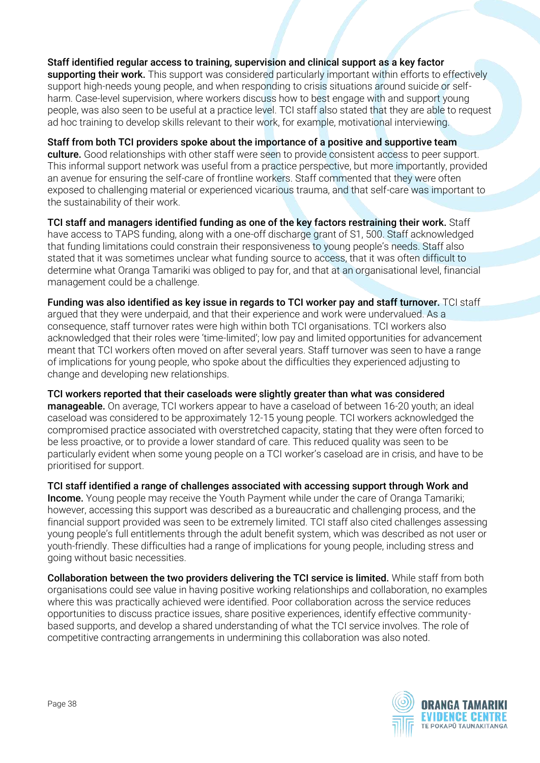**Staff identified regular access to training, supervision and clinical support as a key factor supporting their work.** This support was considered particularly important within efforts to effectively support high-needs young people, and when responding to crisis situations around suicide or self-harm. Case-level supervision, where workers discuss how to best engage with and support young people, was also seen to be useful at a practice level. TCI staff also stated that they are able to request ad hoc training to develop skills relevant to their work, for example, motivational interviewing.

**Staff from both TCI providers spoke about the importance of a positive and supportive team culture.** Good relationships with other staff were seen to provide consistent access to peer support. This informal support network was useful from a practice perspective, but more importantly, provided an avenue for ensuring the self-care of frontline workers. Staff commented that they were often exposed to challenging material or experienced vicarious trauma, and that self-care was important to the sustainability of their work.

**TCI staff and managers identified funding as one of the key factors restraining their work.** Staff have access to TAPS funding, along with a one-off discharge grant of S1, 500. Staff acknowledged that funding limitations could constrain their responsiveness to young people's needs. Staff also stated that it was sometimes unclear what funding source to access, that it was often difficult to determine what Oranga Tamariki was obliged to pay for, and that at an organisational level, financial management could be a challenge.

**Funding was also identified as key issue in regards to TCI worker pay and staff turnover.** TCI staff argued that they were underpaid, and that their experience and work were undervalued. As a consequence, staff turnover rates were high within both TCI organisations. TCI workers also acknowledged that their roles were 'time-limited'; low pay and limited opportunities for advancement meant that TCI workers often moved on after several years. Staff turnover was seen to have a range of implications for young people, who spoke about the difficulties they experienced adjusting to change and developing new relationships.

**TCI workers reported that their caseloads were slightly greater than what was considered manageable.** On average, TCI workers appear to have a caseload of between 16-20 youth; an ideal caseload was considered to be approximately 12-15 young people. TCI workers acknowledged the compromised practice associated with overstretched capacity, stating that they were often forced to be less proactive, or to provide a lower standard of care. This reduced quality was seen to be particularly evident when some young people on a TCI worker's caseload are in crisis, and have to be prioritised for support.

**TCI staff identified a range of challenges associated with accessing support through Work and Income.** Young people may receive the Youth Payment while under the care of Oranga Tamariki; however, accessing this support was described as a bureaucratic and challenging process, and the financial support provided was seen to be extremely limited. TCI staff also cited challenges assessing young people's full entitlements through the adult benefit system, which was described as not user or youth-friendly. These difficulties had a range of implications for young people, including stress and going without basic necessities.

**Collaboration between the two providers delivering the TCI service is limited.** While staff from both organisations could see value in having positive working relationships and collaboration, no examples where this was practically achieved were identified. Poor collaboration across the service reduces opportunities to discuss practice issues, share positive experiences, identify effective community-based supports, and develop a shared understanding of what the TCI service involves. The role of competitive contracting arrangements in undermining this collaboration was also noted.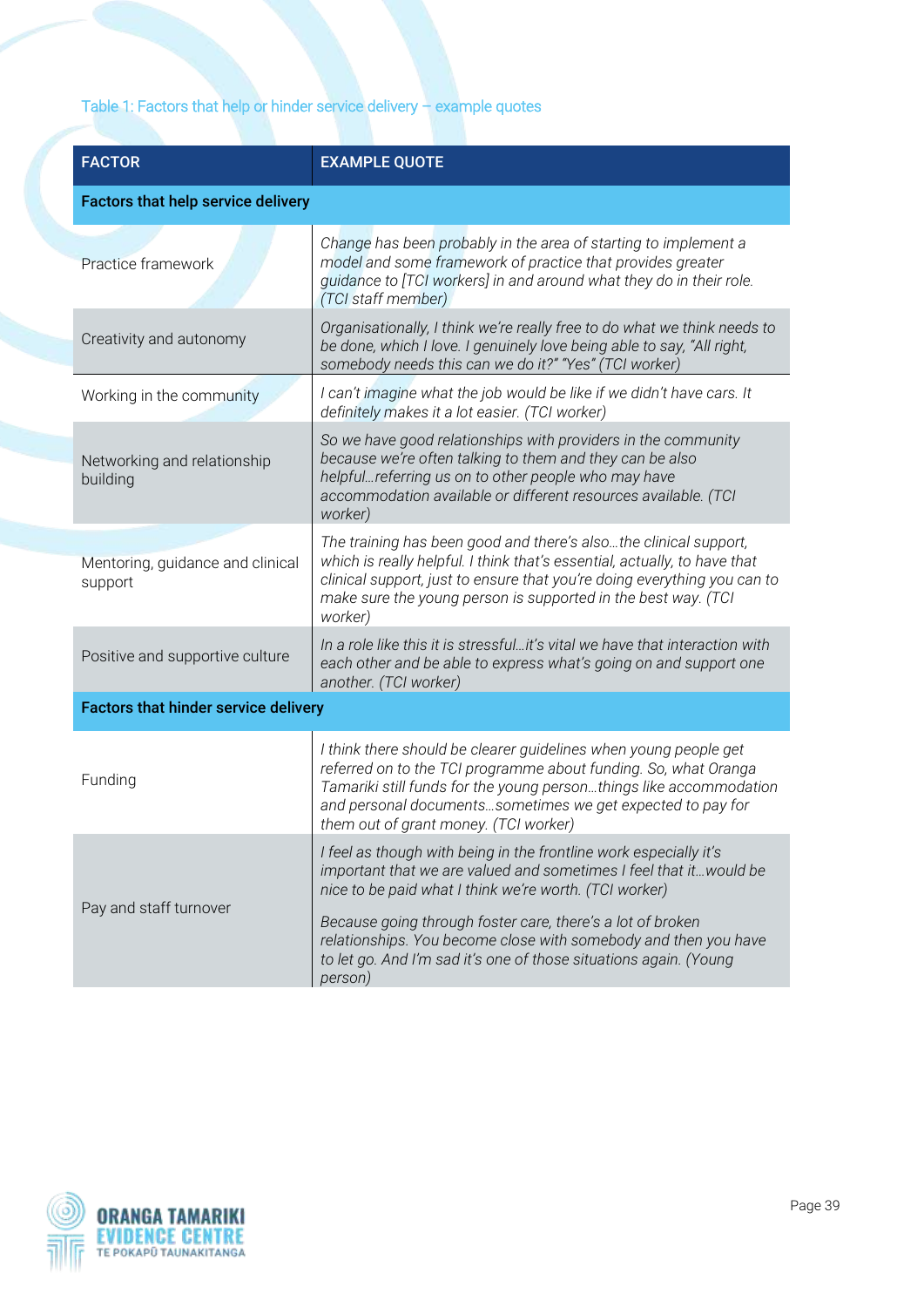Table 1: Factors that help or hinder service delivery – example quotes

| FACTOR | EXAMPLE QUOTE |
|---|---|
| **Factors that help service delivery** | |
| Practice framework | *Change has been probably in the area of starting to implement a model and some framework of practice that provides greater guidance to [TCI workers] in and around what they do in their role. (TCI staff member)* |
| Creativity and autonomy | *Organisationally, I think we're really free to do what we think needs to be done, which I love. I genuinely love being able to say, "All right, somebody needs this can we do it?" "Yes" (TCI worker)* |
| Working in the community | *I can't imagine what the job would be like if we didn't have cars. It definitely makes it a lot easier. (TCI worker)* |
| Networking and relationship building | *So we have good relationships with providers in the community because we're often talking to them and they can be also helpful…referring us on to other people who may have accommodation available or different resources available. (TCI worker)* |
| Mentoring, guidance and clinical support | *The training has been good and there's also…the clinical support, which is really helpful. I think that's essential, actually, to have that clinical support, just to ensure that you're doing everything you can to make sure the young person is supported in the best way. (TCI worker)* |
| Positive and supportive culture | *In a role like this it is stressful…it's vital we have that interaction with each other and be able to express what's going on and support one another. (TCI worker)* |
| **Factors that hinder service delivery** | |
| Funding | *I think there should be clearer guidelines when young people get referred on to the TCI programme about funding. So, what Oranga Tamariki still funds for the young person…things like accommodation and personal documents…sometimes we get expected to pay for them out of grant money. (TCI worker)* |
| Pay and staff turnover | *I feel as though with being in the frontline work especially it's important that we are valued and sometimes I feel that it…would be nice to be paid what I think we're worth. (TCI worker)*<br><br>*Because going through foster care, there's a lot of broken relationships. You become close with somebody and then you have to let go. And I'm sad it's one of those situations again. (Young person)* |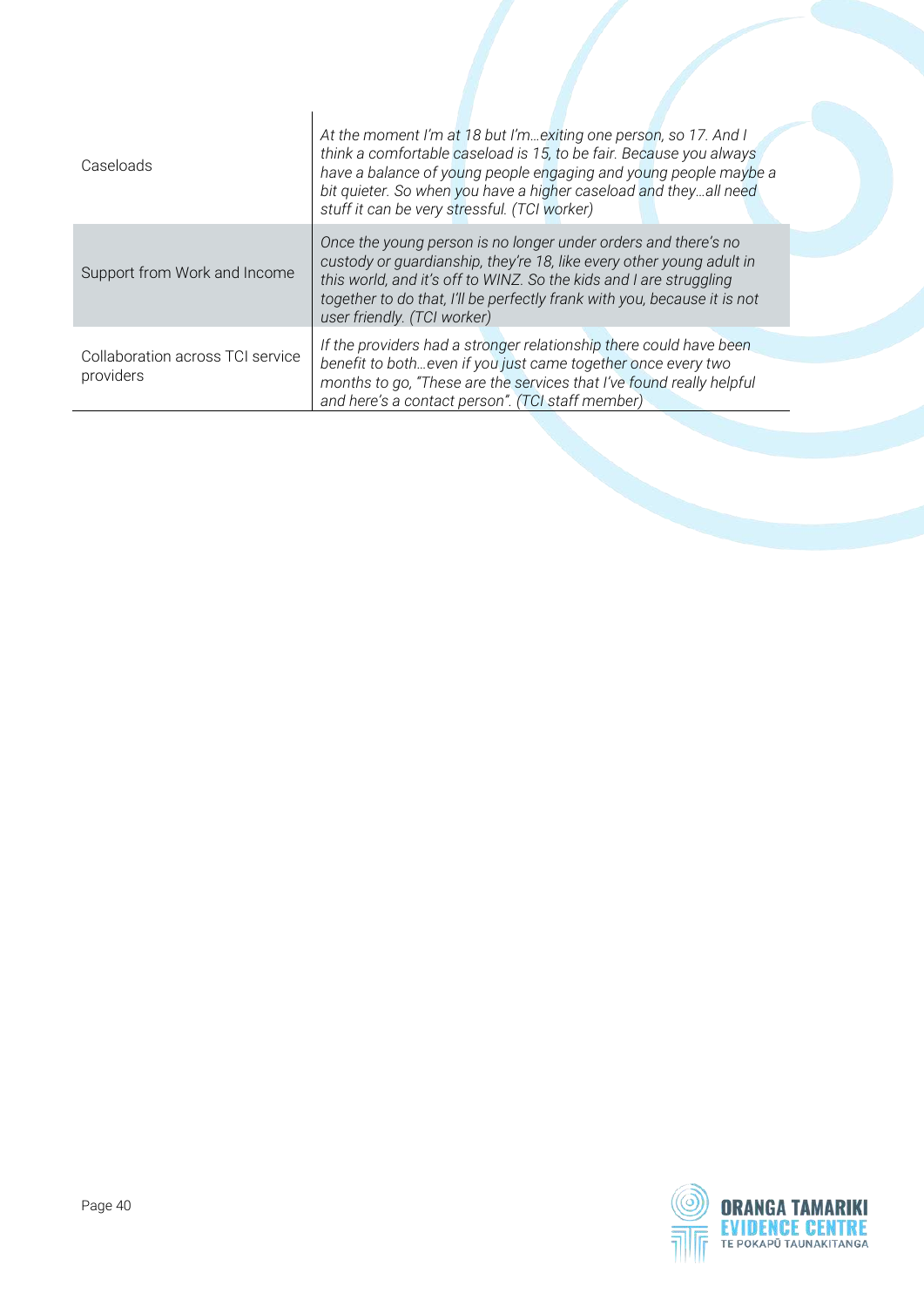| | |
|---|---|
| Caseloads | *At the moment I'm at 18 but I'm…exiting one person, so 17. And I think a comfortable caseload is 15, to be fair. Because you always have a balance of young people engaging and young people maybe a bit quieter. So when you have a higher caseload and they…all need stuff it can be very stressful. (TCI worker)* |
| Support from Work and Income | *Once the young person is no longer under orders and there's no custody or guardianship, they're 18, like every other young adult in this world, and it's off to WINZ. So the kids and I are struggling together to do that, I'll be perfectly frank with you, because it is not user friendly. (TCI worker)* |
| Collaboration across TCI service providers | *If the providers had a stronger relationship there could have been benefit to both…even if you just came together once every two months to go, "These are the services that I've found really helpful and here's a contact person". (TCI staff member)* |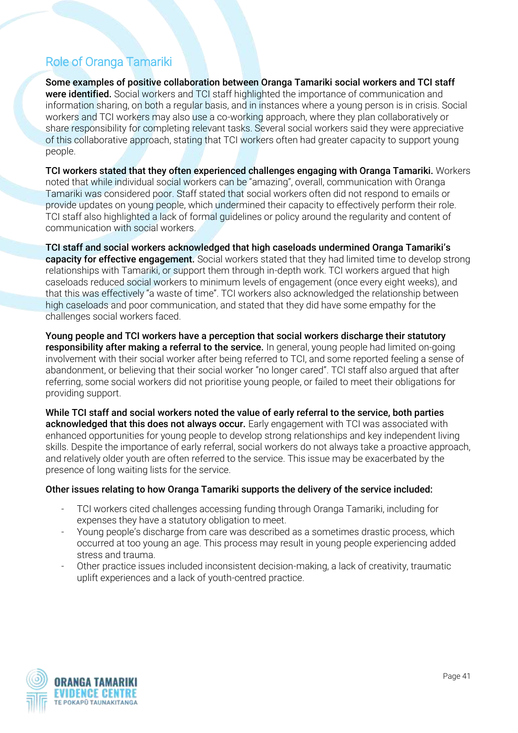## Role of Oranga Tamariki

**Some examples of positive collaboration between Oranga Tamariki social workers and TCI staff were identified.** Social workers and TCI staff highlighted the importance of communication and information sharing, on both a regular basis, and in instances where a young person is in crisis. Social workers and TCI workers may also use a co-working approach, where they plan collaboratively or share responsibility for completing relevant tasks. Several social workers said they were appreciative of this collaborative approach, stating that TCI workers often had greater capacity to support young people.

**TCI workers stated that they often experienced challenges engaging with Oranga Tamariki.** Workers noted that while individual social workers can be "amazing", overall, communication with Oranga Tamariki was considered poor. Staff stated that social workers often did not respond to emails or provide updates on young people, which undermined their capacity to effectively perform their role. TCI staff also highlighted a lack of formal guidelines or policy around the regularity and content of communication with social workers.

**TCI staff and social workers acknowledged that high caseloads undermined Oranga Tamariki's capacity for effective engagement.** Social workers stated that they had limited time to develop strong relationships with Tamariki, or support them through in-depth work. TCI workers argued that high caseloads reduced social workers to minimum levels of engagement (once every eight weeks), and that this was effectively "a waste of time". TCI workers also acknowledged the relationship between high caseloads and poor communication, and stated that they did have some empathy for the challenges social workers faced.

**Young people and TCI workers have a perception that social workers discharge their statutory responsibility after making a referral to the service.** In general, young people had limited on-going involvement with their social worker after being referred to TCI, and some reported feeling a sense of abandonment, or believing that their social worker "no longer cared". TCI staff also argued that after referring, some social workers did not prioritise young people, or failed to meet their obligations for providing support.

**While TCI staff and social workers noted the value of early referral to the service, both parties acknowledged that this does not always occur.** Early engagement with TCI was associated with enhanced opportunities for young people to develop strong relationships and key independent living skills. Despite the importance of early referral, social workers do not always take a proactive approach, and relatively older youth are often referred to the service. This issue may be exacerbated by the presence of long waiting lists for the service.

**Other issues relating to how Oranga Tamariki supports the delivery of the service included:**

- TCI workers cited challenges accessing funding through Oranga Tamariki, including for expenses they have a statutory obligation to meet.
- Young people's discharge from care was described as a sometimes drastic process, which occurred at too young an age. This process may result in young people experiencing added stress and trauma.
- Other practice issues included inconsistent decision-making, a lack of creativity, traumatic uplift experiences and a lack of youth-centred practice.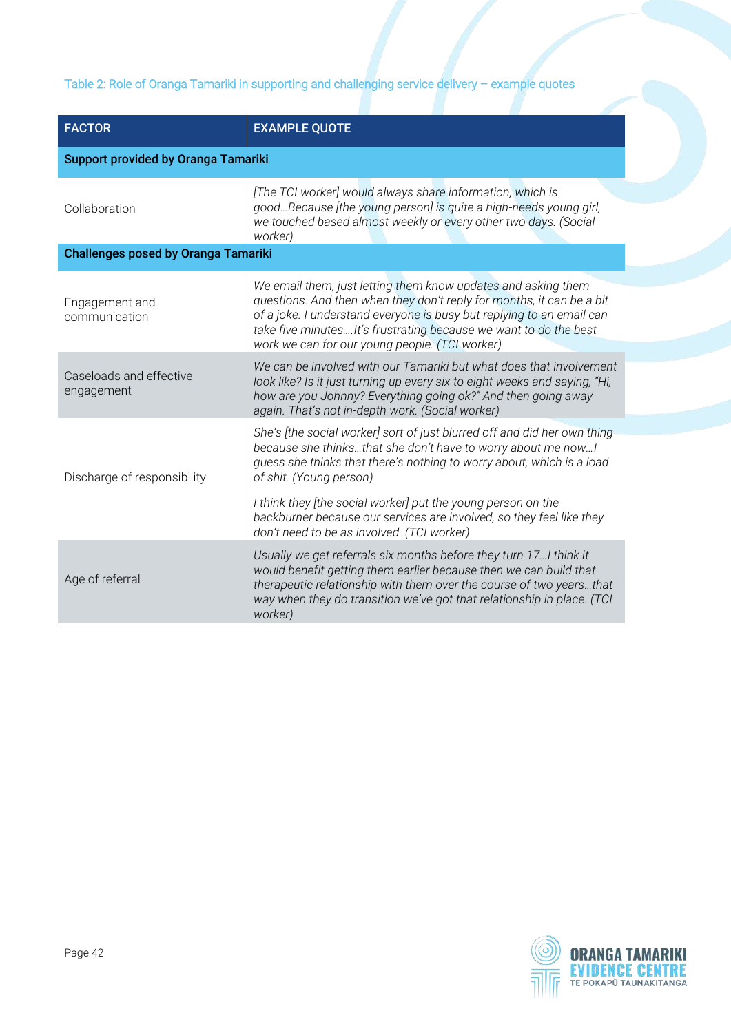Table 2: Role of Oranga Tamariki in supporting and challenging service delivery – example quotes

| FACTOR | EXAMPLE QUOTE |
| --- | --- |
| **Support provided by Oranga Tamariki** | |
| Collaboration | *[The TCI worker] would always share information, which is good…Because [the young person] is quite a high-needs young girl, we touched based almost weekly or every other two days. (Social worker)* |
| **Challenges posed by Oranga Tamariki** | |
| Engagement and communication | *We email them, just letting them know updates and asking them questions. And then when they don't reply for months, it can be a bit of a joke. I understand everyone is busy but replying to an email can take five minutes….It's frustrating because we want to do the best work we can for our young people. (TCI worker)* |
| Caseloads and effective engagement | *We can be involved with our Tamariki but what does that involvement look like? Is it just turning up every six to eight weeks and saying, "Hi, how are you Johnny? Everything going ok?" And then going away again. That's not in-depth work. (Social worker)* |
| Discharge of responsibility | *She's [the social worker] sort of just blurred off and did her own thing because she thinks…that she don't have to worry about me now…I guess she thinks that there's nothing to worry about, which is a load of shit. (Young person)*<br><br>*I think they [the social worker] put the young person on the backburner because our services are involved, so they feel like they don't need to be as involved. (TCI worker)* |
| Age of referral | *Usually we get referrals six months before they turn 17…I think it would benefit getting them earlier because then we can build that therapeutic relationship with them over the course of two years…that way when they do transition we've got that relationship in place. (TCI worker)* |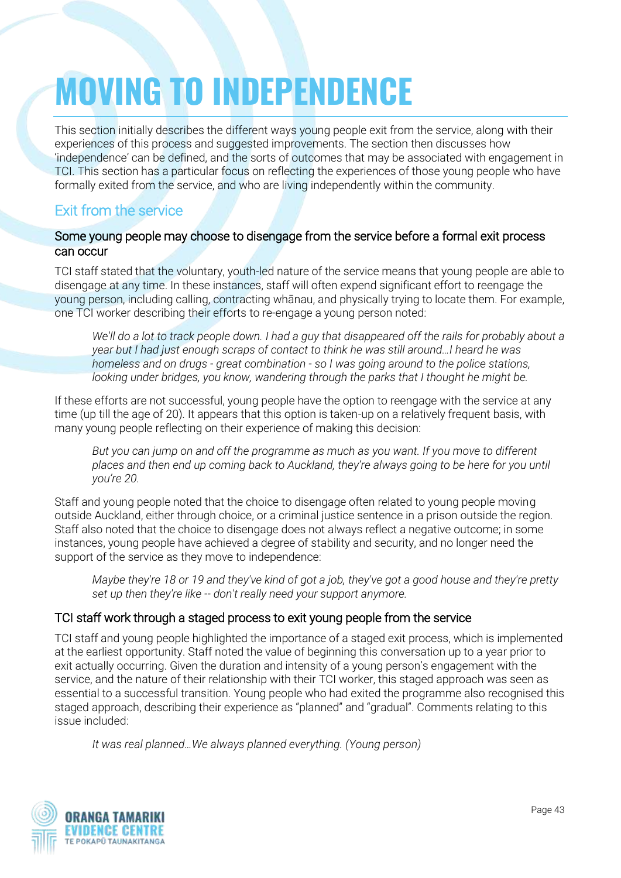# MOVING TO INDEPENDENCE

This section initially describes the different ways young people exit from the service, along with their experiences of this process and suggested improvements. The section then discusses how 'independence' can be defined, and the sorts of outcomes that may be associated with engagement in TCI. This section has a particular focus on reflecting the experiences of those young people who have formally exited from the service, and who are living independently within the community.

## Exit from the service

### Some young people may choose to disengage from the service before a formal exit process can occur

TCI staff stated that the voluntary, youth-led nature of the service means that young people are able to disengage at any time. In these instances, staff will often expend significant effort to reengage the young person, including calling, contracting whānau, and physically trying to locate them. For example, one TCI worker describing their efforts to re-engage a young person noted:

> *We'll do a lot to track people down. I had a guy that disappeared off the rails for probably about a year but I had just enough scraps of contact to think he was still around…I heard he was homeless and on drugs - great combination - so I was going around to the police stations, looking under bridges, you know, wandering through the parks that I thought he might be.*

If these efforts are not successful, young people have the option to reengage with the service at any time (up till the age of 20). It appears that this option is taken-up on a relatively frequent basis, with many young people reflecting on their experience of making this decision:

> *But you can jump on and off the programme as much as you want. If you move to different places and then end up coming back to Auckland, they're always going to be here for you until you're 20.*

Staff and young people noted that the choice to disengage often related to young people moving outside Auckland, either through choice, or a criminal justice sentence in a prison outside the region. Staff also noted that the choice to disengage does not always reflect a negative outcome; in some instances, young people have achieved a degree of stability and security, and no longer need the support of the service as they move to independence:

> *Maybe they're 18 or 19 and they've kind of got a job, they've got a good house and they're pretty set up then they're like -- don't really need your support anymore.*

### TCI staff work through a staged process to exit young people from the service

TCI staff and young people highlighted the importance of a staged exit process, which is implemented at the earliest opportunity. Staff noted the value of beginning this conversation up to a year prior to exit actually occurring. Given the duration and intensity of a young person's engagement with the service, and the nature of their relationship with their TCI worker, this staged approach was seen as essential to a successful transition. Young people who had exited the programme also recognised this staged approach, describing their experience as "planned" and "gradual". Comments relating to this issue included:

> *It was real planned…We always planned everything. (Young person)*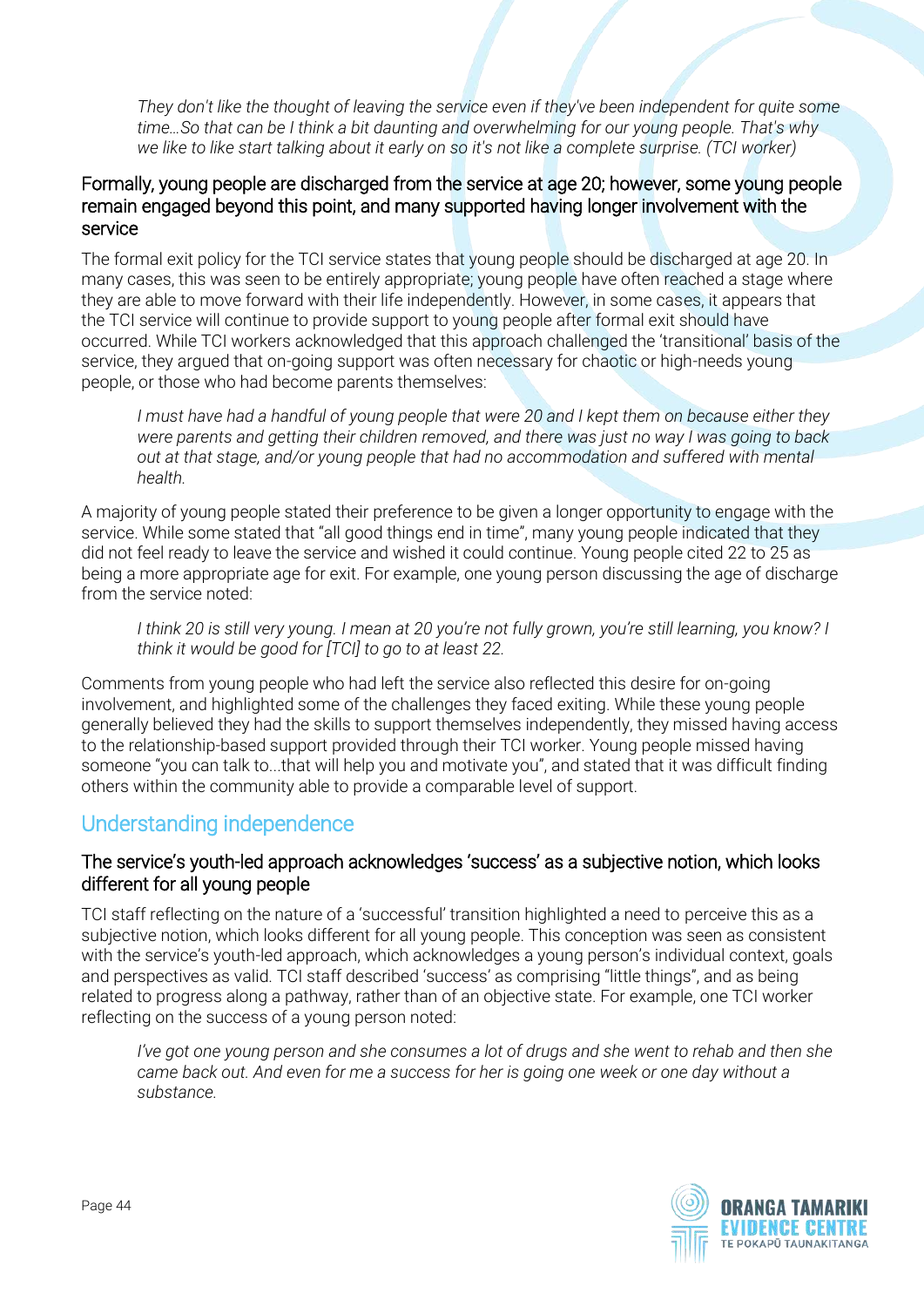> *They don't like the thought of leaving the service even if they've been independent for quite some time…So that can be I think a bit daunting and overwhelming for our young people. That's why we like to like start talking about it early on so it's not like a complete surprise. (TCI worker)*

### Formally, young people are discharged from the service at age 20; however, some young people remain engaged beyond this point, and many supported having longer involvement with the service

The formal exit policy for the TCI service states that young people should be discharged at age 20. In many cases, this was seen to be entirely appropriate; young people have often reached a stage where they are able to move forward with their life independently. However, in some cases, it appears that the TCI service will continue to provide support to young people after formal exit should have occurred. While TCI workers acknowledged that this approach challenged the 'transitional' basis of the service, they argued that on-going support was often necessary for chaotic or high-needs young people, or those who had become parents themselves:

> *I must have had a handful of young people that were 20 and I kept them on because either they were parents and getting their children removed, and there was just no way I was going to back out at that stage, and/or young people that had no accommodation and suffered with mental health.*

A majority of young people stated their preference to be given a longer opportunity to engage with the service. While some stated that "all good things end in time", many young people indicated that they did not feel ready to leave the service and wished it could continue. Young people cited 22 to 25 as being a more appropriate age for exit. For example, one young person discussing the age of discharge from the service noted:

> *I think 20 is still very young. I mean at 20 you're not fully grown, you're still learning, you know? I think it would be good for [TCI] to go to at least 22.*

Comments from young people who had left the service also reflected this desire for on-going involvement, and highlighted some of the challenges they faced exiting. While these young people generally believed they had the skills to support themselves independently, they missed having access to the relationship-based support provided through their TCI worker. Young people missed having someone "you can talk to...that will help you and motivate you", and stated that it was difficult finding others within the community able to provide a comparable level of support.

## Understanding independence

### The service's youth-led approach acknowledges 'success' as a subjective notion, which looks different for all young people

TCI staff reflecting on the nature of a 'successful' transition highlighted a need to perceive this as a subjective notion, which looks different for all young people. This conception was seen as consistent with the service's youth-led approach, which acknowledges a young person's individual context, goals and perspectives as valid. TCI staff described 'success' as comprising "little things", and as being related to progress along a pathway, rather than of an objective state. For example, one TCI worker reflecting on the success of a young person noted:

> *I've got one young person and she consumes a lot of drugs and she went to rehab and then she came back out. And even for me a success for her is going one week or one day without a substance.*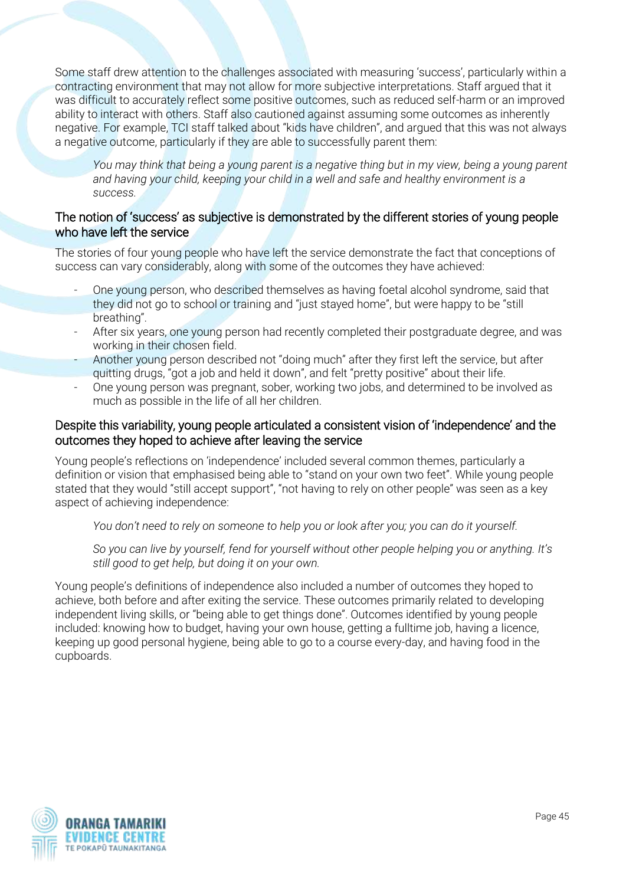Some staff drew attention to the challenges associated with measuring 'success', particularly within a contracting environment that may not allow for more subjective interpretations. Staff argued that it was difficult to accurately reflect some positive outcomes, such as reduced self-harm or an improved ability to interact with others. Staff also cautioned against assuming some outcomes as inherently negative. For example, TCI staff talked about "kids have children", and argued that this was not always a negative outcome, particularly if they are able to successfully parent them:

> *You may think that being a young parent is a negative thing but in my view, being a young parent and having your child, keeping your child in a well and safe and healthy environment is a success.*

### The notion of 'success' as subjective is demonstrated by the different stories of young people who have left the service

The stories of four young people who have left the service demonstrate the fact that conceptions of success can vary considerably, along with some of the outcomes they have achieved:

- One young person, who described themselves as having foetal alcohol syndrome, said that they did not go to school or training and "just stayed home", but were happy to be "still breathing".
- After six years, one young person had recently completed their postgraduate degree, and was working in their chosen field.
- Another young person described not "doing much" after they first left the service, but after quitting drugs, "got a job and held it down", and felt "pretty positive" about their life.
- One young person was pregnant, sober, working two jobs, and determined to be involved as much as possible in the life of all her children.

### Despite this variability, young people articulated a consistent vision of 'independence' and the outcomes they hoped to achieve after leaving the service

Young people's reflections on 'independence' included several common themes, particularly a definition or vision that emphasised being able to "stand on your own two feet". While young people stated that they would "still accept support", "not having to rely on other people" was seen as a key aspect of achieving independence:

> *You don't need to rely on someone to help you or look after you; you can do it yourself.*

> *So you can live by yourself, fend for yourself without other people helping you or anything. It's still good to get help, but doing it on your own.*

Young people's definitions of independence also included a number of outcomes they hoped to achieve, both before and after exiting the service. These outcomes primarily related to developing independent living skills, or "being able to get things done". Outcomes identified by young people included: knowing how to budget, having your own house, getting a fulltime job, having a licence, keeping up good personal hygiene, being able to go to a course every-day, and having food in the cupboards.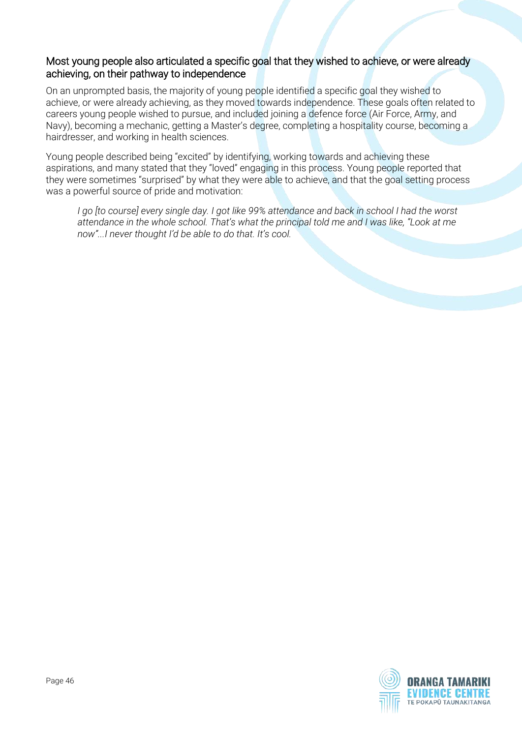### Most young people also articulated a specific goal that they wished to achieve, or were already achieving, on their pathway to independence

On an unprompted basis, the majority of young people identified a specific goal they wished to achieve, or were already achieving, as they moved towards independence. These goals often related to careers young people wished to pursue, and included joining a defence force (Air Force, Army, and Navy), becoming a mechanic, getting a Master's degree, completing a hospitality course, becoming a hairdresser, and working in health sciences.

Young people described being "excited" by identifying, working towards and achieving these aspirations, and many stated that they "loved" engaging in this process. Young people reported that they were sometimes "surprised" by what they were able to achieve, and that the goal setting process was a powerful source of pride and motivation:

> *I go [to course] every single day. I got like 99% attendance and back in school I had the worst attendance in the whole school. That's what the principal told me and I was like, "Look at me now"...I never thought I'd be able to do that. It's cool.*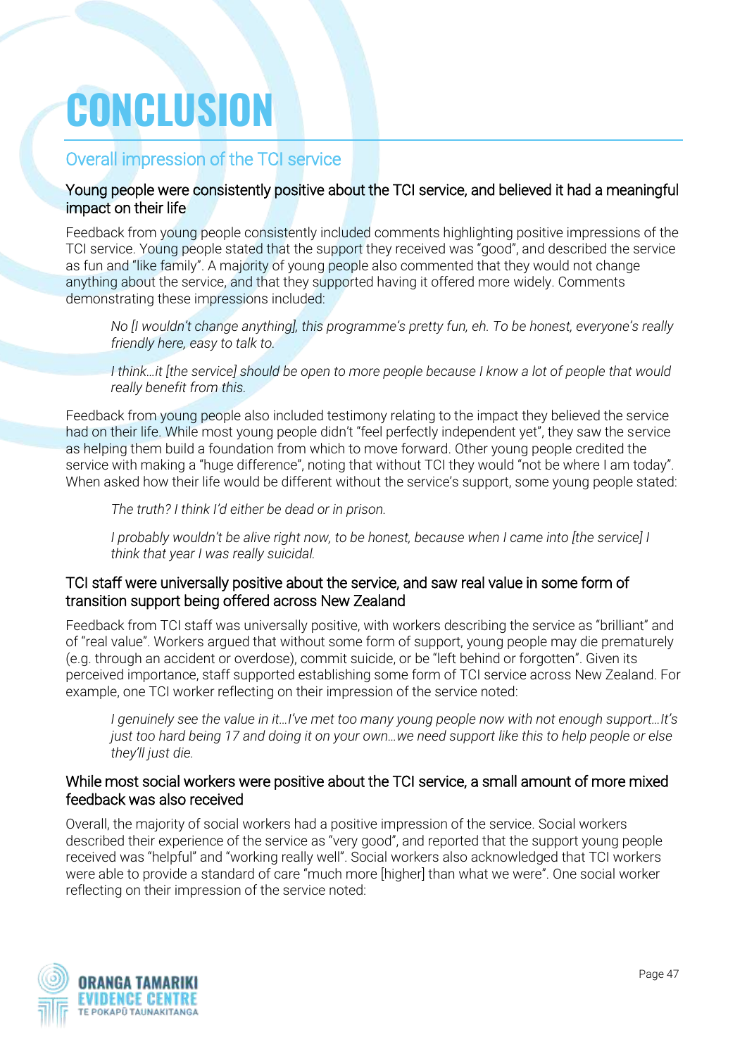# CONCLUSION

## Overall impression of the TCI service

### Young people were consistently positive about the TCI service, and believed it had a meaningful impact on their life

Feedback from young people consistently included comments highlighting positive impressions of the TCI service. Young people stated that the support they received was "good", and described the service as fun and "like family". A majority of young people also commented that they would not change anything about the service, and that they supported having it offered more widely. Comments demonstrating these impressions included:

> *No [I wouldn't change anything], this programme's pretty fun, eh. To be honest, everyone's really friendly here, easy to talk to.*

> *I think…it [the service] should be open to more people because I know a lot of people that would really benefit from this.*

Feedback from young people also included testimony relating to the impact they believed the service had on their life. While most young people didn't "feel perfectly independent yet", they saw the service as helping them build a foundation from which to move forward. Other young people credited the service with making a "huge difference", noting that without TCI they would "not be where I am today". When asked how their life would be different without the service's support, some young people stated:

> *The truth? I think I'd either be dead or in prison.*

> *I probably wouldn't be alive right now, to be honest, because when I came into [the service] I think that year I was really suicidal.*

### TCI staff were universally positive about the service, and saw real value in some form of transition support being offered across New Zealand

Feedback from TCI staff was universally positive, with workers describing the service as "brilliant" and of "real value". Workers argued that without some form of support, young people may die prematurely (e.g. through an accident or overdose), commit suicide, or be "left behind or forgotten". Given its perceived importance, staff supported establishing some form of TCI service across New Zealand. For example, one TCI worker reflecting on their impression of the service noted:

> *I genuinely see the value in it…I've met too many young people now with not enough support…It's just too hard being 17 and doing it on your own…we need support like this to help people or else they'll just die.*

### While most social workers were positive about the TCI service, a small amount of more mixed feedback was also received

Overall, the majority of social workers had a positive impression of the service. Social workers described their experience of the service as "very good", and reported that the support young people received was "helpful" and "working really well". Social workers also acknowledged that TCI workers were able to provide a standard of care "much more [higher] than what we were". One social worker reflecting on their impression of the service noted: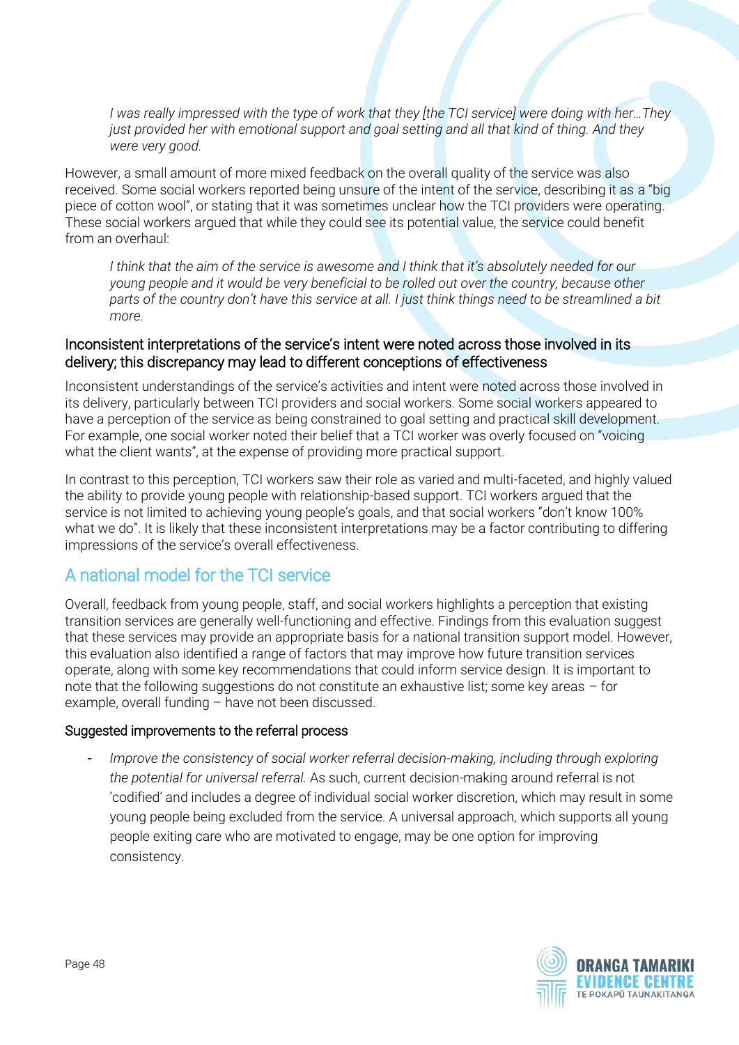> *I was really impressed with the type of work that they [the TCI service] were doing with her…They just provided her with emotional support and goal setting and all that kind of thing. And they were very good.*

However, a small amount of more mixed feedback on the overall quality of the service was also received. Some social workers reported being unsure of the intent of the service, describing it as a "big piece of cotton wool", or stating that it was sometimes unclear how the TCI providers were operating. These social workers argued that while they could see its potential value, the service could benefit from an overhaul:

> *I think that the aim of the service is awesome and I think that it's absolutely needed for our young people and it would be very beneficial to be rolled out over the country, because other parts of the country don't have this service at all. I just think things need to be streamlined a bit more.*

### Inconsistent interpretations of the service's intent were noted across those involved in its delivery; this discrepancy may lead to different conceptions of effectiveness

Inconsistent understandings of the service's activities and intent were noted across those involved in its delivery, particularly between TCI providers and social workers. Some social workers appeared to have a perception of the service as being constrained to goal setting and practical skill development. For example, one social worker noted their belief that a TCI worker was overly focused on "voicing what the client wants", at the expense of providing more practical support.

In contrast to this perception, TCI workers saw their role as varied and multi-faceted, and highly valued the ability to provide young people with relationship-based support. TCI workers argued that the service is not limited to achieving young people's goals, and that social workers "don't know 100% what we do". It is likely that these inconsistent interpretations may be a factor contributing to differing impressions of the service's overall effectiveness.

## A national model for the TCI service

Overall, feedback from young people, staff, and social workers highlights a perception that existing transition services are generally well-functioning and effective. Findings from this evaluation suggest that these services may provide an appropriate basis for a national transition support model. However, this evaluation also identified a range of factors that may improve how future transition services operate, along with some key recommendations that could inform service design. It is important to note that the following suggestions do not constitute an exhaustive list; some key areas – for example, overall funding – have not been discussed.

### Suggested improvements to the referral process

- *Improve the consistency of social worker referral decision-making, including through exploring the potential for universal referral.* As such, current decision-making around referral is not 'codified' and includes a degree of individual social worker discretion, which may result in some young people being excluded from the service. A universal approach, which supports all young people exiting care who are motivated to engage, may be one option for improving consistency.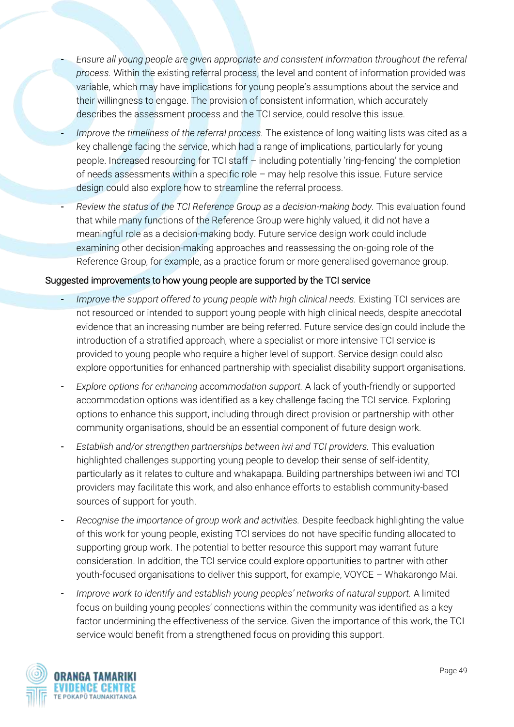- *Ensure all young people are given appropriate and consistent information throughout the referral process.* Within the existing referral process, the level and content of information provided was variable, which may have implications for young people's assumptions about the service and their willingness to engage. The provision of consistent information, which accurately describes the assessment process and the TCI service, could resolve this issue.
- *Improve the timeliness of the referral process.* The existence of long waiting lists was cited as a key challenge facing the service, which had a range of implications, particularly for young people. Increased resourcing for TCI staff – including potentially 'ring-fencing' the completion of needs assessments within a specific role – may help resolve this issue. Future service design could also explore how to streamline the referral process.
- *Review the status of the TCI Reference Group as a decision-making body.* This evaluation found that while many functions of the Reference Group were highly valued, it did not have a meaningful role as a decision-making body. Future service design work could include examining other decision-making approaches and reassessing the on-going role of the Reference Group, for example, as a practice forum or more generalised governance group.

Suggested improvements to how young people are supported by the TCI service

- *Improve the support offered to young people with high clinical needs.* Existing TCI services are not resourced or intended to support young people with high clinical needs, despite anecdotal evidence that an increasing number are being referred. Future service design could include the introduction of a stratified approach, where a specialist or more intensive TCI service is provided to young people who require a higher level of support. Service design could also explore opportunities for enhanced partnership with specialist disability support organisations.
- *Explore options for enhancing accommodation support.* A lack of youth-friendly or supported accommodation options was identified as a key challenge facing the TCI service. Exploring options to enhance this support, including through direct provision or partnership with other community organisations, should be an essential component of future design work.
- *Establish and/or strengthen partnerships between iwi and TCI providers.* This evaluation highlighted challenges supporting young people to develop their sense of self-identity, particularly as it relates to culture and whakapapa. Building partnerships between iwi and TCI providers may facilitate this work, and also enhance efforts to establish community-based sources of support for youth.
- *Recognise the importance of group work and activities.* Despite feedback highlighting the value of this work for young people, existing TCI services do not have specific funding allocated to supporting group work. The potential to better resource this support may warrant future consideration. In addition, the TCI service could explore opportunities to partner with other youth-focused organisations to deliver this support, for example, VOYCE – Whakarongo Mai.
- *Improve work to identify and establish young peoples' networks of natural support.* A limited focus on building young peoples' connections within the community was identified as a key factor undermining the effectiveness of the service. Given the importance of this work, the TCI service would benefit from a strengthened focus on providing this support.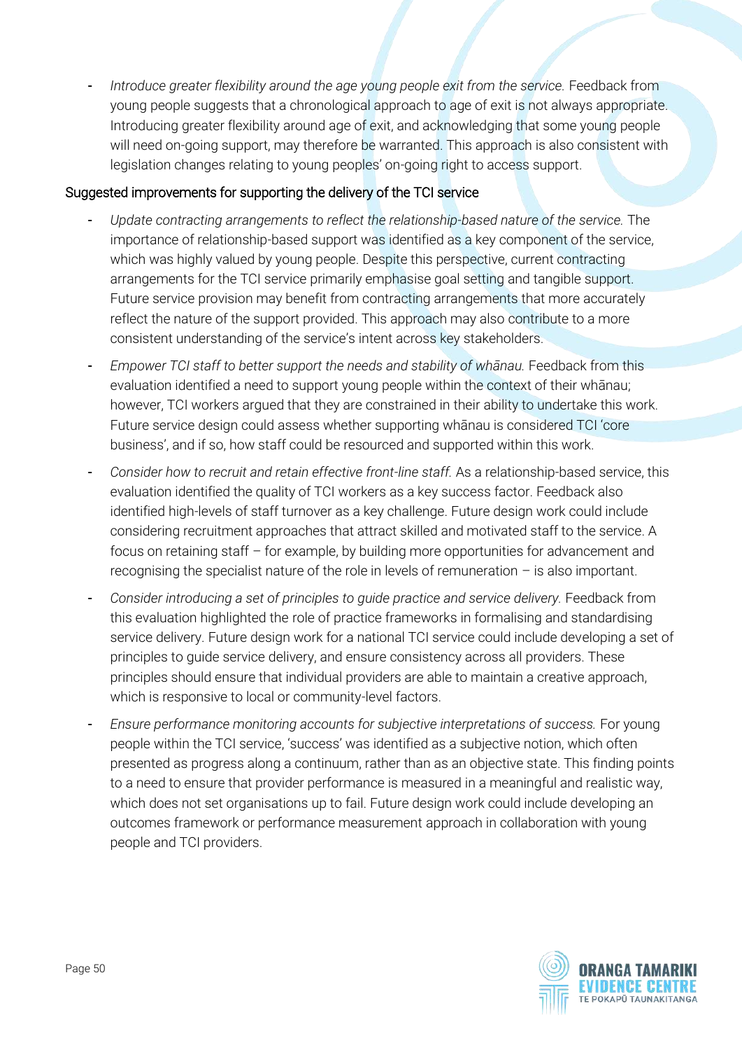- *Introduce greater flexibility around the age young people exit from the service.* Feedback from young people suggests that a chronological approach to age of exit is not always appropriate. Introducing greater flexibility around age of exit, and acknowledging that some young people will need on-going support, may therefore be warranted. This approach is also consistent with legislation changes relating to young peoples' on-going right to access support.

### Suggested improvements for supporting the delivery of the TCI service

- *Update contracting arrangements to reflect the relationship-based nature of the service.* The importance of relationship-based support was identified as a key component of the service, which was highly valued by young people. Despite this perspective, current contracting arrangements for the TCI service primarily emphasise goal setting and tangible support. Future service provision may benefit from contracting arrangements that more accurately reflect the nature of the support provided. This approach may also contribute to a more consistent understanding of the service's intent across key stakeholders.
- *Empower TCI staff to better support the needs and stability of whānau.* Feedback from this evaluation identified a need to support young people within the context of their whānau; however, TCI workers argued that they are constrained in their ability to undertake this work. Future service design could assess whether supporting whānau is considered TCI 'core business', and if so, how staff could be resourced and supported within this work.
- *Consider how to recruit and retain effective front-line staff.* As a relationship-based service, this evaluation identified the quality of TCI workers as a key success factor. Feedback also identified high-levels of staff turnover as a key challenge. Future design work could include considering recruitment approaches that attract skilled and motivated staff to the service. A focus on retaining staff – for example, by building more opportunities for advancement and recognising the specialist nature of the role in levels of remuneration – is also important.
- *Consider introducing a set of principles to guide practice and service delivery.* Feedback from this evaluation highlighted the role of practice frameworks in formalising and standardising service delivery. Future design work for a national TCI service could include developing a set of principles to guide service delivery, and ensure consistency across all providers. These principles should ensure that individual providers are able to maintain a creative approach, which is responsive to local or community-level factors.
- *Ensure performance monitoring accounts for subjective interpretations of success.* For young people within the TCI service, 'success' was identified as a subjective notion, which often presented as progress along a continuum, rather than as an objective state. This finding points to a need to ensure that provider performance is measured in a meaningful and realistic way, which does not set organisations up to fail. Future design work could include developing an outcomes framework or performance measurement approach in collaboration with young people and TCI providers.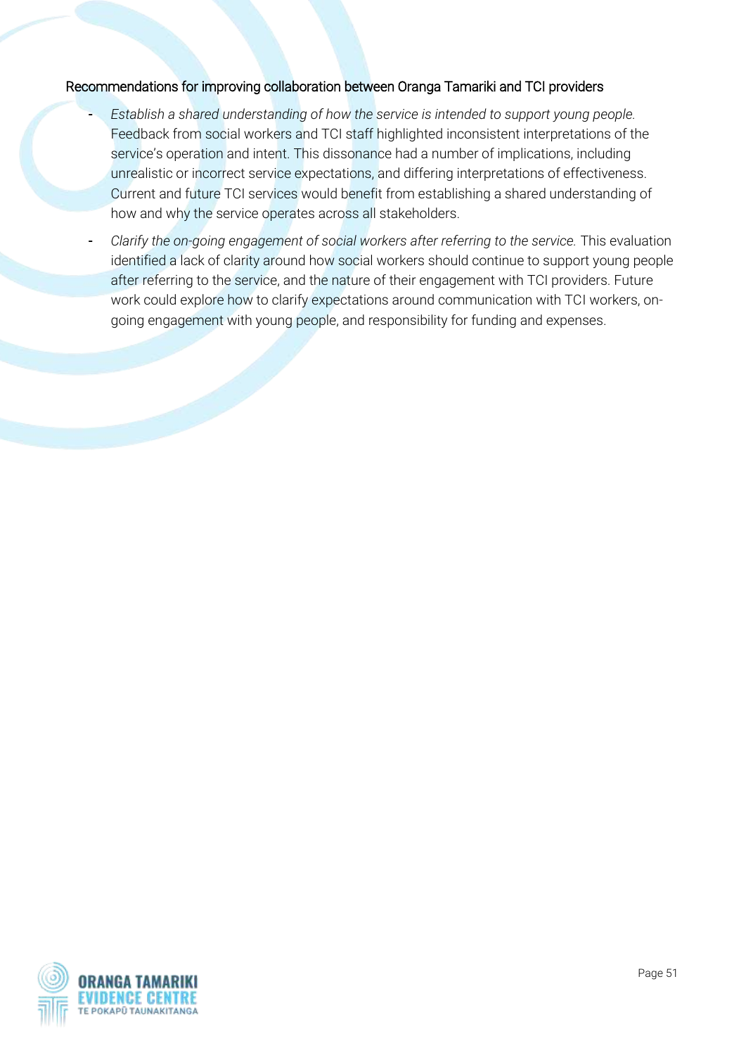### Recommendations for improving collaboration between Oranga Tamariki and TCI providers

- *Establish a shared understanding of how the service is intended to support young people.* Feedback from social workers and TCI staff highlighted inconsistent interpretations of the service's operation and intent. This dissonance had a number of implications, including unrealistic or incorrect service expectations, and differing interpretations of effectiveness. Current and future TCI services would benefit from establishing a shared understanding of how and why the service operates across all stakeholders.
- *Clarify the on-going engagement of social workers after referring to the service.* This evaluation identified a lack of clarity around how social workers should continue to support young people after referring to the service, and the nature of their engagement with TCI providers. Future work could explore how to clarify expectations around communication with TCI workers, on-going engagement with young people, and responsibility for funding and expenses.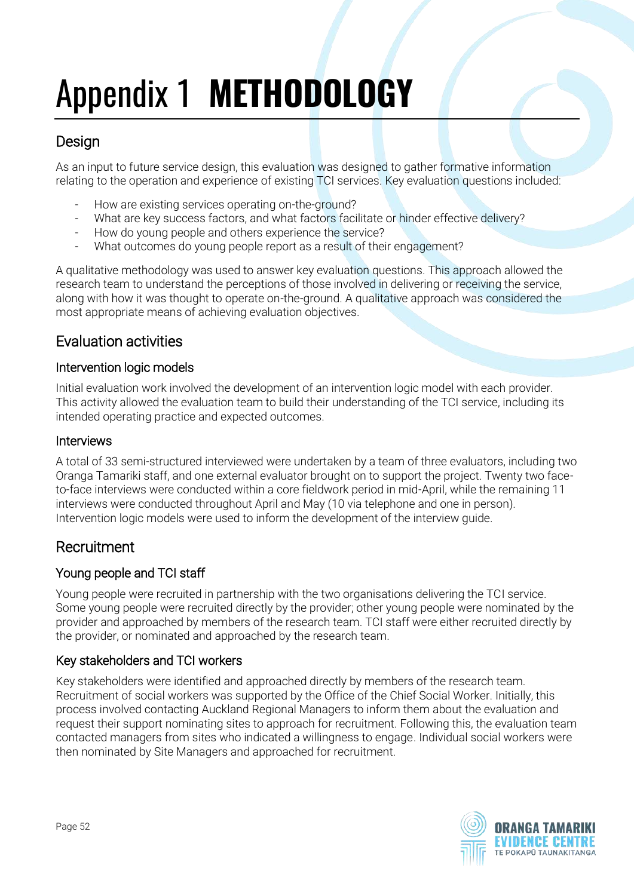# Appendix 1 METHODOLOGY

## Design

As an input to future service design, this evaluation was designed to gather formative information relating to the operation and experience of existing TCI services. Key evaluation questions included:

- How are existing services operating on-the-ground?
- What are key success factors, and what factors facilitate or hinder effective delivery?
- How do young people and others experience the service?
- What outcomes do young people report as a result of their engagement?

A qualitative methodology was used to answer key evaluation questions. This approach allowed the research team to understand the perceptions of those involved in delivering or receiving the service, along with how it was thought to operate on-the-ground. A qualitative approach was considered the most appropriate means of achieving evaluation objectives.

## Evaluation activities

### Intervention logic models

Initial evaluation work involved the development of an intervention logic model with each provider. This activity allowed the evaluation team to build their understanding of the TCI service, including its intended operating practice and expected outcomes.

### Interviews

A total of 33 semi-structured interviewed were undertaken by a team of three evaluators, including two Oranga Tamariki staff, and one external evaluator brought on to support the project. Twenty two face-to-face interviews were conducted within a core fieldwork period in mid-April, while the remaining 11 interviews were conducted throughout April and May (10 via telephone and one in person). Intervention logic models were used to inform the development of the interview guide.

## Recruitment

### Young people and TCI staff

Young people were recruited in partnership with the two organisations delivering the TCI service. Some young people were recruited directly by the provider; other young people were nominated by the provider and approached by members of the research team. TCI staff were either recruited directly by the provider, or nominated and approached by the research team.

### Key stakeholders and TCI workers

Key stakeholders were identified and approached directly by members of the research team. Recruitment of social workers was supported by the Office of the Chief Social Worker. Initially, this process involved contacting Auckland Regional Managers to inform them about the evaluation and request their support nominating sites to approach for recruitment. Following this, the evaluation team contacted managers from sites who indicated a willingness to engage. Individual social workers were then nominated by Site Managers and approached for recruitment.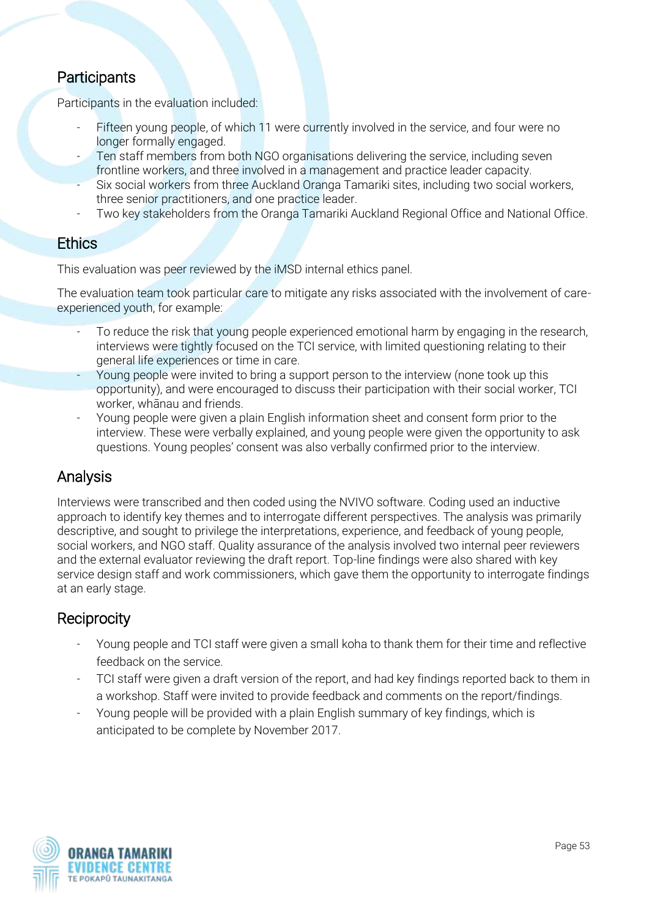## Participants

Participants in the evaluation included:

- Fifteen young people, of which 11 were currently involved in the service, and four were no longer formally engaged.
- Ten staff members from both NGO organisations delivering the service, including seven frontline workers, and three involved in a management and practice leader capacity.
- Six social workers from three Auckland Oranga Tamariki sites, including two social workers, three senior practitioners, and one practice leader.
- Two key stakeholders from the Oranga Tamariki Auckland Regional Office and National Office.

## Ethics

This evaluation was peer reviewed by the iMSD internal ethics panel.

The evaluation team took particular care to mitigate any risks associated with the involvement of care-experienced youth, for example:

- To reduce the risk that young people experienced emotional harm by engaging in the research, interviews were tightly focused on the TCI service, with limited questioning relating to their general life experiences or time in care.
- Young people were invited to bring a support person to the interview (none took up this opportunity), and were encouraged to discuss their participation with their social worker, TCI worker, whānau and friends.
- Young people were given a plain English information sheet and consent form prior to the interview. These were verbally explained, and young people were given the opportunity to ask questions. Young peoples' consent was also verbally confirmed prior to the interview.

## Analysis

Interviews were transcribed and then coded using the NVIVO software. Coding used an inductive approach to identify key themes and to interrogate different perspectives. The analysis was primarily descriptive, and sought to privilege the interpretations, experience, and feedback of young people, social workers, and NGO staff. Quality assurance of the analysis involved two internal peer reviewers and the external evaluator reviewing the draft report. Top-line findings were also shared with key service design staff and work commissioners, which gave them the opportunity to interrogate findings at an early stage.

## Reciprocity

- Young people and TCI staff were given a small koha to thank them for their time and reflective feedback on the service.
- TCI staff were given a draft version of the report, and had key findings reported back to them in a workshop. Staff were invited to provide feedback and comments on the report/findings.
- Young people will be provided with a plain English summary of key findings, which is anticipated to be complete by November 2017.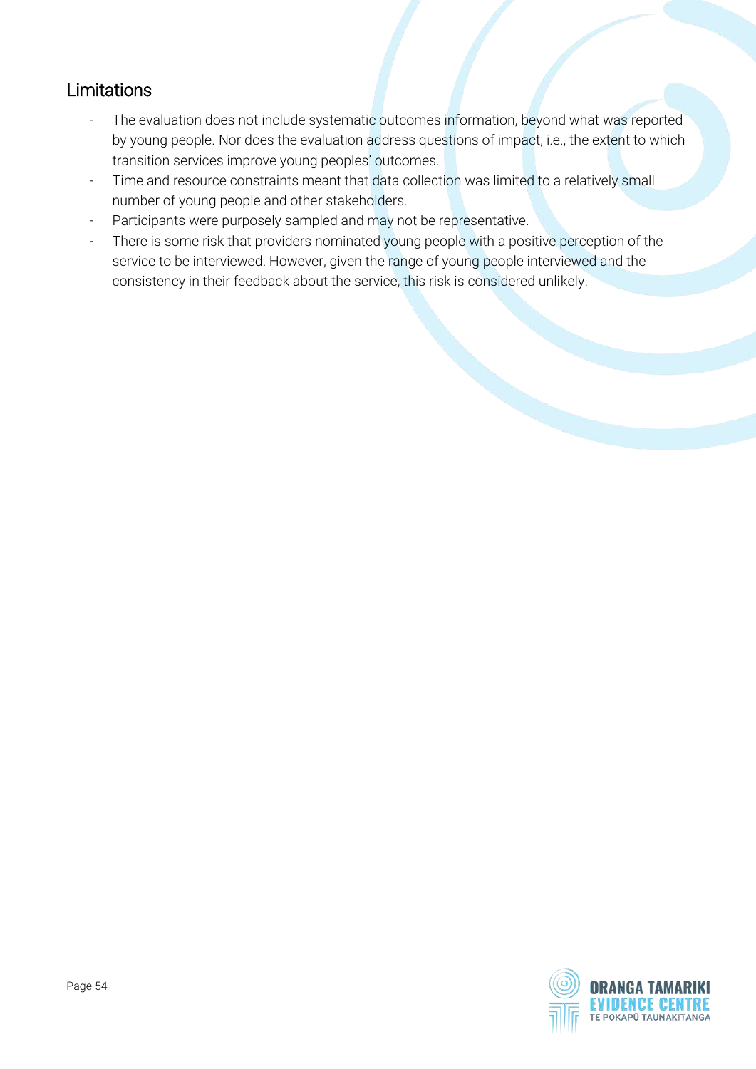## Limitations

- The evaluation does not include systematic outcomes information, beyond what was reported by young people. Nor does the evaluation address questions of impact; i.e., the extent to which transition services improve young peoples' outcomes.
- Time and resource constraints meant that data collection was limited to a relatively small number of young people and other stakeholders.
- Participants were purposely sampled and may not be representative.
- There is some risk that providers nominated young people with a positive perception of the service to be interviewed. However, given the range of young people interviewed and the consistency in their feedback about the service, this risk is considered unlikely.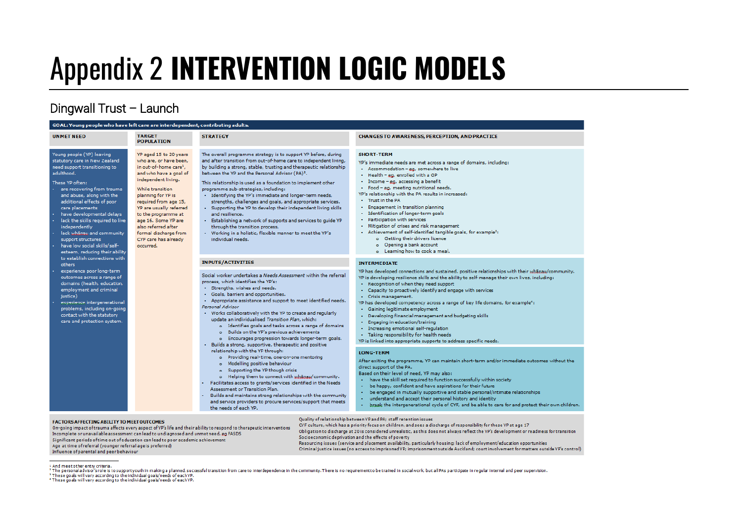# Appendix 2 **INTERVENTION LOGIC MODELS**

## Dingwall Trust – Launch

**GOAL: Young people who have left care are interdependent, contributing adults.**

### UNMET NEED

Young people (YP) leaving statutory care in New Zealand need support transitioning to adulthood.

These YP often:

- are recovering from trauma and abuse, along with the additional effects of poor care placements
- have developmental delays
- lack the skills required to live independently
- lack whānau and community support structures
- have low social skills/self-esteem, reducing their ability to establish connections with others
- experience poor long-term outcomes across a range of domains (health, education, employment and criminal justice)
- experience intergenerational problems, including on-going contact with the statutory care and protection system.

### TARGET POPULATION

YP aged 15 to 20 years who are, or have been, in out-of-home care[1], and who have a goal of independent living.

While transition planning for YP is required from age 15, YP are usually referred to the programme at age 16. Some YP are also referred after formal discharge from CYF care has already occurred.

### STRATEGY

The overall programme strategy is to support YP before, during and after transition from out-of-home care to independent living, by building a strong, stable, trusting and therapeutic relationship between the YP and the Personal Advisor (PA)[2].

This relationship is used as a foundation to implement other programme sub-strategies, including:

- Identifying the YP's immediate and longer-term needs, strengths, challenges and goals, and appropriate services.
- Supporting the YP to develop their independent living skills and resilience.
- Establishing a network of supports and services to guide YP through the transition process.
- Working in a holistic, flexible manner to meet the YP's individual needs.

### INPUTS/ACTIVITIES

Social worker undertakes a *Needs Assessment* within the referral process, which identifies the YP's:

- Strengths, wishes and needs.
- Goals, barriers and opportunities.
- Appropriate assistance and support to meet identified needs.

*Personal Advisor*

- Works collaboratively with the YP to create and regularly update an individualised *Transition Plan*, which:
  - Identifies goals and tasks across a range of domains
  - Builds on the YP's previous achievements
  - Encourages progression towards longer-term goals.
- Builds a strong, supportive, therapeutic and positive relationship with the YP through:
  - Providing real-time, one-on-one mentoring
  - Modelling positive behaviour
  - Supporting the YP though crisis
  - Helping them to connect with whānau/community.
- Facilitates access to grants/services identified in the Needs Assessment or Transition Plan.
- Builds and maintains strong relationships with the community and service providers to procure services/support that meets the needs of each YP.

### CHANGES TO AWARENESS, PERCEPTION, AND PRACTICE

**SHORT-TERM**

YP's immediate needs are met across a range of domains, including:

- Accommodation – eg, somewhere to live
- Health – eg, enrolled with a GP
- Income – eg, accessing a benefit
- Food – eg, meeting nutritional needs.

YP's relationship with the PA results in increased:

- Trust in the PA
- Engagement in transition planning
- Identification of longer-term goals
- Participation with services
- Mitigation of crises and risk management
- Achievement of self-identified tangible goals, for example[3]:
  - Getting their drivers licence
  - Opening a bank account
  - Learning how to cook a meal.

**INTERMEDIATE**

YP has developed connections and sustained, positive relationships with their whānau/community.

YP is developing resilience skills and the ability to self-manage their own lives, including:

- Recognition of when they need support
- Capacity to proactively identify and engage with services
- Crisis management.

YP has developed competency across a range of key life domains, for example[4]:

- Gaining legitimate employment
- Developing financial management and budgeting skills
- Engaging in education/training
- Increasing emotional self-regulation
- Taking responsibility for health needs

YP is linked into appropriate supports to address specific needs.

**LONG-TERM**

After exiting the programme, YP can maintain short-term and/or immediate outcomes without the direct support of the PA.

Based on their level of need, YP may also:

- have the skill set required to function successfully within society
- be happy, confident and have aspirations for their future
- be engaged in mutually supportive and stable personal/intimate relationships
- understand and accept their personal history and identity
- break the intergenerational cycle of CYF, and be able to care for and protect their own children.

### FACTORS AFFECTING ABILITY TO MEET OUTCOMES

On-going impact of trauma affects every aspect of YP's life and their ability to respond to therapeutic interventions
Incomplete or unavailable assessment can lead to undiagnosed and unmet need, eg FASDS
Significant periods of time out of education can lead to poor academic achievement
Age at time of referral (younger referral age is preferred)
Influence of parental and peer behaviour
Quality of relationship between YP and PA; staff retention issues
CYF culture, which has a priority focus on children, and sees a discharge of responsibility for these YP at age 17
Obligation to discharge at 20 is considered unrealistic, as this does not always reflect the YP's development or readiness for transition
Socioeconomic deprivation and the effects of poverty
Resourcing issues (service and placement availability, particularly housing; lack of employment/education opportunities
Criminal justice issues (no access to imprisoned YP; imprisonment outside Auckland; court involvement for matters outside YP's control)

---

[1] And meet other entry criteria.
[2] The personal advisor's role is to support youth in making a planned, successful transition from care to interdependence in the community. There is no requirement to be trained in social work, but all PAs participate in regular internal and peer supervision.
[3] These goals will vary according to the individual goals/needs of each YP.
[4] These goals will vary according to the individual goals/needs of each YP.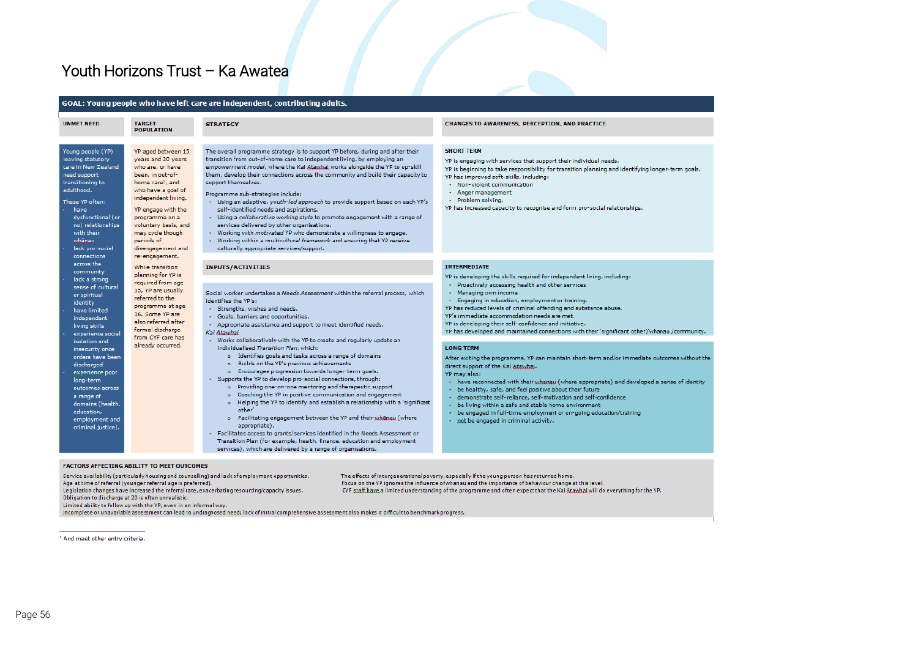# Youth Horizons Trust – Ka Awatea

**GOAL: Young people who have left care are independent, contributing adults.**

| UNMET NEED | TARGET POPULATION | STRATEGY | CHANGES TO AWARENESS, PERCEPTION, AND PRACTICE |
|---|---|---|---|
| Young people (YP) leaving statutory care in New Zealand need support transitioning to adulthood.<br><br>These YP often:<br>• have dysfunctional (or no) relationships with their whānau<br>• lack pro-social connections across the community<br>• lack a strong sense of cultural or spiritual identity<br>• have limited independent living skills<br>• experience social isolation and insecurity once orders have been discharged<br>• experience poor long-term outcomes across a range of domains (health, education, employment and criminal justice). | YP aged between 15 years and 20 years who are, or have been, in out-of-home care[1], and who have a goal of independent living.<br><br>YP engage with the programme on a voluntary basis, and may cycle though periods of disengagement and re-engagement.<br><br>While transition planning for YP is required from age 15, YP are usually referred to the programme at age 16. Some YP are also referred after formal discharge from CYF care has already occurred. | The overall programme strategy is to support YP before, during and after their transition from out-of-home care to independent living, by employing an *empowerment model*, where the Kai Atawhai works alongside the YP to up-skill them, develop their connections across the community and build their capacity to support themselves.<br><br>Programme sub-strategies include:<br>• Using an adaptive, *youth-led approach* to provide support based on each YP's self-identified needs and aspirations.<br>• Using a *collaborative working style* to promote engagement with a range of services delivered by other organisations.<br>• Working with *motivated* YP who demonstrate a willingness to engage.<br>• Working within a *multicultural framework* and ensuring that YP receive culturally appropriate services/support. | **SHORT TERM**<br>YP is engaging with services that support their individual needs.<br>YP is beginning to take responsibility for transition planning and identifying longer-term goals.<br>YP has improved soft-skills, including:<br>• Non-violent communication<br>• Anger management<br>• Problem solving.<br>YP has increased capacity to recognise and form pro-social relationships. |
| | | **INPUTS/ACTIVITIES**<br><br>Social worker undertakes a *Needs Assessment* within the referral process, which identifies the YP's:<br>• Strengths, wishes and needs.<br>• Goals, barriers and opportunities.<br>• Appropriate assistance and support to meet identified needs.<br><br>*Kai Atawhai*<br>• Works collaboratively with the YP to create and regularly update an individualised *Transition Plan*, which:<br>  o Identifies goals and tasks across a range of domains<br>  o Builds on the YP's previous achievements<br>  o Encourages progression towards longer-term goals.<br>• Supports the YP to develop pro-social connections, through:<br>  o Providing one-on-one mentoring and therapeutic support<br>  o Coaching the YP in positive communication and engagement<br>  o Helping the YP to identify and establish a relationship with a 'significant other'<br>  o Facilitating engagement between the YP and their whānau (where appropriate).<br>• Facilitates access to grants/services identified in the Needs Assessment or Transition Plan (for example, health, finance, education and employment services), which are delivered by a range of organisations. | **INTERMEDIATE**<br>YP is developing the skills required for independent living, including:<br>• Proactively accessing health and other services<br>• Managing own income<br>• Engaging in education, employment or training.<br>YP has reduced levels of criminal offending and substance abuse.<br>YP's immediate accommodation needs are met.<br>YP is developing their self-confidence and initiative.<br>YP has developed and maintained connections with their 'significant other'/whanau /community.<br><br>**LONG-TERM**<br>After exiting the programme, YP can maintain short-term and/or immediate outcomes without the direct support of the Kai Atawhai.<br>YP may also:<br>• have reconnected with their whanau (where appropriate) and developed a sense of identity<br>• be healthy, safe, and feel positive about their future<br>• demonstrate self-reliance, self-motivation and self-confidence<br>• be living within a safe and stable home environment<br>• be engaged in full-time employment or on-going education/training<br>• not be engaged in criminal activity. |

**FACTORS AFFECTING ABILITY TO MEET OUTCOMES**

Service availability (particularly housing and counselling) and lack of employment opportunities.
Age at time of referral (younger referral age is preferred).
Legislation changes have increased the referral rate, exacerbating resourcing/capacity issues.
Obligation to discharge at 20 is often unrealistic.
Limited ability to follow up with the YP, even in an informal way.
Incomplete or unavailable assessment can lead to undiagnosed need; lack of initial comprehensive assessment also makes it difficult to benchmark progress.

The effects of intergenerational poverty, especially if the young person has returned home.
Focus on the YP ignores the influence of whanau and the importance of behaviour change at this level.
CYF staff have a limited understanding of the programme and often expect that the Kai Atawhai will do everything for the YP.

---

[1] And meet other entry criteria.